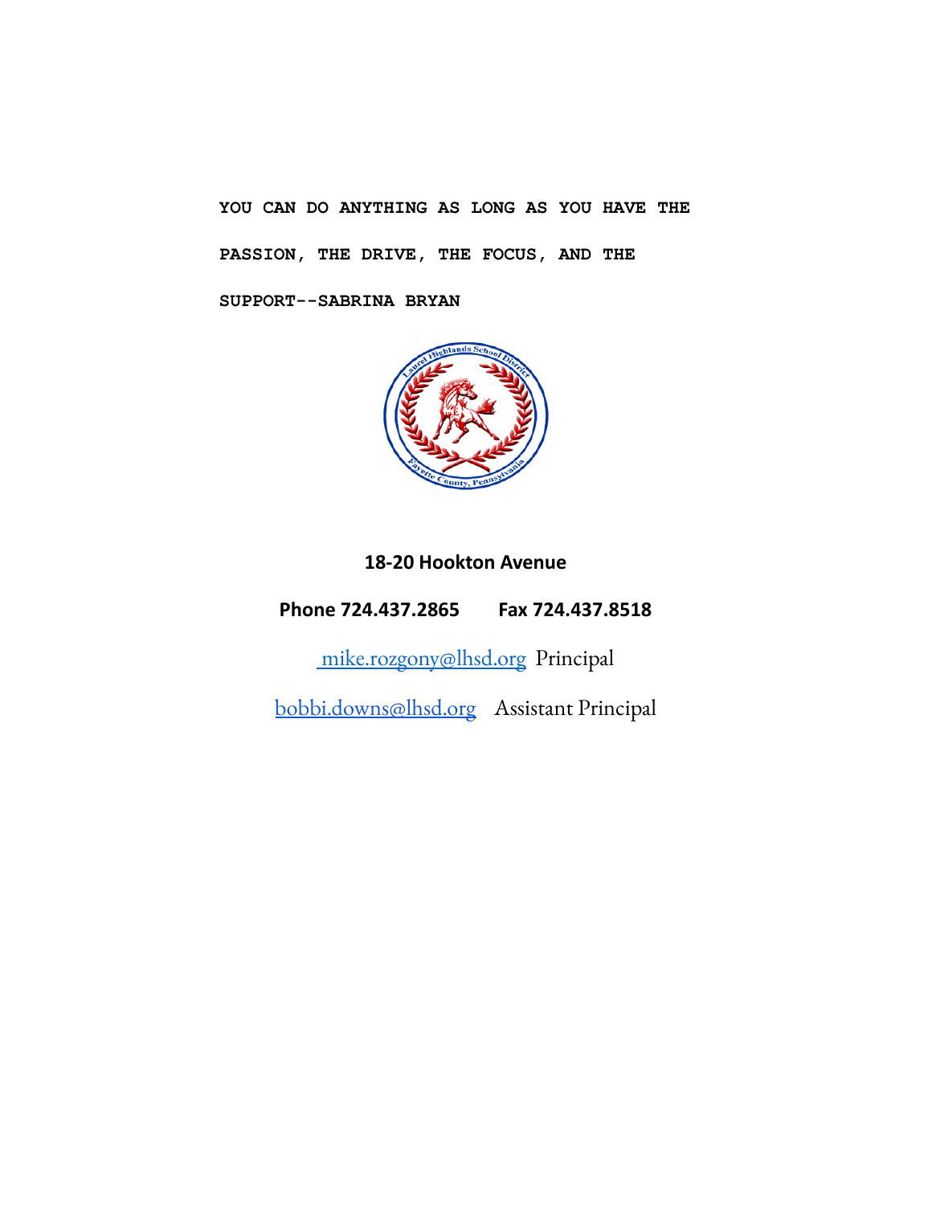**YOU CAN DO ANYTHING AS LONG AS YOU HAVE THE PASSION, THE DRIVE, THE FOCUS, AND THE SUPPORT--SABRINA BRYAN**

**18-20 Hookton Avenue**

**Phone 724.437.2865 Fax 724.437.8518**

mike.rozgony@lhsd.org Principal

bobbi.downs@lhsd.org Assistant Principal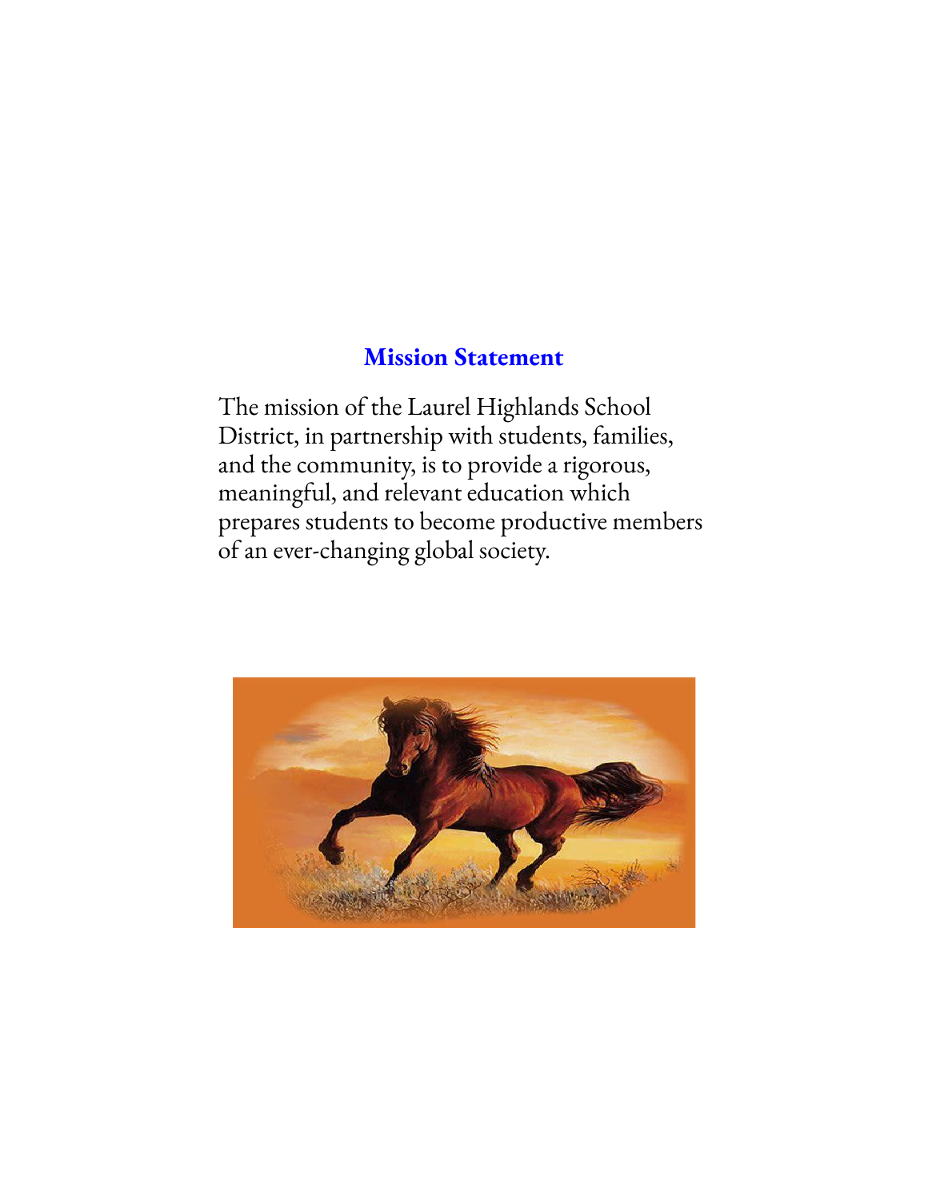## Mission Statement

The mission of the Laurel Highlands School District, in partnership with students, families, and the community, is to provide a rigorous, meaningful, and relevant education which prepares students to become productive members of an ever-changing global society.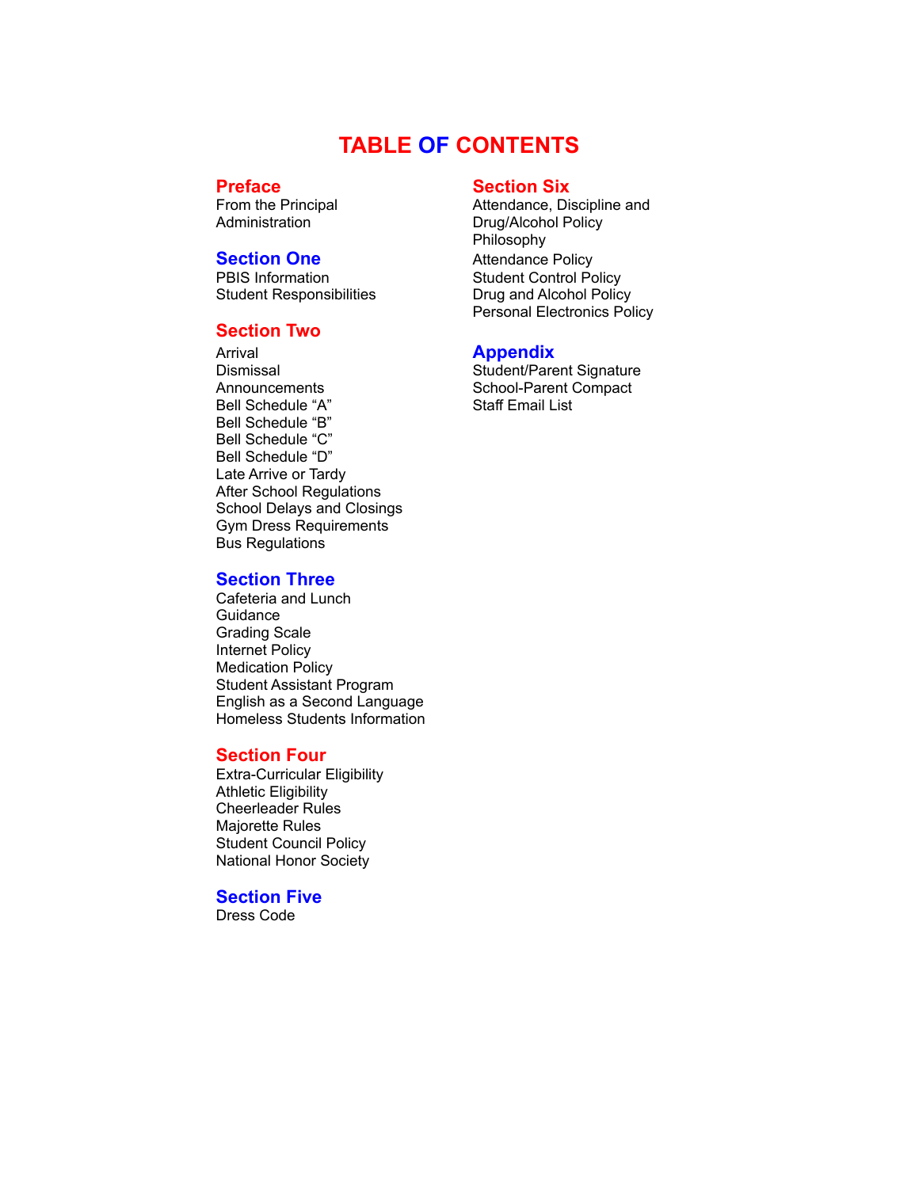# TABLE OF CONTENTS

## Preface

From the Principal
Administration

## Section One

PBIS Information
Student Responsibilities

## Section Two

Arrival
Dismissal
Announcements
Bell Schedule "A"
Bell Schedule "B"
Bell Schedule "C"
Bell Schedule "D"
Late Arrive or Tardy
After School Regulations
School Delays and Closings
Gym Dress Requirements
Bus Regulations

## Section Three

Cafeteria and Lunch
Guidance
Grading Scale
Internet Policy
Medication Policy
Student Assistant Program
English as a Second Language
Homeless Students Information

## Section Four

Extra-Curricular Eligibility
Athletic Eligibility
Cheerleader Rules
Majorette Rules
Student Council Policy
National Honor Society

## Section Five

Dress Code

## Section Six

Attendance, Discipline and Drug/Alcohol Policy Philosophy
Attendance Policy
Student Control Policy
Drug and Alcohol Policy
Personal Electronics Policy

## Appendix

Student/Parent Signature
School-Parent Compact
Staff Email List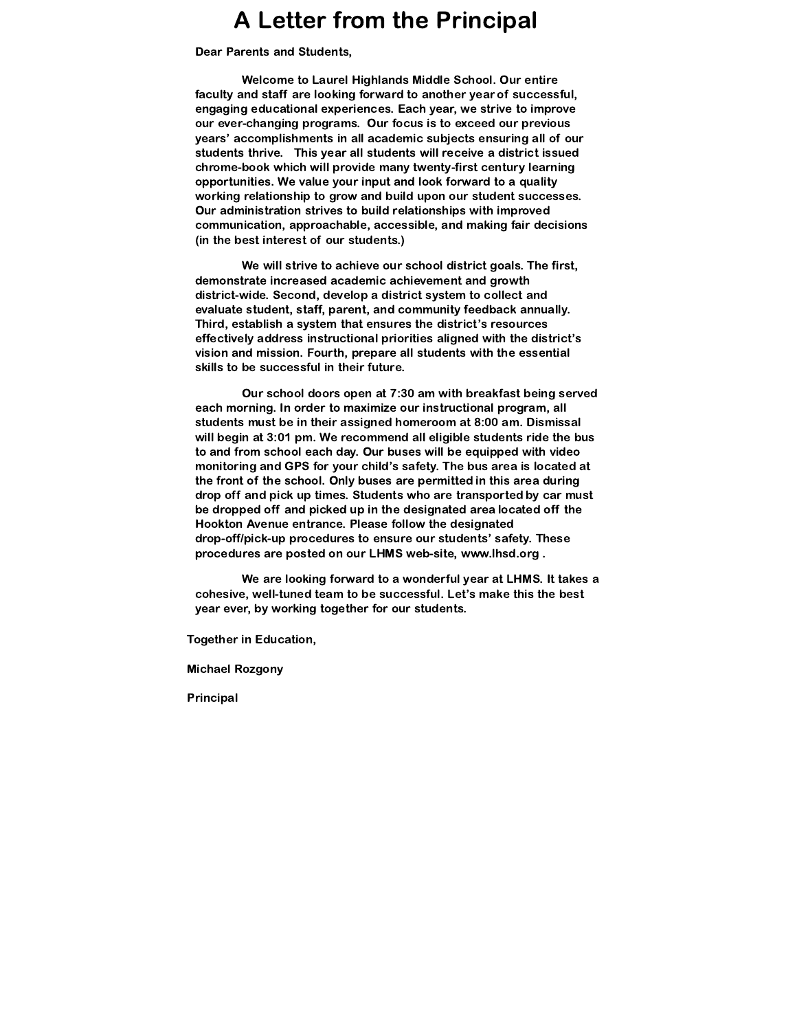# A Letter from the Principal

Dear Parents and Students,

Welcome to Laurel Highlands Middle School. Our entire faculty and staff are looking forward to another year of successful, engaging educational experiences. Each year, we strive to improve our ever-changing programs. Our focus is to exceed our previous years' accomplishments in all academic subjects ensuring all of our students thrive. This year all students will receive a district issued chrome-book which will provide many twenty-first century learning opportunities. We value your input and look forward to a quality working relationship to grow and build upon our student successes. Our administration strives to build relationships with improved communication, approachable, accessible, and making fair decisions (in the best interest of our students.)

We will strive to achieve our school district goals. The first, demonstrate increased academic achievement and growth district-wide. Second, develop a district system to collect and evaluate student, staff, parent, and community feedback annually. Third, establish a system that ensures the district's resources effectively address instructional priorities aligned with the district's vision and mission. Fourth, prepare all students with the essential skills to be successful in their future.

Our school doors open at 7:30 am with breakfast being served each morning. In order to maximize our instructional program, all students must be in their assigned homeroom at 8:00 am. Dismissal will begin at 3:01 pm. We recommend all eligible students ride the bus to and from school each day. Our buses will be equipped with video monitoring and GPS for your child's safety. The bus area is located at the front of the school. Only buses are permitted in this area during drop off and pick up times. Students who are transported by car must be dropped off and picked up in the designated area located off the Hookton Avenue entrance. Please follow the designated drop-off/pick-up procedures to ensure our students' safety. These procedures are posted on our LHMS web-site, www.lhsd.org .

We are looking forward to a wonderful year at LHMS. It takes a cohesive, well-tuned team to be successful. Let's make this the best year ever, by working together for our students.

Together in Education,

Michael Rozgony

Principal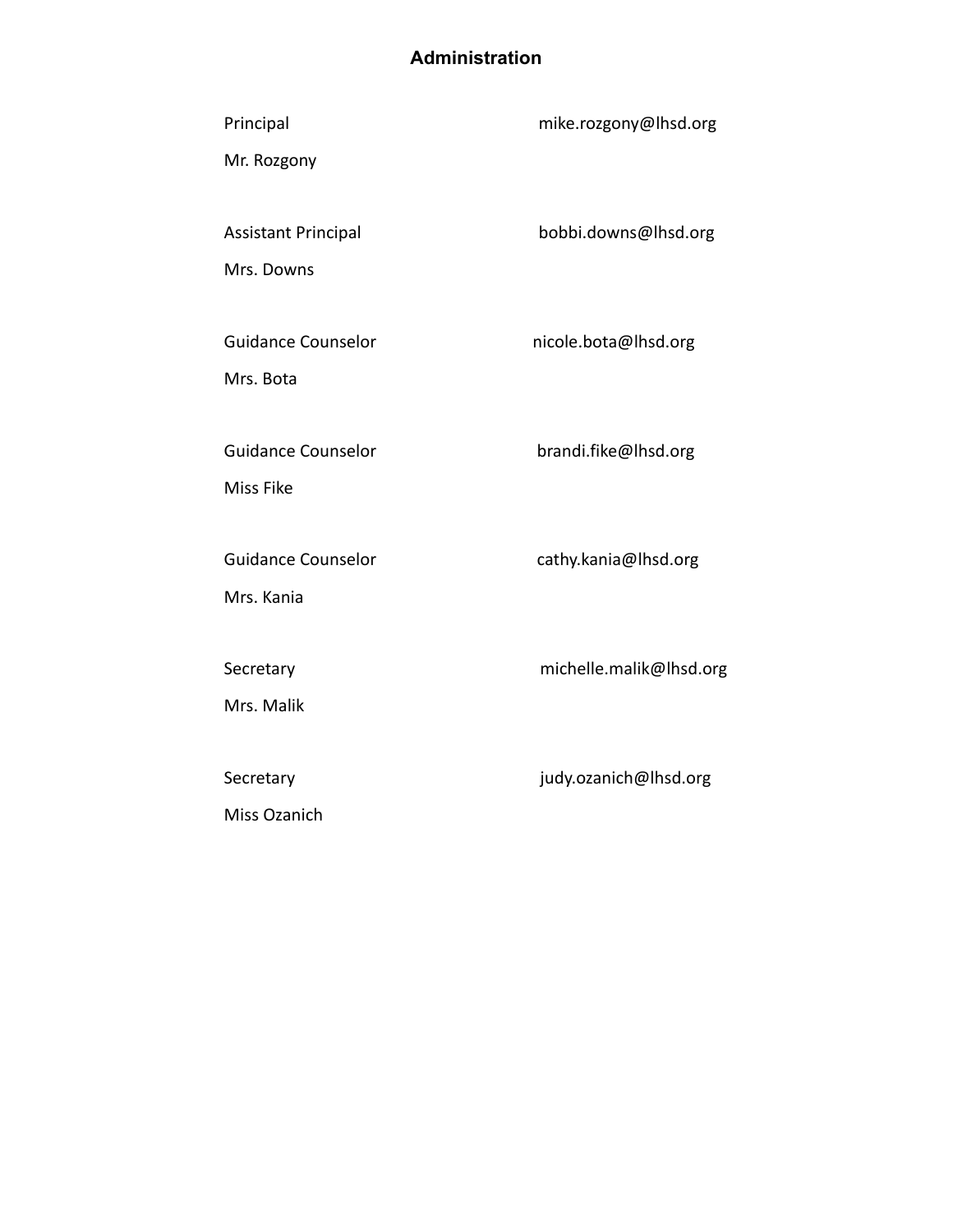## Administration

Principal mike.rozgony@lhsd.org

Mr. Rozgony

Assistant Principal bobbi.downs@lhsd.org

Mrs. Downs

Guidance Counselor nicole.bota@lhsd.org

Mrs. Bota

Guidance Counselor brandi.fike@lhsd.org

Miss Fike

Guidance Counselor cathy.kania@lhsd.org

Mrs. Kania

Secretary michelle.malik@lhsd.org

Mrs. Malik

Secretary judy.ozanich@lhsd.org

Miss Ozanich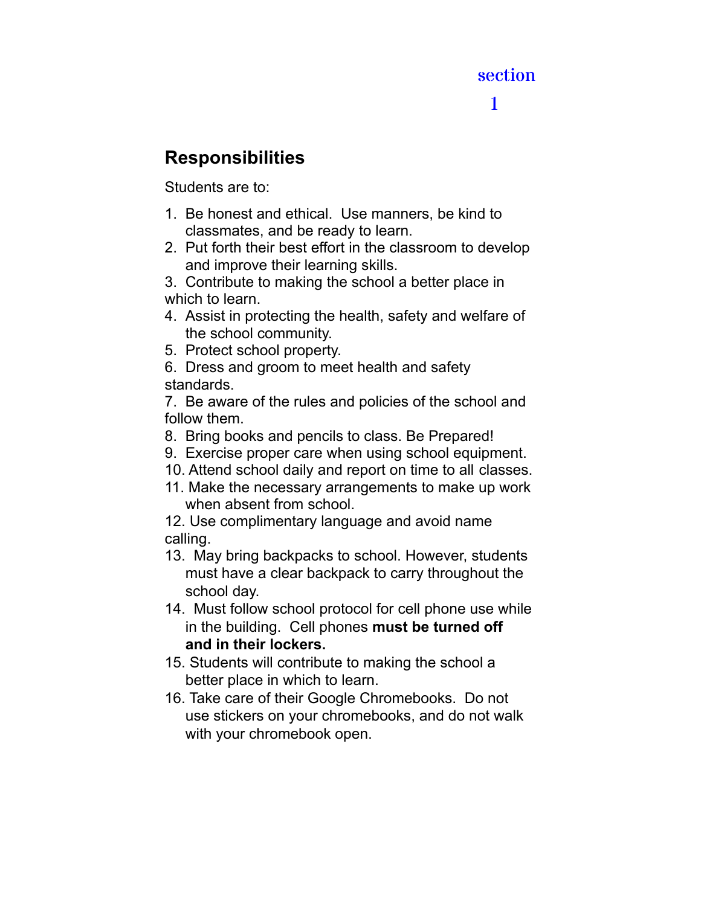section
1

## Responsibilities

Students are to:

1. Be honest and ethical. Use manners, be kind to classmates, and be ready to learn.
2. Put forth their best effort in the classroom to develop and improve their learning skills.
3. Contribute to making the school a better place in which to learn.
4. Assist in protecting the health, safety and welfare of the school community.
5. Protect school property.
6. Dress and groom to meet health and safety standards.
7. Be aware of the rules and policies of the school and follow them.
8. Bring books and pencils to class. Be Prepared!
9. Exercise proper care when using school equipment.
10. Attend school daily and report on time to all classes.
11. Make the necessary arrangements to make up work when absent from school.
12. Use complimentary language and avoid name calling.
13. May bring backpacks to school. However, students must have a clear backpack to carry throughout the school day.
14. Must follow school protocol for cell phone use while in the building. Cell phones **must be turned off and in their lockers.**
15. Students will contribute to making the school a better place in which to learn.
16. Take care of their Google Chromebooks. Do not use stickers on your chromebooks, and do not walk with your chromebook open.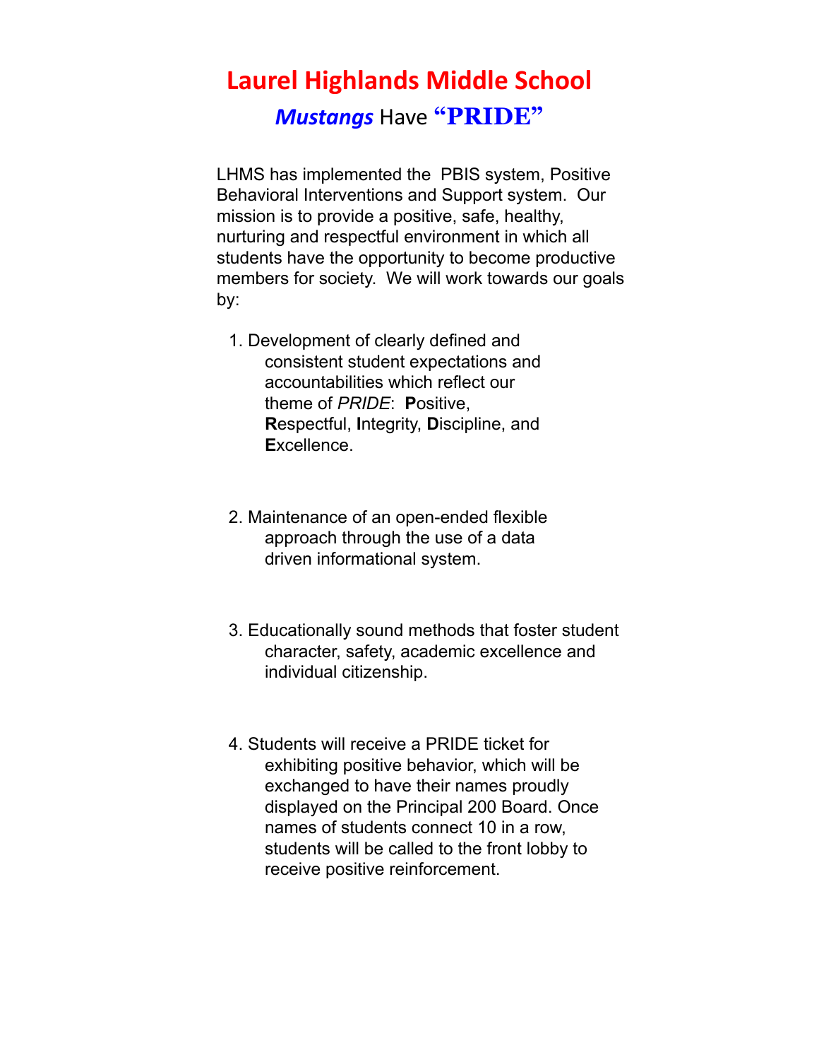# Laurel Highlands Middle School

## *Mustangs* Have **"PRIDE"**

LHMS has implemented the PBIS system, Positive Behavioral Interventions and Support system. Our mission is to provide a positive, safe, healthy, nurturing and respectful environment in which all students have the opportunity to become productive members for society. We will work towards our goals by:

1. Development of clearly defined and consistent student expectations and accountabilities which reflect our theme of *PRIDE*: **P**ositive, **R**espectful, **I**ntegrity, **D**iscipline, and **E**xcellence.

2. Maintenance of an open-ended flexible approach through the use of a data driven informational system.

3. Educationally sound methods that foster student character, safety, academic excellence and individual citizenship.

4. Students will receive a PRIDE ticket for exhibiting positive behavior, which will be exchanged to have their names proudly displayed on the Principal 200 Board. Once names of students connect 10 in a row, students will be called to the front lobby to receive positive reinforcement.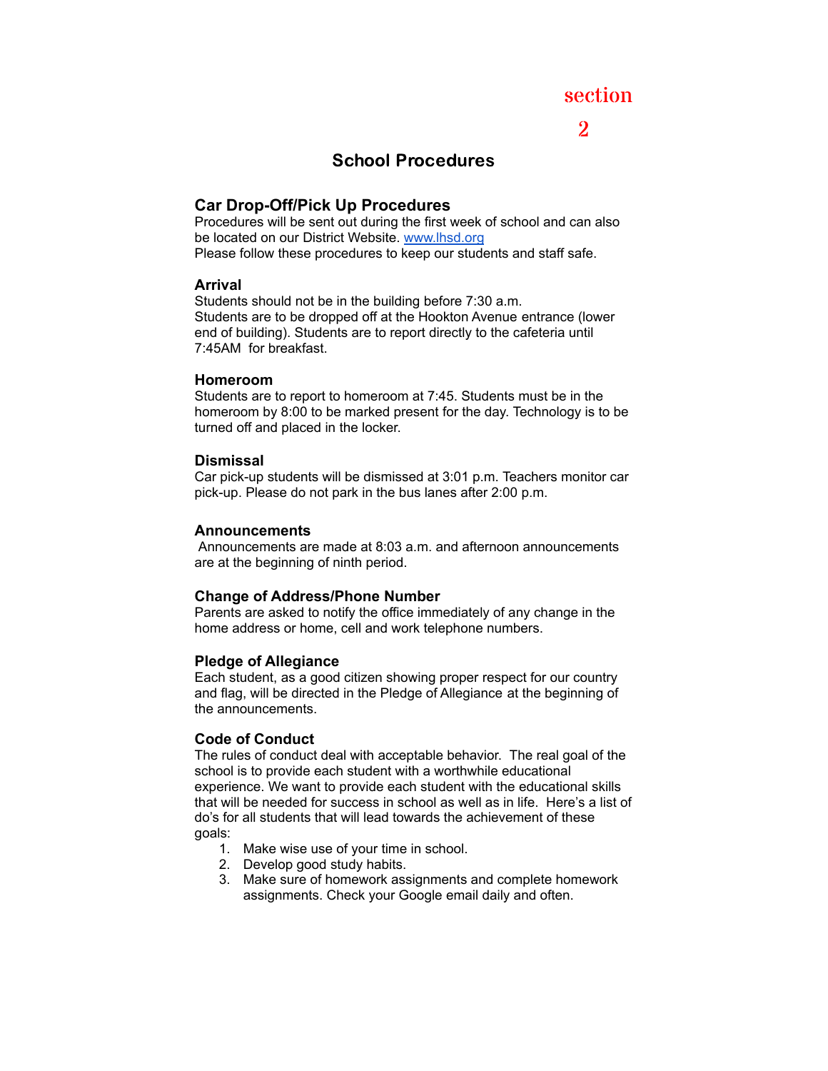section

2

# School Procedures

## Car Drop-Off/Pick Up Procedures

Procedures will be sent out during the first week of school and can also be located on our District Website. [www.lhsd.org](http://www.lhsd.org)
Please follow these procedures to keep our students and staff safe.

### Arrival

Students should not be in the building before 7:30 a.m.
Students are to be dropped off at the Hookton Avenue entrance (lower end of building). Students are to report directly to the cafeteria until 7:45AM for breakfast.

### Homeroom

Students are to report to homeroom at 7:45. Students must be in the homeroom by 8:00 to be marked present for the day. Technology is to be turned off and placed in the locker.

### Dismissal

Car pick-up students will be dismissed at 3:01 p.m. Teachers monitor car pick-up. Please do not park in the bus lanes after 2:00 p.m.

### Announcements

Announcements are made at 8:03 a.m. and afternoon announcements are at the beginning of ninth period.

### Change of Address/Phone Number

Parents are asked to notify the office immediately of any change in the home address or home, cell and work telephone numbers.

### Pledge of Allegiance

Each student, as a good citizen showing proper respect for our country and flag, will be directed in the Pledge of Allegiance at the beginning of the announcements.

### Code of Conduct

The rules of conduct deal with acceptable behavior. The real goal of the school is to provide each student with a worthwhile educational experience. We want to provide each student with the educational skills that will be needed for success in school as well as in life. Here's a list of do's for all students that will lead towards the achievement of these goals:

1. Make wise use of your time in school.
2. Develop good study habits.
3. Make sure of homework assignments and complete homework assignments. Check your Google email daily and often.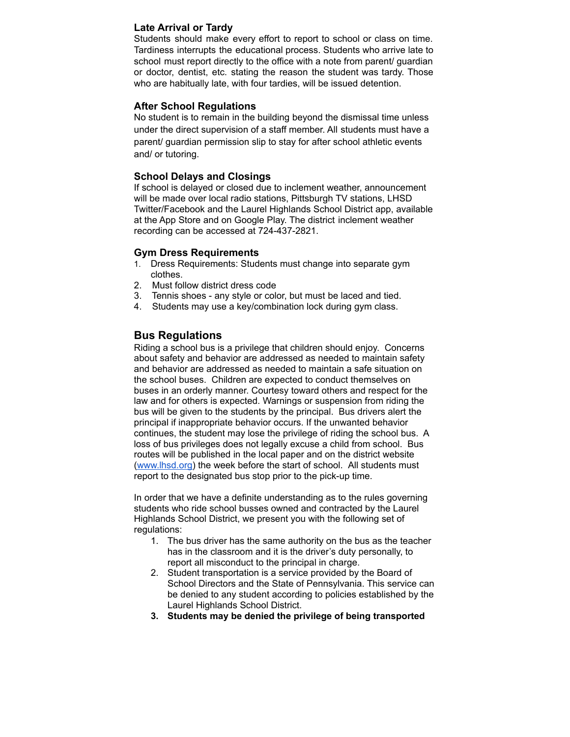### Late Arrival or Tardy

Students should make every effort to report to school or class on time. Tardiness interrupts the educational process. Students who arrive late to school must report directly to the office with a note from parent/ guardian or doctor, dentist, etc. stating the reason the student was tardy. Those who are habitually late, with four tardies, will be issued detention.

### After School Regulations

No student is to remain in the building beyond the dismissal time unless under the direct supervision of a staff member. All students must have a parent/ guardian permission slip to stay for after school athletic events and/ or tutoring.

### School Delays and Closings

If school is delayed or closed due to inclement weather, announcement will be made over local radio stations, Pittsburgh TV stations, LHSD Twitter/Facebook and the Laurel Highlands School District app, available at the App Store and on Google Play. The district inclement weather recording can be accessed at 724-437-2821.

### Gym Dress Requirements

1. Dress Requirements: Students must change into separate gym clothes.
2. Must follow district dress code
3. Tennis shoes - any style or color, but must be laced and tied.
4. Students may use a key/combination lock during gym class.

## Bus Regulations

Riding a school bus is a privilege that children should enjoy. Concerns about safety and behavior are addressed as needed to maintain safety and behavior are addressed as needed to maintain a safe situation on the school buses. Children are expected to conduct themselves on buses in an orderly manner. Courtesy toward others and respect for the law and for others is expected. Warnings or suspension from riding the bus will be given to the students by the principal. Bus drivers alert the principal if inappropriate behavior occurs. If the unwanted behavior continues, the student may lose the privilege of riding the school bus. A loss of bus privileges does not legally excuse a child from school. Bus routes will be published in the local paper and on the district website ([www.lhsd.org](http://www.lhsd.org)) the week before the start of school. All students must report to the designated bus stop prior to the pick-up time.

In order that we have a definite understanding as to the rules governing students who ride school busses owned and contracted by the Laurel Highlands School District, we present you with the following set of regulations:

1. The bus driver has the same authority on the bus as the teacher has in the classroom and it is the driver's duty personally, to report all misconduct to the principal in charge.
2. Student transportation is a service provided by the Board of School Directors and the State of Pennsylvania. This service can be denied to any student according to policies established by the Laurel Highlands School District.
3. **Students may be denied the privilege of being transported**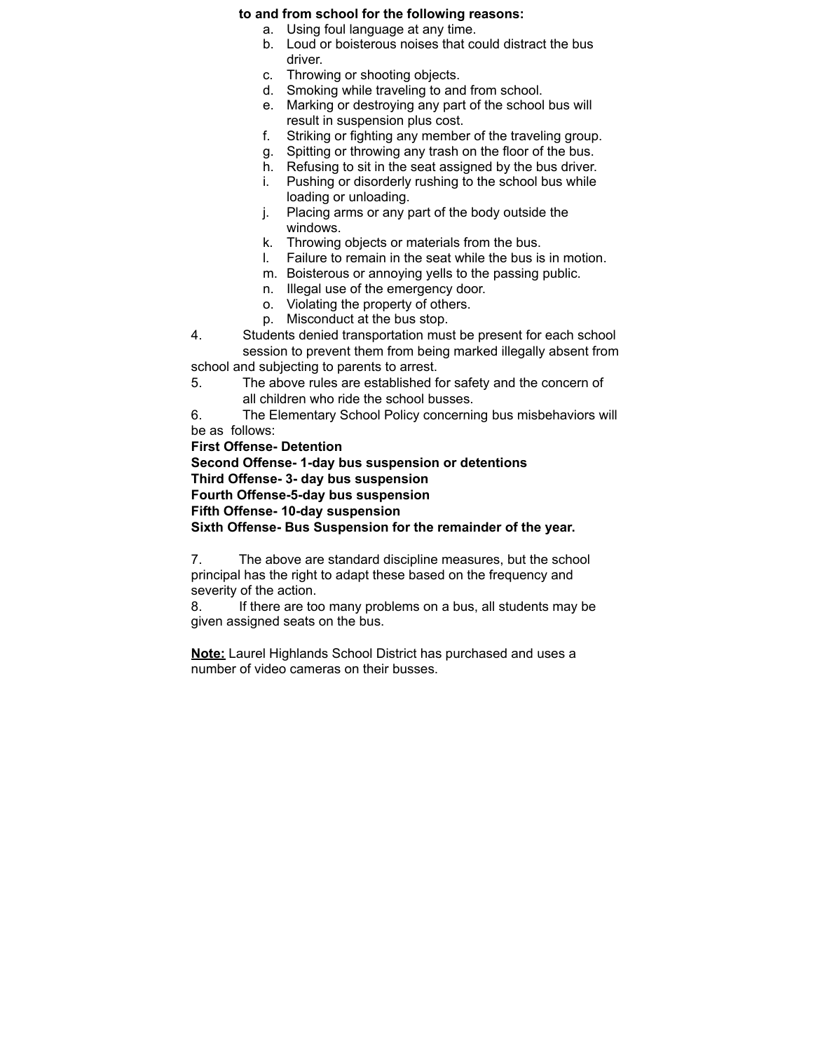**to and from school for the following reasons:**

a. Using foul language at any time.
b. Loud or boisterous noises that could distract the bus driver.
c. Throwing or shooting objects.
d. Smoking while traveling to and from school.
e. Marking or destroying any part of the school bus will result in suspension plus cost.
f. Striking or fighting any member of the traveling group.
g. Spitting or throwing any trash on the floor of the bus.
h. Refusing to sit in the seat assigned by the bus driver.
i. Pushing or disorderly rushing to the school bus while loading or unloading.
j. Placing arms or any part of the body outside the windows.
k. Throwing objects or materials from the bus.
l. Failure to remain in the seat while the bus is in motion.
m. Boisterous or annoying yells to the passing public.
n. Illegal use of the emergency door.
o. Violating the property of others.
p. Misconduct at the bus stop.

4. Students denied transportation must be present for each school session to prevent them from being marked illegally absent from school and subjecting to parents to arrest.
5. The above rules are established for safety and the concern of all children who ride the school busses.
6. The Elementary School Policy concerning bus misbehaviors will be as follows:

**First Offense- Detention**
**Second Offense- 1-day bus suspension or detentions**
**Third Offense- 3- day bus suspension**
**Fourth Offense-5-day bus suspension**
**Fifth Offense- 10-day suspension**
**Sixth Offense- Bus Suspension for the remainder of the year.**

7. The above are standard discipline measures, but the school principal has the right to adapt these based on the frequency and severity of the action.
8. If there are too many problems on a bus, all students may be given assigned seats on the bus.

**Note:** Laurel Highlands School District has purchased and uses a number of video cameras on their busses.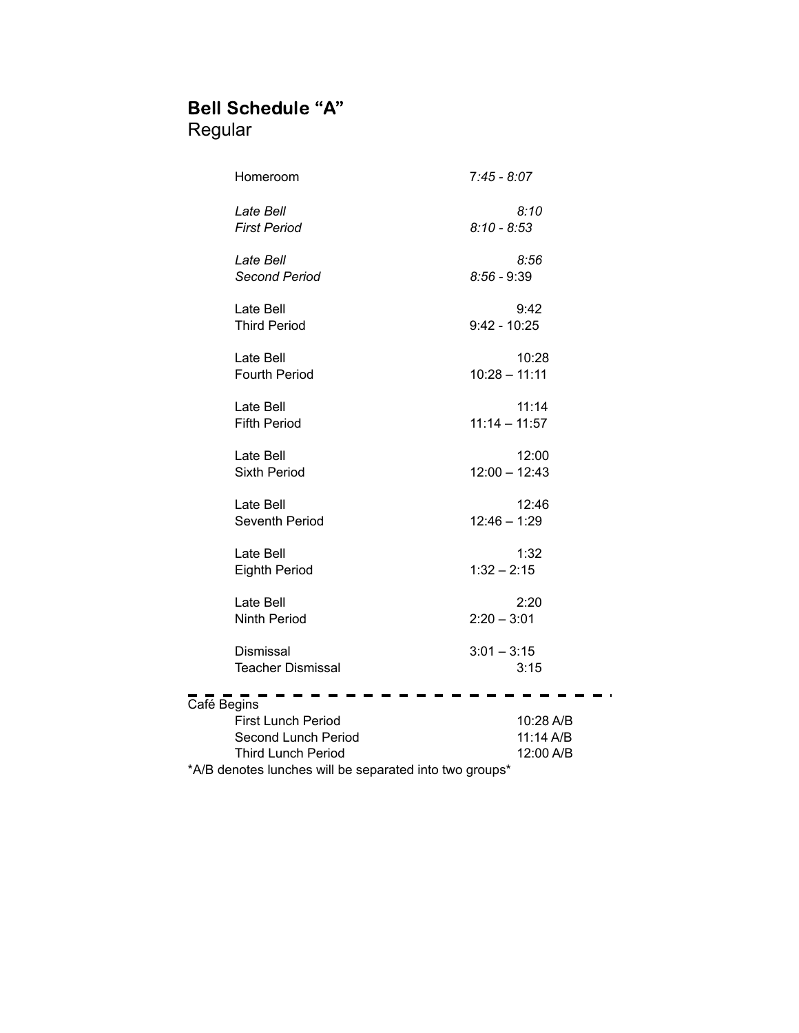## Bell Schedule "A"
Regular

| | |
|---|---|
| Homeroom | *7:45 - 8:07* |
| *Late Bell* | *8:10* |
| *First Period* | *8:10 - 8:53* |
| *Late Bell* | *8:56* |
| *Second Period* | *8:56* - 9:39 |
| Late Bell | 9:42 |
| Third Period | 9:42 - 10:25 |
| Late Bell | 10:28 |
| Fourth Period | 10:28 – 11:11 |
| Late Bell | 11:14 |
| Fifth Period | 11:14 – 11:57 |
| Late Bell | 12:00 |
| Sixth Period | 12:00 – 12:43 |
| Late Bell | 12:46 |
| Seventh Period | 12:46 – 1:29 |
| Late Bell | 1:32 |
| Eighth Period | 1:32 – 2:15 |
| Late Bell | 2:20 |
| Ninth Period | 2:20 – 3:01 |
| Dismissal | 3:01 – 3:15 |
| Teacher Dismissal | 3:15 |

---

Café Begins

| | |
|---|---|
| First Lunch Period | 10:28 A/B |
| Second Lunch Period | 11:14 A/B |
| Third Lunch Period | 12:00 A/B |

*A/B denotes lunches will be separated into two groups*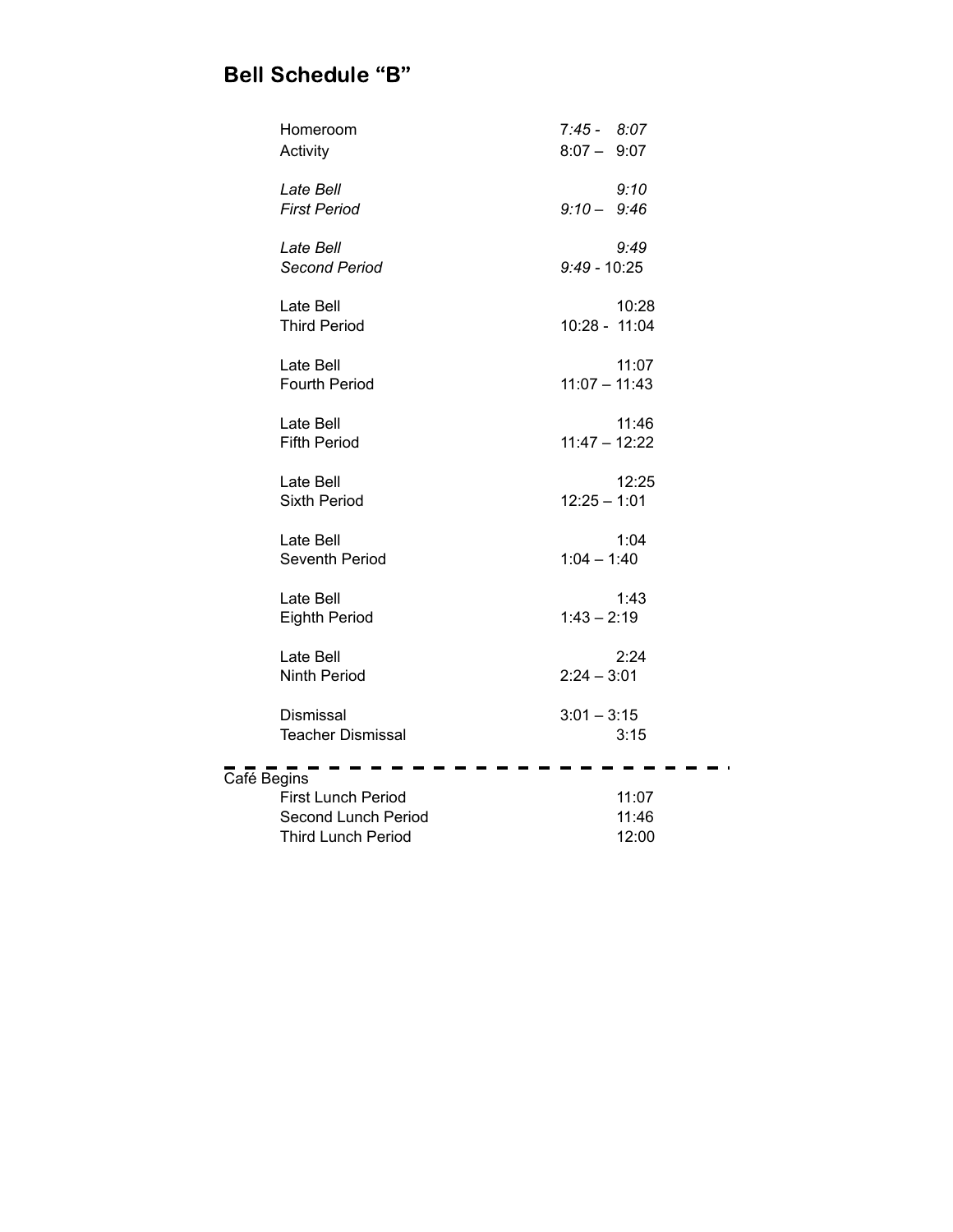## Bell Schedule "B"

| | |
|---|---|
| Homeroom | *7:45 - 8:07* |
| Activity | 8:07 – 9:07 |
| *Late Bell* | *9:10* |
| *First Period* | *9:10 – 9:46* |
| *Late Bell* | *9:49* |
| *Second Period* | *9:49* - 10:25 |
| Late Bell | 10:28 |
| Third Period | 10:28 - 11:04 |
| Late Bell | 11:07 |
| Fourth Period | 11:07 – 11:43 |
| Late Bell | 11:46 |
| Fifth Period | 11:47 – 12:22 |
| Late Bell | 12:25 |
| Sixth Period | 12:25 – 1:01 |
| Late Bell | 1:04 |
| Seventh Period | 1:04 – 1:40 |
| Late Bell | 1:43 |
| Eighth Period | 1:43 – 2:19 |
| Late Bell | 2:24 |
| Ninth Period | 2:24 – 3:01 |
| Dismissal | 3:01 – 3:15 |
| Teacher Dismissal | 3:15 |

---

Café Begins

| | |
|---|---|
| First Lunch Period | 11:07 |
| Second Lunch Period | 11:46 |
| Third Lunch Period | 12:00 |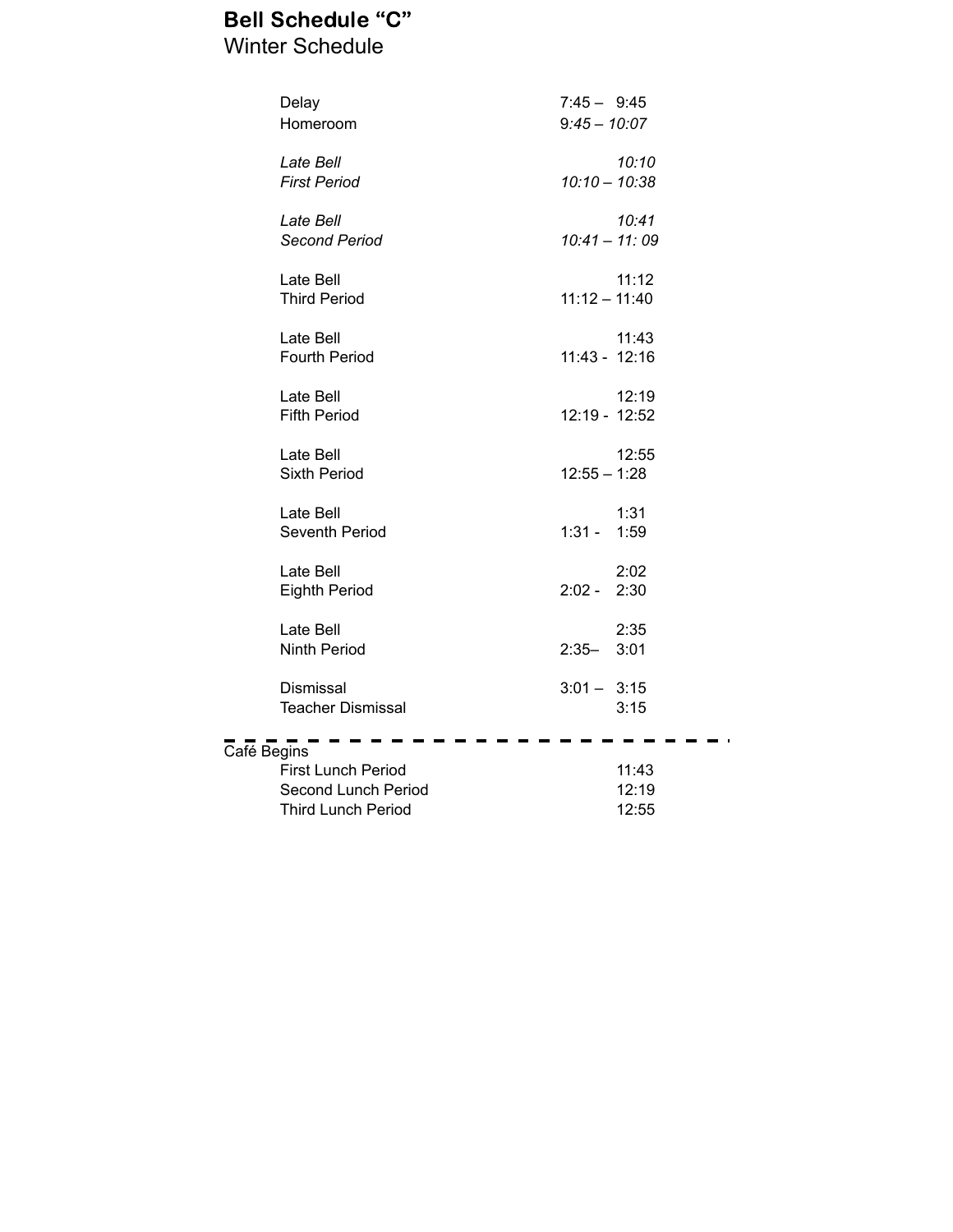# Bell Schedule "C"

Winter Schedule

| | |
|---|---|
| Delay | 7:45 – 9:45 |
| Homeroom | 9:45 – 10:07 |
| *Late Bell* | *10:10* |
| *First Period* | *10:10 – 10:38* |
| *Late Bell* | *10:41* |
| *Second Period* | *10:41 – 11: 09* |
| Late Bell | 11:12 |
| Third Period | 11:12 – 11:40 |
| Late Bell | 11:43 |
| Fourth Period | 11:43 - 12:16 |
| Late Bell | 12:19 |
| Fifth Period | 12:19 - 12:52 |
| Late Bell | 12:55 |
| Sixth Period | 12:55 – 1:28 |
| Late Bell | 1:31 |
| Seventh Period | 1:31 - 1:59 |
| Late Bell | 2:02 |
| Eighth Period | 2:02 - 2:30 |
| Late Bell | 2:35 |
| Ninth Period | 2:35– 3:01 |
| Dismissal | 3:01 – 3:15 |
| Teacher Dismissal | 3:15 |

---

Café Begins

| | |
|---|---|
| First Lunch Period | 11:43 |
| Second Lunch Period | 12:19 |
| Third Lunch Period | 12:55 |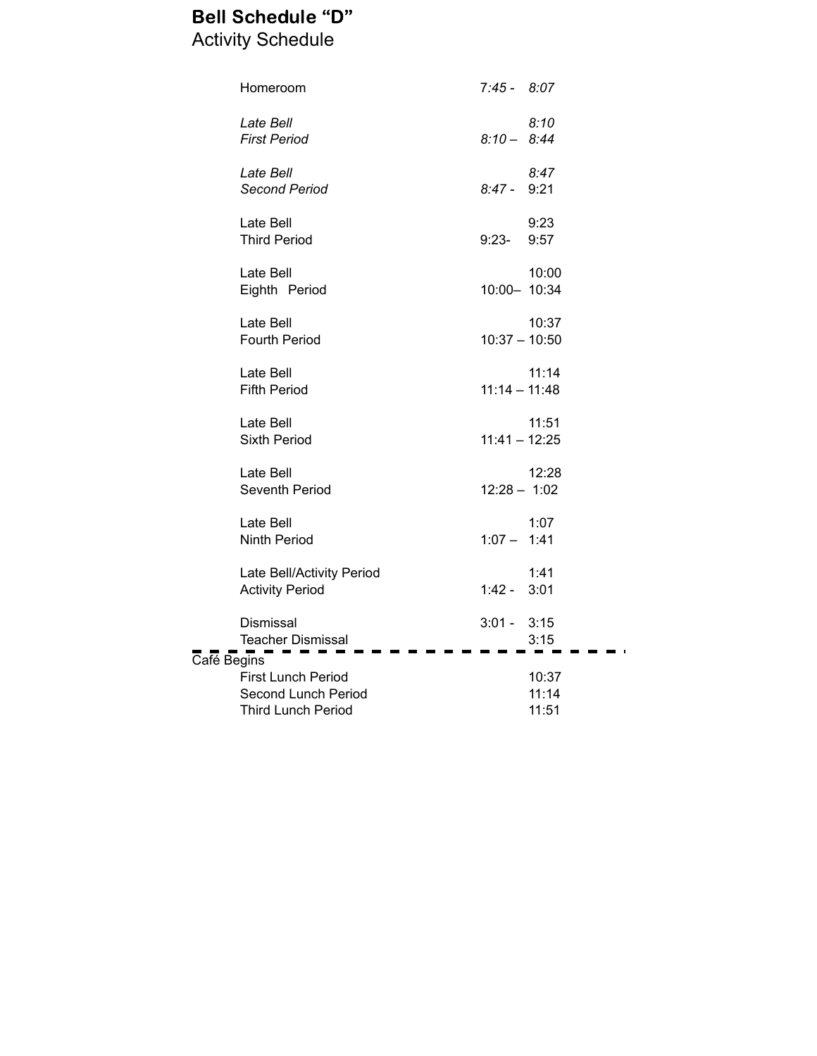# Bell Schedule "D"

## Activity Schedule

| | |
|---|---|
| Homeroom | *7:45 - 8:07* |
| *Late Bell* | *8:10* |
| *First Period* | *8:10 – 8:44* |
| *Late Bell* | *8:47* |
| *Second Period* | *8:47 -* 9:21 |
| Late Bell | 9:23 |
| Third Period | 9:23- 9:57 |
| Late Bell | 10:00 |
| Eighth Period | 10:00– 10:34 |
| Late Bell | 10:37 |
| Fourth Period | 10:37 – 10:50 |
| Late Bell | 11:14 |
| Fifth Period | 11:14 – 11:48 |
| Late Bell | 11:51 |
| Sixth Period | 11:41 – 12:25 |
| Late Bell | 12:28 |
| Seventh Period | 12:28 – 1:02 |
| Late Bell | 1:07 |
| Ninth Period | 1:07 – 1:41 |
| Late Bell/Activity Period | 1:41 |
| Activity Period | 1:42 - 3:01 |
| Dismissal | 3:01 - 3:15 |
| Teacher Dismissal | 3:15 |

---

Café Begins

| | |
|---|---|
| First Lunch Period | 10:37 |
| Second Lunch Period | 11:14 |
| Third Lunch Period | 11:51 |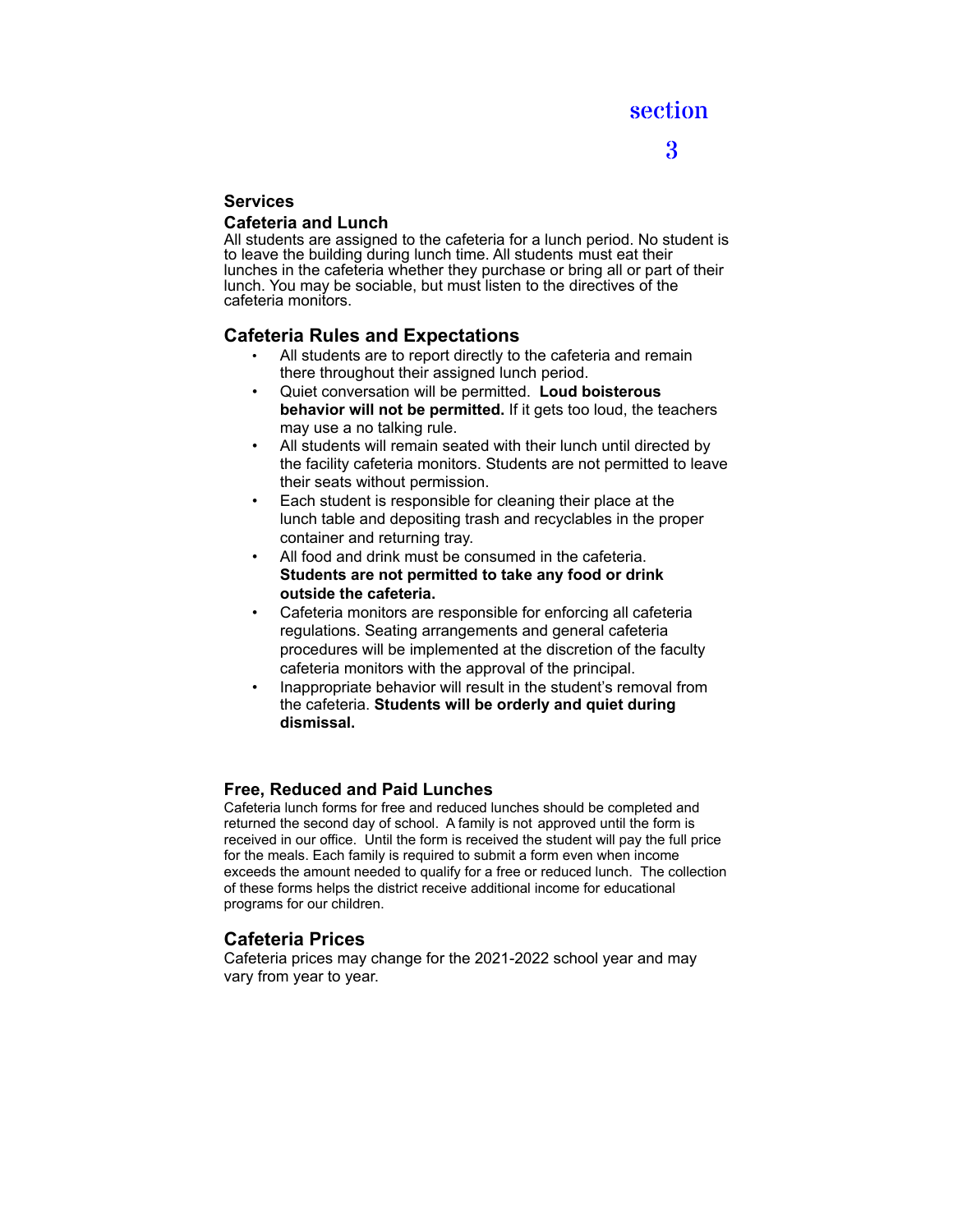# section 3

## Services

### Cafeteria and Lunch

All students are assigned to the cafeteria for a lunch period. No student is to leave the building during lunch time. All students must eat their lunches in the cafeteria whether they purchase or bring all or part of their lunch. You may be sociable, but must listen to the directives of the cafeteria monitors.

### Cafeteria Rules and Expectations

- All students are to report directly to the cafeteria and remain there throughout their assigned lunch period.
- Quiet conversation will be permitted. **Loud boisterous behavior will not be permitted.** If it gets too loud, the teachers may use a no talking rule.
- All students will remain seated with their lunch until directed by the facility cafeteria monitors. Students are not permitted to leave their seats without permission.
- Each student is responsible for cleaning their place at the lunch table and depositing trash and recyclables in the proper container and returning tray.
- All food and drink must be consumed in the cafeteria. **Students are not permitted to take any food or drink outside the cafeteria.**
- Cafeteria monitors are responsible for enforcing all cafeteria regulations. Seating arrangements and general cafeteria procedures will be implemented at the discretion of the faculty cafeteria monitors with the approval of the principal.
- Inappropriate behavior will result in the student's removal from the cafeteria. **Students will be orderly and quiet during dismissal.**

### Free, Reduced and Paid Lunches

Cafeteria lunch forms for free and reduced lunches should be completed and returned the second day of school. A family is not approved until the form is received in our office. Until the form is received the student will pay the full price for the meals. Each family is required to submit a form even when income exceeds the amount needed to qualify for a free or reduced lunch. The collection of these forms helps the district receive additional income for educational programs for our children.

### Cafeteria Prices

Cafeteria prices may change for the 2021-2022 school year and may vary from year to year.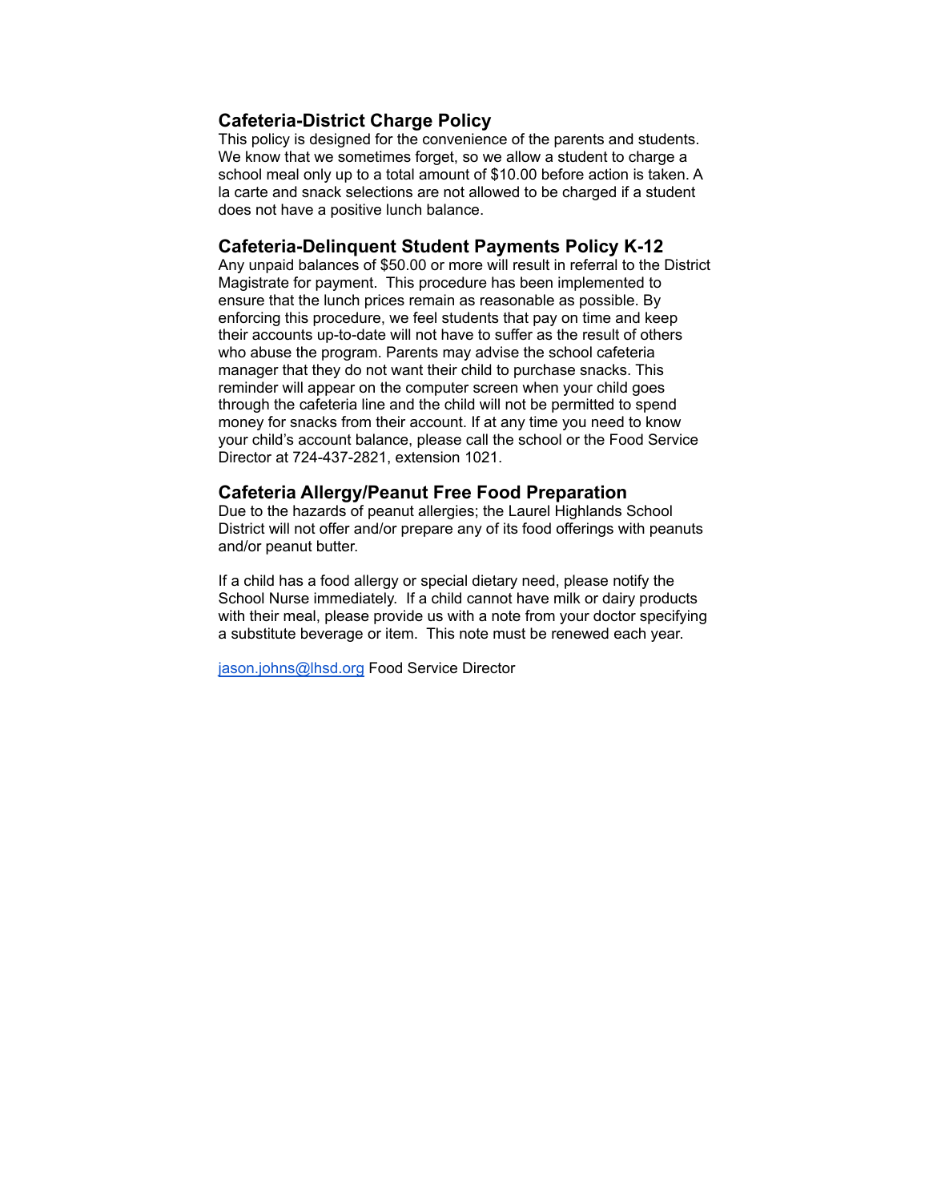### Cafeteria-District Charge Policy

This policy is designed for the convenience of the parents and students. We know that we sometimes forget, so we allow a student to charge a school meal only up to a total amount of $10.00 before action is taken. A la carte and snack selections are not allowed to be charged if a student does not have a positive lunch balance.

### Cafeteria-Delinquent Student Payments Policy K-12

Any unpaid balances of $50.00 or more will result in referral to the District Magistrate for payment. This procedure has been implemented to ensure that the lunch prices remain as reasonable as possible. By enforcing this procedure, we feel students that pay on time and keep their accounts up-to-date will not have to suffer as the result of others who abuse the program. Parents may advise the school cafeteria manager that they do not want their child to purchase snacks. This reminder will appear on the computer screen when your child goes through the cafeteria line and the child will not be permitted to spend money for snacks from their account. If at any time you need to know your child's account balance, please call the school or the Food Service Director at 724-437-2821, extension 1021.

### Cafeteria Allergy/Peanut Free Food Preparation

Due to the hazards of peanut allergies; the Laurel Highlands School District will not offer and/or prepare any of its food offerings with peanuts and/or peanut butter.

If a child has a food allergy or special dietary need, please notify the School Nurse immediately. If a child cannot have milk or dairy products with their meal, please provide us with a note from your doctor specifying a substitute beverage or item. This note must be renewed each year.

[jason.johns@lhsd.org](mailto:jason.johns@lhsd.org) Food Service Director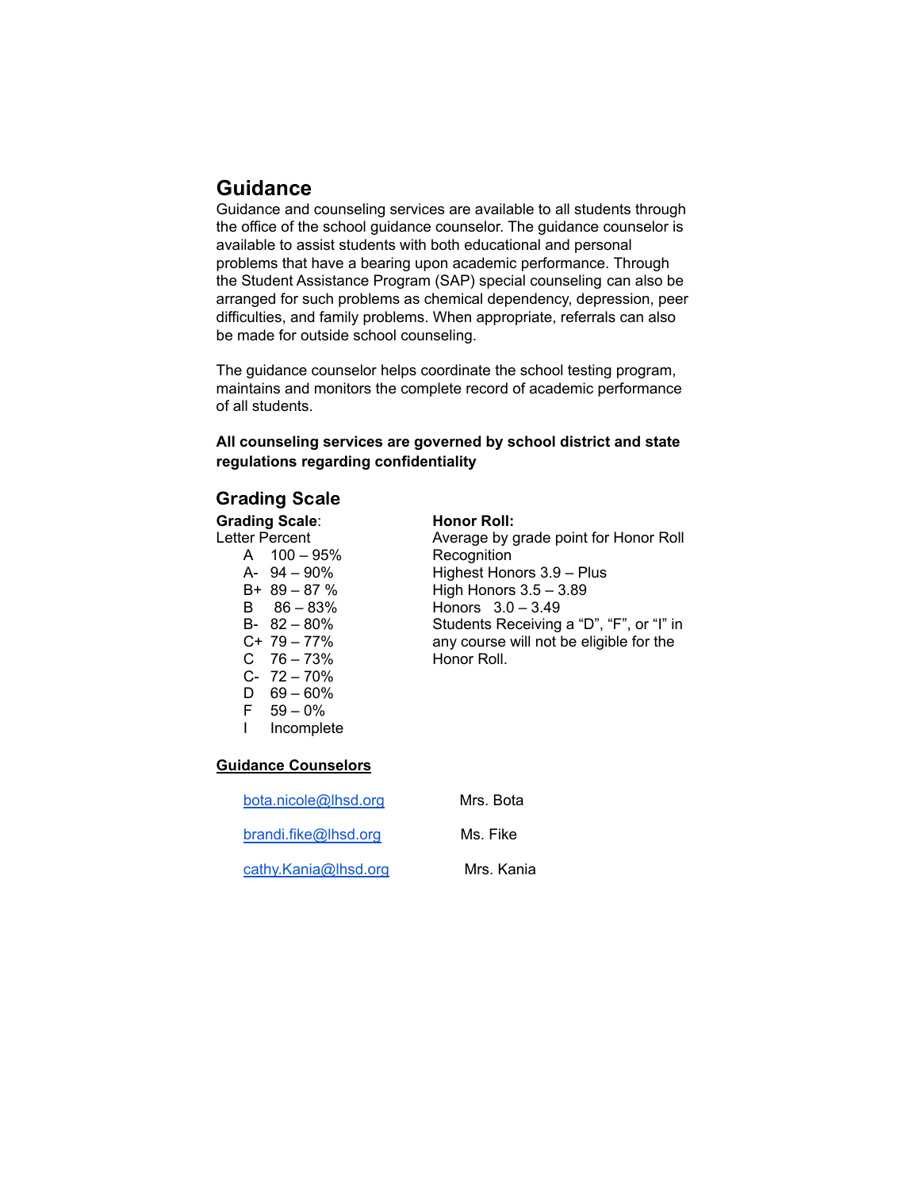## Guidance

Guidance and counseling services are available to all students through the office of the school guidance counselor. The guidance counselor is available to assist students with both educational and personal problems that have a bearing upon academic performance. Through the Student Assistance Program (SAP) special counseling can also be arranged for such problems as chemical dependency, depression, peer difficulties, and family problems. When appropriate, referrals can also be made for outside school counseling.

The guidance counselor helps coordinate the school testing program, maintains and monitors the complete record of academic performance of all students.

**All counseling services are governed by school district and state regulations regarding confidentiality**

### Grading Scale

**Grading Scale**:

| Letter | Percent |
|---|---|
| A | 100 – 95% |
| A- | 94 – 90% |
| B+ | 89 – 87 % |
| B | 86 – 83% |
| B- | 82 – 80% |
| C+ | 79 – 77% |
| C | 76 – 73% |
| C- | 72 – 70% |
| D | 69 – 60% |
| F | 59 – 0% |
| I | Incomplete |

**Honor Roll:**

Average by grade point for Honor Roll Recognition

Highest Honors 3.9 – Plus

High Honors 3.5 – 3.89

Honors 3.0 – 3.49

Students Receiving a "D", "F", or "I" in any course will not be eligible for the Honor Roll.

**Guidance Counselors**

| | |
|---|---|
| bota.nicole@lhsd.org | Mrs. Bota |
| brandi.fike@lhsd.org | Ms. Fike |
| cathy.Kania@lhsd.org | Mrs. Kania |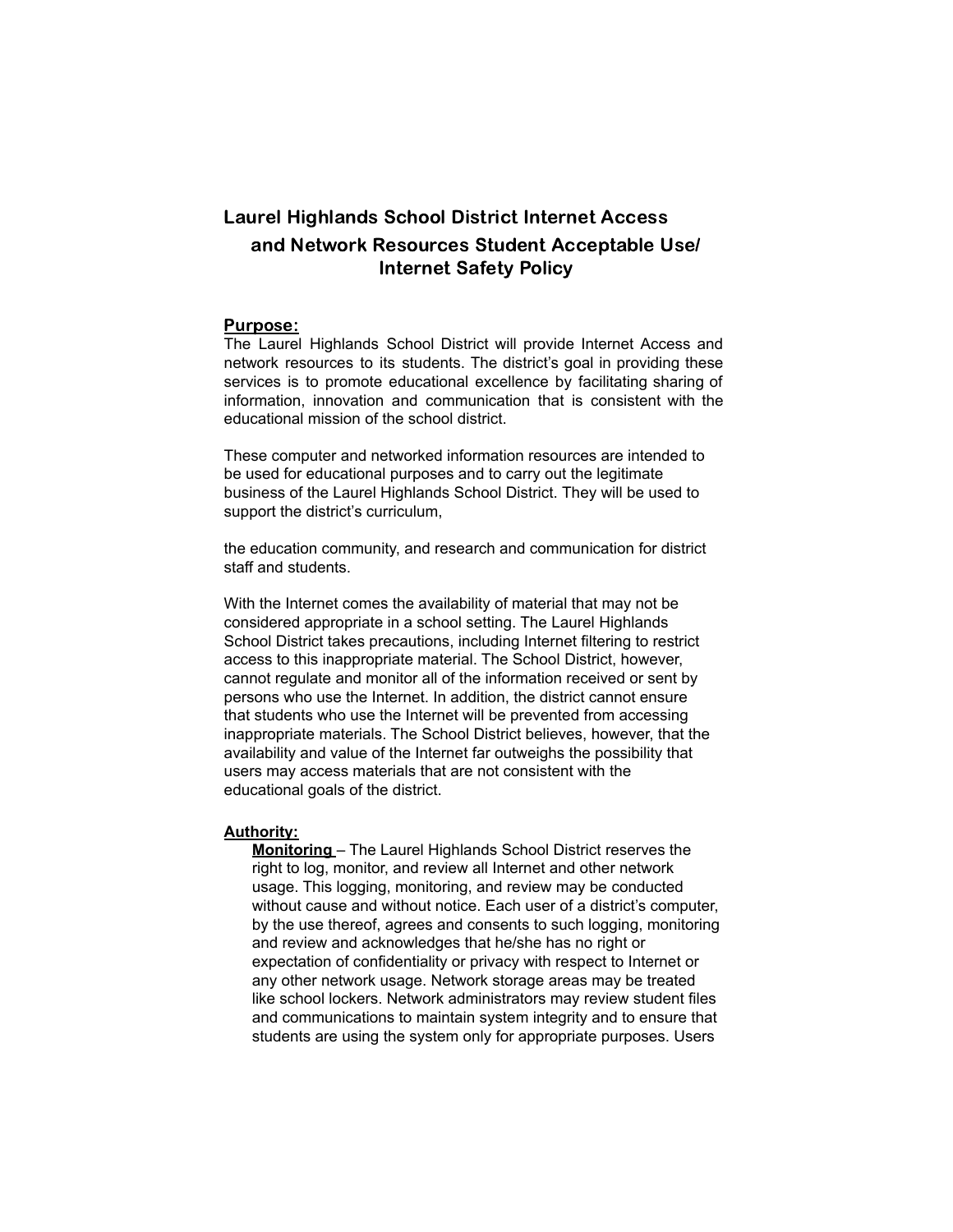# Laurel Highlands School District Internet Access and Network Resources Student Acceptable Use/ Internet Safety Policy

**Purpose:**

The Laurel Highlands School District will provide Internet Access and network resources to its students. The district's goal in providing these services is to promote educational excellence by facilitating sharing of information, innovation and communication that is consistent with the educational mission of the school district.

These computer and networked information resources are intended to be used for educational purposes and to carry out the legitimate business of the Laurel Highlands School District. They will be used to support the district's curriculum,

the education community, and research and communication for district staff and students.

With the Internet comes the availability of material that may not be considered appropriate in a school setting. The Laurel Highlands School District takes precautions, including Internet filtering to restrict access to this inappropriate material. The School District, however, cannot regulate and monitor all of the information received or sent by persons who use the Internet. In addition, the district cannot ensure that students who use the Internet will be prevented from accessing inappropriate materials. The School District believes, however, that the availability and value of the Internet far outweighs the possibility that users may access materials that are not consistent with the educational goals of the district.

**Authority:**

**Monitoring** – The Laurel Highlands School District reserves the right to log, monitor, and review all Internet and other network usage. This logging, monitoring, and review may be conducted without cause and without notice. Each user of a district's computer, by the use thereof, agrees and consents to such logging, monitoring and review and acknowledges that he/she has no right or expectation of confidentiality or privacy with respect to Internet or any other network usage. Network storage areas may be treated like school lockers. Network administrators may review student files and communications to maintain system integrity and to ensure that students are using the system only for appropriate purposes. Users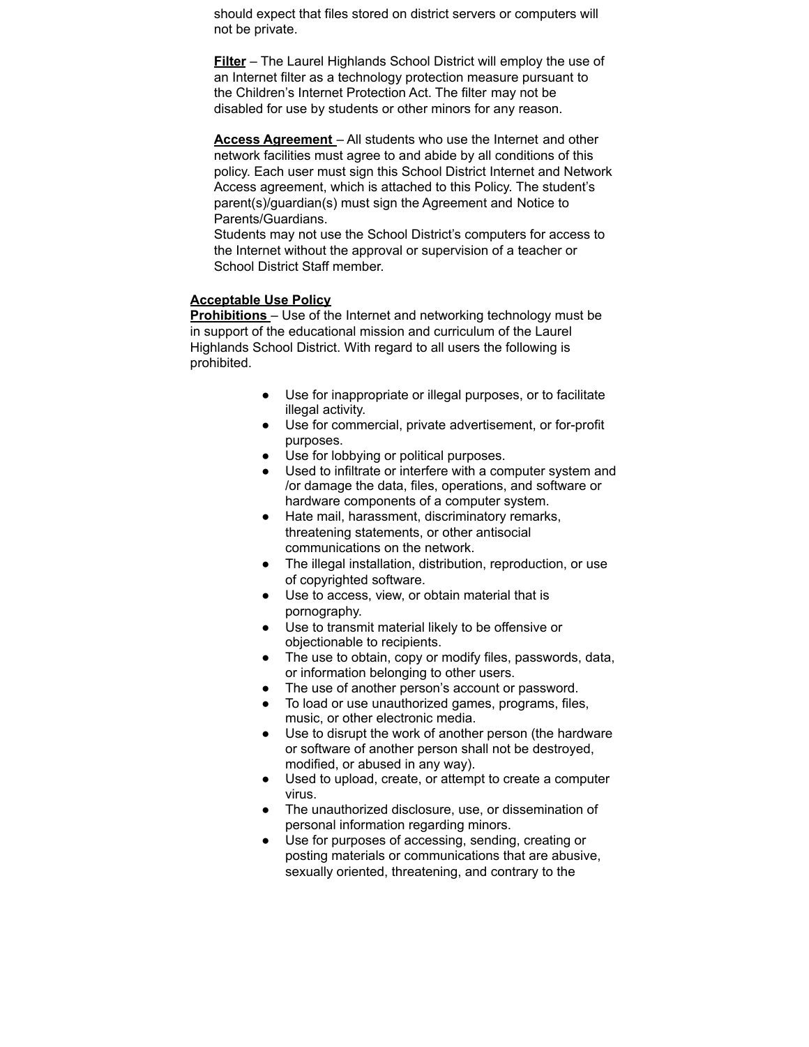should expect that files stored on district servers or computers will not be private.

**Filter** – The Laurel Highlands School District will employ the use of an Internet filter as a technology protection measure pursuant to the Children's Internet Protection Act. The filter may not be disabled for use by students or other minors for any reason.

**Access Agreement** – All students who use the Internet and other network facilities must agree to and abide by all conditions of this policy. Each user must sign this School District Internet and Network Access agreement, which is attached to this Policy. The student's parent(s)/guardian(s) must sign the Agreement and Notice to Parents/Guardians.
Students may not use the School District's computers for access to the Internet without the approval or supervision of a teacher or School District Staff member.

**Acceptable Use Policy**
**Prohibitions** – Use of the Internet and networking technology must be in support of the educational mission and curriculum of the Laurel Highlands School District. With regard to all users the following is prohibited.

- Use for inappropriate or illegal purposes, or to facilitate illegal activity.
- Use for commercial, private advertisement, or for-profit purposes.
- Use for lobbying or political purposes.
- Used to infiltrate or interfere with a computer system and /or damage the data, files, operations, and software or hardware components of a computer system.
- Hate mail, harassment, discriminatory remarks, threatening statements, or other antisocial communications on the network.
- The illegal installation, distribution, reproduction, or use of copyrighted software.
- Use to access, view, or obtain material that is pornography.
- Use to transmit material likely to be offensive or objectionable to recipients.
- The use to obtain, copy or modify files, passwords, data, or information belonging to other users.
- The use of another person's account or password.
- To load or use unauthorized games, programs, files, music, or other electronic media.
- Use to disrupt the work of another person (the hardware or software of another person shall not be destroyed, modified, or abused in any way).
- Used to upload, create, or attempt to create a computer virus.
- The unauthorized disclosure, use, or dissemination of personal information regarding minors.
- Use for purposes of accessing, sending, creating or posting materials or communications that are abusive, sexually oriented, threatening, and contrary to the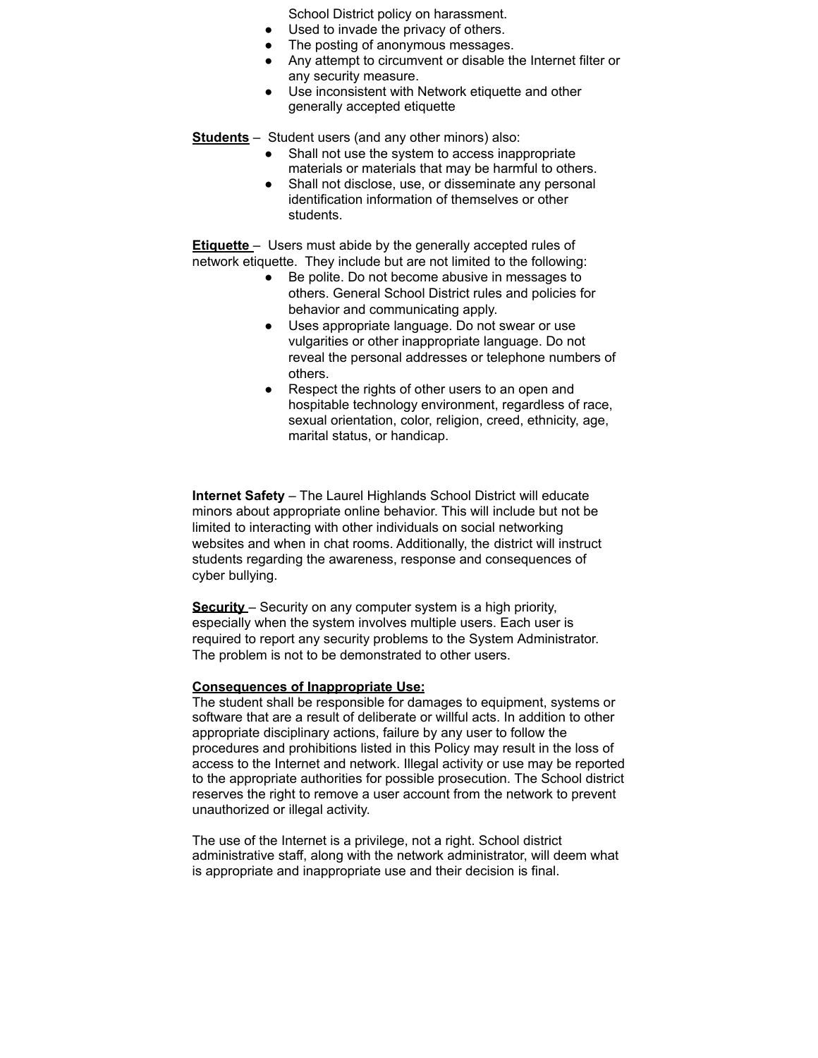School District policy on harassment.

- Used to invade the privacy of others.
- The posting of anonymous messages.
- Any attempt to circumvent or disable the Internet filter or any security measure.
- Use inconsistent with Network etiquette and other generally accepted etiquette

**Students** – Student users (and any other minors) also:

- Shall not use the system to access inappropriate materials or materials that may be harmful to others.
- Shall not disclose, use, or disseminate any personal identification information of themselves or other students.

**Etiquette** – Users must abide by the generally accepted rules of network etiquette. They include but are not limited to the following:

- Be polite. Do not become abusive in messages to others. General School District rules and policies for behavior and communicating apply.
- Uses appropriate language. Do not swear or use vulgarities or other inappropriate language. Do not reveal the personal addresses or telephone numbers of others.
- Respect the rights of other users to an open and hospitable technology environment, regardless of race, sexual orientation, color, religion, creed, ethnicity, age, marital status, or handicap.

**Internet Safety** – The Laurel Highlands School District will educate minors about appropriate online behavior. This will include but not be limited to interacting with other individuals on social networking websites and when in chat rooms. Additionally, the district will instruct students regarding the awareness, response and consequences of cyber bullying.

**Security** – Security on any computer system is a high priority, especially when the system involves multiple users. Each user is required to report any security problems to the System Administrator. The problem is not to be demonstrated to other users.

**Consequences of Inappropriate Use:**

The student shall be responsible for damages to equipment, systems or software that are a result of deliberate or willful acts. In addition to other appropriate disciplinary actions, failure by any user to follow the procedures and prohibitions listed in this Policy may result in the loss of access to the Internet and network. Illegal activity or use may be reported to the appropriate authorities for possible prosecution. The School district reserves the right to remove a user account from the network to prevent unauthorized or illegal activity.

The use of the Internet is a privilege, not a right. School district administrative staff, along with the network administrator, will deem what is appropriate and inappropriate use and their decision is final.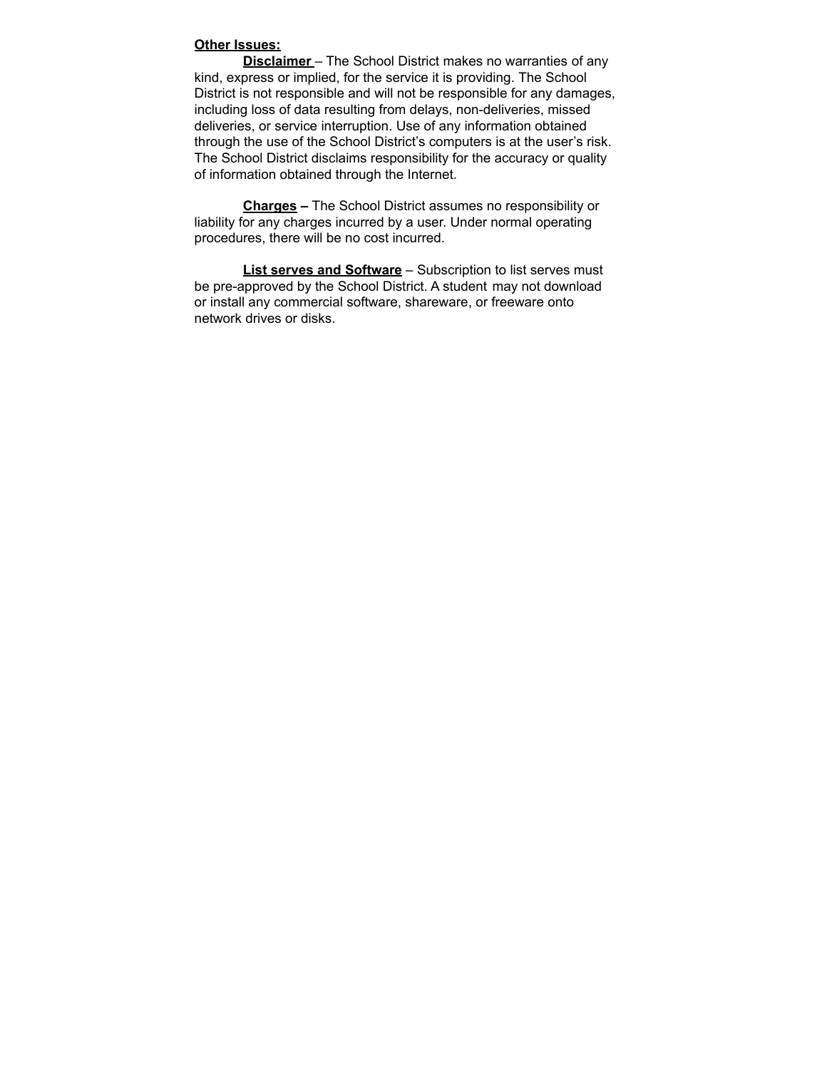**Other Issues:**

**Disclaimer** – The School District makes no warranties of any kind, express or implied, for the service it is providing. The School District is not responsible and will not be responsible for any damages, including loss of data resulting from delays, non-deliveries, missed deliveries, or service interruption. Use of any information obtained through the use of the School District's computers is at the user's risk. The School District disclaims responsibility for the accuracy or quality of information obtained through the Internet.

**Charges** – The School District assumes no responsibility or liability for any charges incurred by a user. Under normal operating procedures, there will be no cost incurred.

**List serves and Software** – Subscription to list serves must be pre-approved by the School District. A student may not download or install any commercial software, shareware, or freeware onto network drives or disks.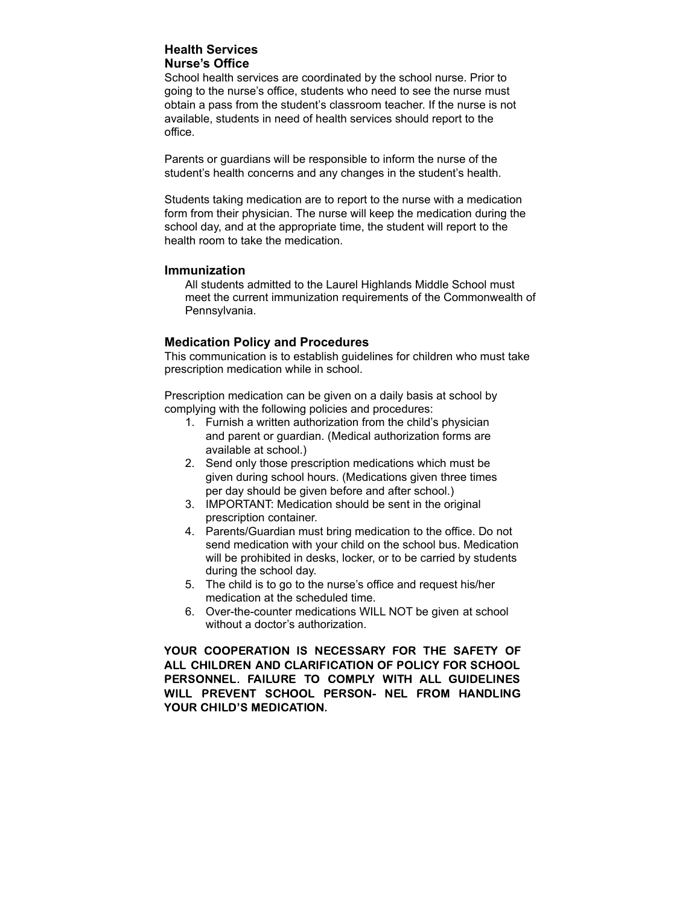## Health Services

### Nurse's Office

School health services are coordinated by the school nurse. Prior to going to the nurse's office, students who need to see the nurse must obtain a pass from the student's classroom teacher. If the nurse is not available, students in need of health services should report to the office.

Parents or guardians will be responsible to inform the nurse of the student's health concerns and any changes in the student's health.

Students taking medication are to report to the nurse with a medication form from their physician. The nurse will keep the medication during the school day, and at the appropriate time, the student will report to the health room to take the medication.

### Immunization

All students admitted to the Laurel Highlands Middle School must meet the current immunization requirements of the Commonwealth of Pennsylvania.

### Medication Policy and Procedures

This communication is to establish guidelines for children who must take prescription medication while in school.

Prescription medication can be given on a daily basis at school by complying with the following policies and procedures:

1. Furnish a written authorization from the child's physician and parent or guardian. (Medical authorization forms are available at school.)
2. Send only those prescription medications which must be given during school hours. (Medications given three times per day should be given before and after school.)
3. IMPORTANT: Medication should be sent in the original prescription container.
4. Parents/Guardian must bring medication to the office. Do not send medication with your child on the school bus. Medication will be prohibited in desks, locker, or to be carried by students during the school day.
5. The child is to go to the nurse's office and request his/her medication at the scheduled time.
6. Over-the-counter medications WILL NOT be given at school without a doctor's authorization.

**YOUR COOPERATION IS NECESSARY FOR THE SAFETY OF ALL CHILDREN AND CLARIFICATION OF POLICY FOR SCHOOL PERSONNEL. FAILURE TO COMPLY WITH ALL GUIDELINES WILL PREVENT SCHOOL PERSON- NEL FROM HANDLING YOUR CHILD'S MEDICATION.**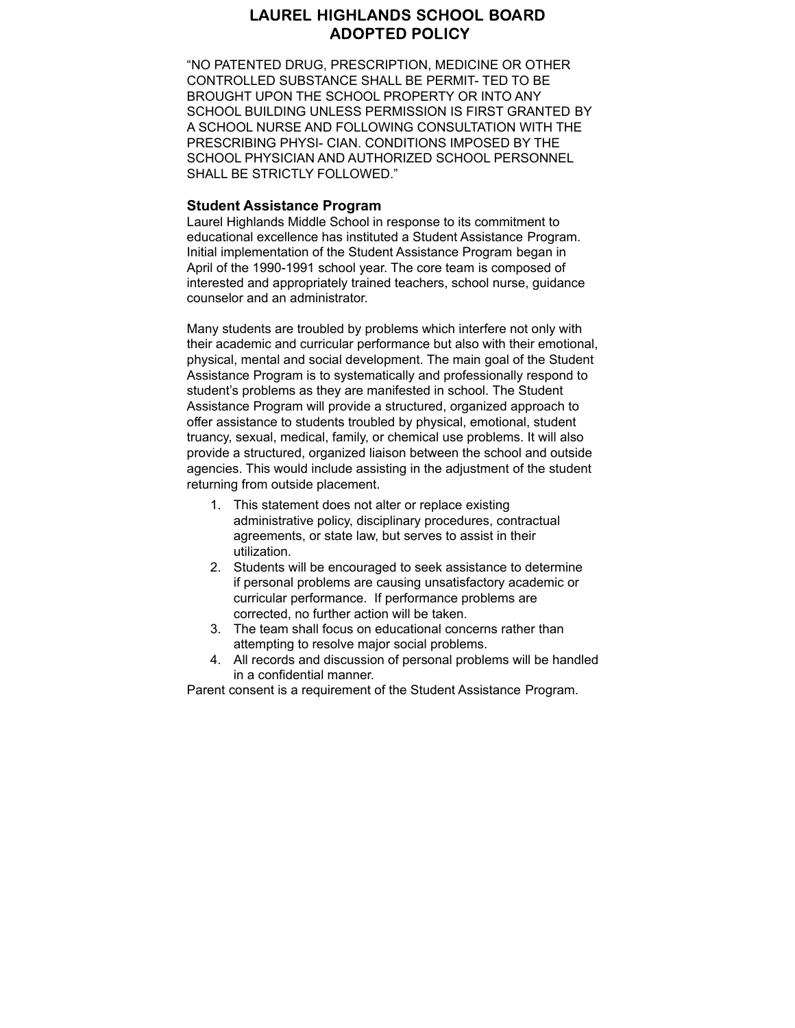# LAUREL HIGHLANDS SCHOOL BOARD
# ADOPTED POLICY

"NO PATENTED DRUG, PRESCRIPTION, MEDICINE OR OTHER CONTROLLED SUBSTANCE SHALL BE PERMIT- TED TO BE BROUGHT UPON THE SCHOOL PROPERTY OR INTO ANY SCHOOL BUILDING UNLESS PERMISSION IS FIRST GRANTED BY A SCHOOL NURSE AND FOLLOWING CONSULTATION WITH THE PRESCRIBING PHYSI- CIAN. CONDITIONS IMPOSED BY THE SCHOOL PHYSICIAN AND AUTHORIZED SCHOOL PERSONNEL SHALL BE STRICTLY FOLLOWED."

### Student Assistance Program

Laurel Highlands Middle School in response to its commitment to educational excellence has instituted a Student Assistance Program. Initial implementation of the Student Assistance Program began in April of the 1990-1991 school year. The core team is composed of interested and appropriately trained teachers, school nurse, guidance counselor and an administrator.

Many students are troubled by problems which interfere not only with their academic and curricular performance but also with their emotional, physical, mental and social development. The main goal of the Student Assistance Program is to systematically and professionally respond to student's problems as they are manifested in school. The Student Assistance Program will provide a structured, organized approach to offer assistance to students troubled by physical, emotional, student truancy, sexual, medical, family, or chemical use problems. It will also provide a structured, organized liaison between the school and outside agencies. This would include assisting in the adjustment of the student returning from outside placement.

1. This statement does not alter or replace existing administrative policy, disciplinary procedures, contractual agreements, or state law, but serves to assist in their utilization.
2. Students will be encouraged to seek assistance to determine if personal problems are causing unsatisfactory academic or curricular performance. If performance problems are corrected, no further action will be taken.
3. The team shall focus on educational concerns rather than attempting to resolve major social problems.
4. All records and discussion of personal problems will be handled in a confidential manner.

Parent consent is a requirement of the Student Assistance Program.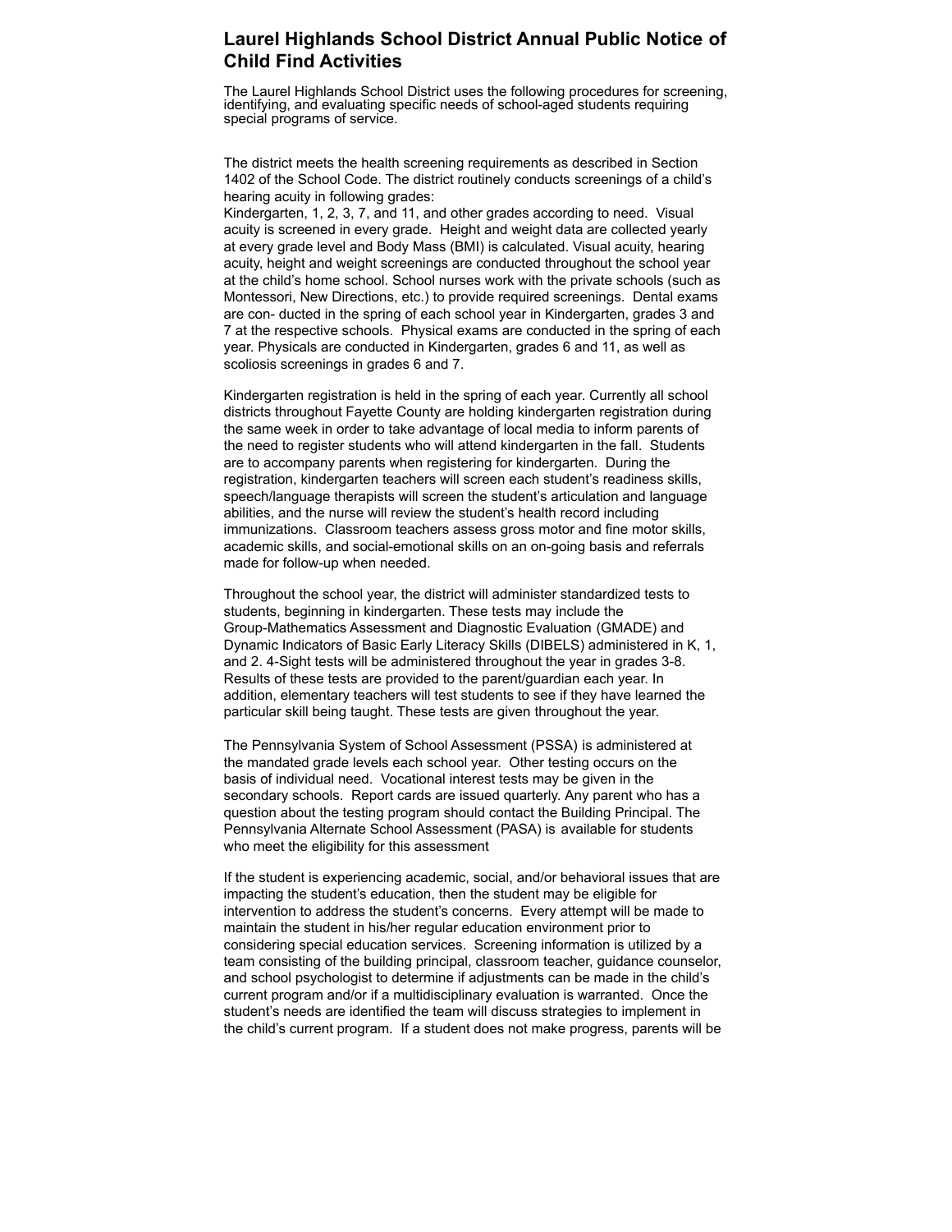## Laurel Highlands School District Annual Public Notice of Child Find Activities

The Laurel Highlands School District uses the following procedures for screening, identifying, and evaluating specific needs of school-aged students requiring special programs of service.

The district meets the health screening requirements as described in Section 1402 of the School Code. The district routinely conducts screenings of a child's hearing acuity in following grades:
Kindergarten, 1, 2, 3, 7, and 11, and other grades according to need. Visual acuity is screened in every grade. Height and weight data are collected yearly at every grade level and Body Mass (BMI) is calculated. Visual acuity, hearing acuity, height and weight screenings are conducted throughout the school year at the child's home school. School nurses work with the private schools (such as Montessori, New Directions, etc.) to provide required screenings. Dental exams are con- ducted in the spring of each school year in Kindergarten, grades 3 and 7 at the respective schools. Physical exams are conducted in the spring of each year. Physicals are conducted in Kindergarten, grades 6 and 11, as well as scoliosis screenings in grades 6 and 7.

Kindergarten registration is held in the spring of each year. Currently all school districts throughout Fayette County are holding kindergarten registration during the same week in order to take advantage of local media to inform parents of the need to register students who will attend kindergarten in the fall. Students are to accompany parents when registering for kindergarten. During the registration, kindergarten teachers will screen each student's readiness skills, speech/language therapists will screen the student's articulation and language abilities, and the nurse will review the student's health record including immunizations. Classroom teachers assess gross motor and fine motor skills, academic skills, and social-emotional skills on an on-going basis and referrals made for follow-up when needed.

Throughout the school year, the district will administer standardized tests to students, beginning in kindergarten. These tests may include the Group-Mathematics Assessment and Diagnostic Evaluation (GMADE) and Dynamic Indicators of Basic Early Literacy Skills (DIBELS) administered in K, 1, and 2. 4-Sight tests will be administered throughout the year in grades 3-8. Results of these tests are provided to the parent/guardian each year. In addition, elementary teachers will test students to see if they have learned the particular skill being taught. These tests are given throughout the year.

The Pennsylvania System of School Assessment (PSSA) is administered at the mandated grade levels each school year. Other testing occurs on the basis of individual need. Vocational interest tests may be given in the secondary schools. Report cards are issued quarterly. Any parent who has a question about the testing program should contact the Building Principal. The Pennsylvania Alternate School Assessment (PASA) is available for students who meet the eligibility for this assessment

If the student is experiencing academic, social, and/or behavioral issues that are impacting the student's education, then the student may be eligible for intervention to address the student's concerns. Every attempt will be made to maintain the student in his/her regular education environment prior to considering special education services. Screening information is utilized by a team consisting of the building principal, classroom teacher, guidance counselor, and school psychologist to determine if adjustments can be made in the child's current program and/or if a multidisciplinary evaluation is warranted. Once the student's needs are identified the team will discuss strategies to implement in the child's current program. If a student does not make progress, parents will be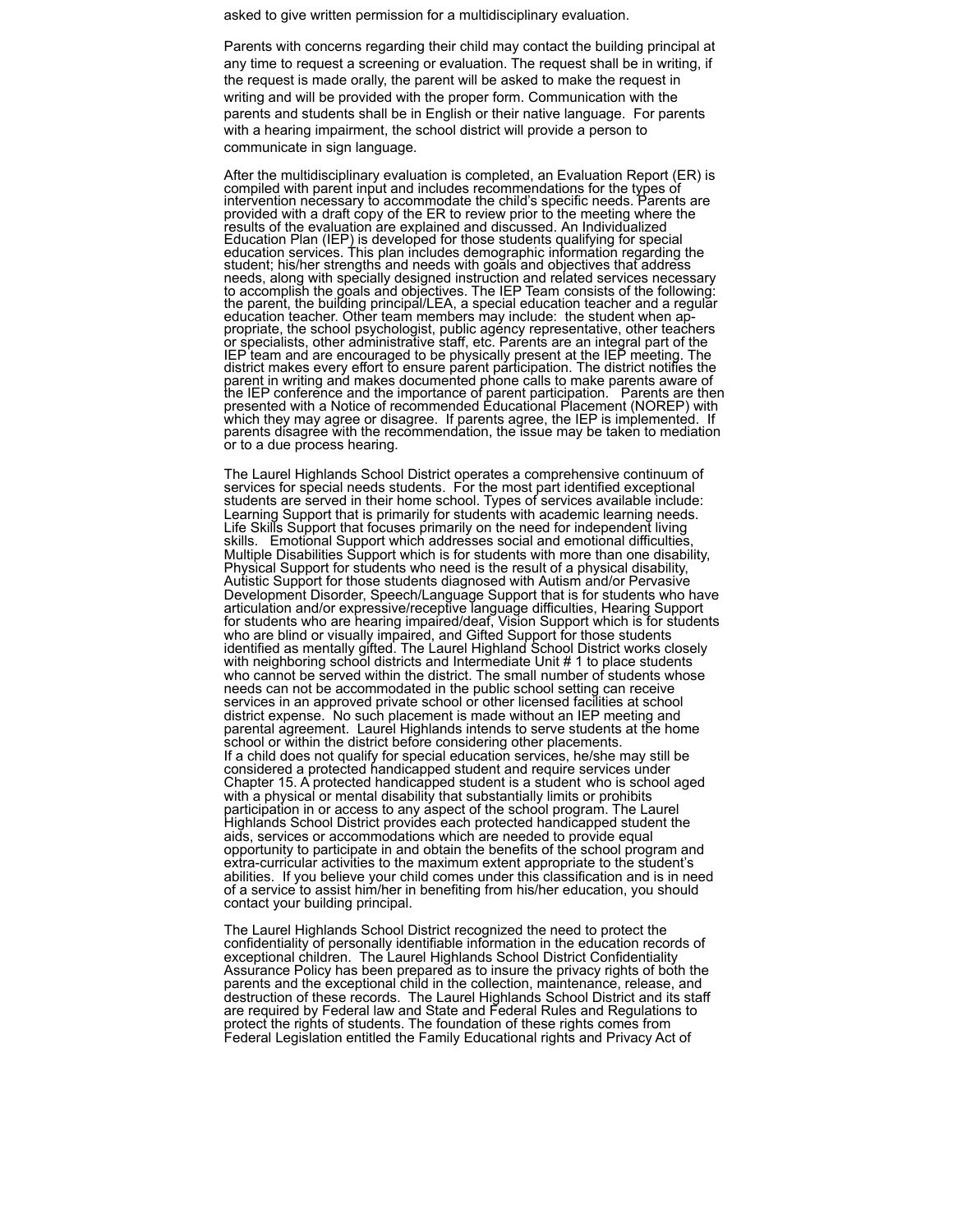asked to give written permission for a multidisciplinary evaluation.

Parents with concerns regarding their child may contact the building principal at any time to request a screening or evaluation. The request shall be in writing, if the request is made orally, the parent will be asked to make the request in writing and will be provided with the proper form. Communication with the parents and students shall be in English or their native language. For parents with a hearing impairment, the school district will provide a person to communicate in sign language.

After the multidisciplinary evaluation is completed, an Evaluation Report (ER) is compiled with parent input and includes recommendations for the types of intervention necessary to accommodate the child's specific needs. Parents are provided with a draft copy of the ER to review prior to the meeting where the results of the evaluation are explained and discussed. An Individualized Education Plan (IEP) is developed for those students qualifying for special education services. This plan includes demographic information regarding the student; his/her strengths and needs with goals and objectives that address needs, along with specially designed instruction and related services necessary to accomplish the goals and objectives. The IEP Team consists of the following: the parent, the building principal/LEA, a special education teacher and a regular education teacher. Other team members may include: the student when appropriate, the school psychologist, public agency representative, other teachers or specialists, other administrative staff, etc. Parents are an integral part of the IEP team and are encouraged to be physically present at the IEP meeting. The district makes every effort to ensure parent participation. The district notifies the parent in writing and makes documented phone calls to make parents aware of the IEP conference and the importance of parent participation. Parents are then presented with a Notice of recommended Educational Placement (NOREP) with which they may agree or disagree. If parents agree, the IEP is implemented. If parents disagree with the recommendation, the issue may be taken to mediation or to a due process hearing.

The Laurel Highlands School District operates a comprehensive continuum of services for special needs students. For the most part identified exceptional students are served in their home school. Types of services available include: Learning Support that is primarily for students with academic learning needs. Life Skills Support that focuses primarily on the need for independent living skills. Emotional Support which addresses social and emotional difficulties, Multiple Disabilities Support which is for students with more than one disability, Physical Support for students who need is the result of a physical disability, Autistic Support for those students diagnosed with Autism and/or Pervasive Development Disorder, Speech/Language Support that is for students who have articulation and/or expressive/receptive language difficulties, Hearing Support for students who are hearing impaired/deaf, Vision Support which is for students who are blind or visually impaired, and Gifted Support for those students identified as mentally gifted. The Laurel Highland School District works closely with neighboring school districts and Intermediate Unit # 1 to place students who cannot be served within the district. The small number of students whose needs can not be accommodated in the public school setting can receive services in an approved private school or other licensed facilities at school district expense. No such placement is made without an IEP meeting and parental agreement. Laurel Highlands intends to serve students at the home school or within the district before considering other placements.
If a child does not qualify for special education services, he/she may still be considered a protected handicapped student and require services under Chapter 15. A protected handicapped student is a student who is school aged with a physical or mental disability that substantially limits or prohibits participation in or access to any aspect of the school program. The Laurel Highlands School District provides each protected handicapped student the aids, services or accommodations which are needed to provide equal opportunity to participate in and obtain the benefits of the school program and extra-curricular activities to the maximum extent appropriate to the student's abilities. If you believe your child comes under this classification and is in need of a service to assist him/her in benefiting from his/her education, you should contact your building principal.

The Laurel Highlands School District recognized the need to protect the confidentiality of personally identifiable information in the education records of exceptional children. The Laurel Highlands School District Confidentiality Assurance Policy has been prepared as to insure the privacy rights of both the parents and the exceptional child in the collection, maintenance, release, and destruction of these records. The Laurel Highlands School District and its staff are required by Federal law and State and Federal Rules and Regulations to protect the rights of students. The foundation of these rights comes from Federal Legislation entitled the Family Educational rights and Privacy Act of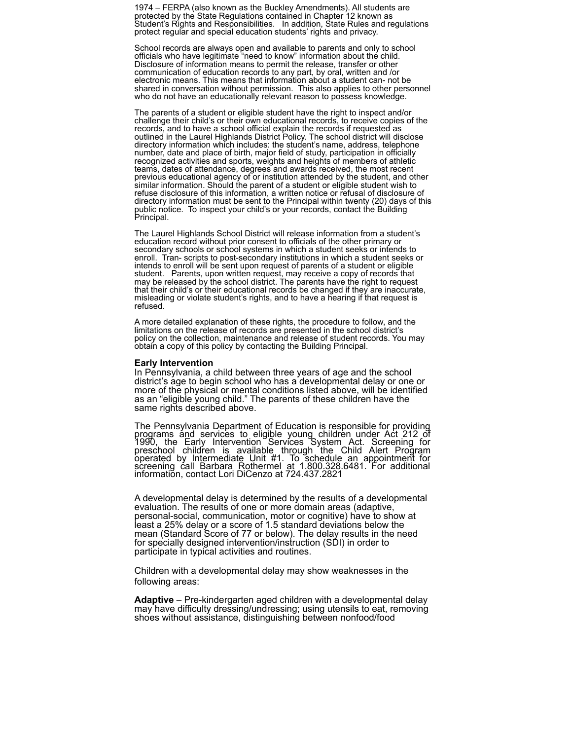1974 – FERPA (also known as the Buckley Amendments). All students are protected by the State Regulations contained in Chapter 12 known as Student's Rights and Responsibilities. In addition, State Rules and regulations protect regular and special education students' rights and privacy.

School records are always open and available to parents and only to school officials who have legitimate "need to know" information about the child. Disclosure of information means to permit the release, transfer or other communication of education records to any part, by oral, written and /or electronic means. This means that information about a student can- not be shared in conversation without permission. This also applies to other personnel who do not have an educationally relevant reason to possess knowledge.

The parents of a student or eligible student have the right to inspect and/or challenge their child's or their own educational records, to receive copies of the records, and to have a school official explain the records if requested as outlined in the Laurel Highlands District Policy. The school district will disclose directory information which includes: the student's name, address, telephone number, date and place of birth, major field of study, participation in officially recognized activities and sports, weights and heights of members of athletic teams, dates of attendance, degrees and awards received, the most recent previous educational agency of or institution attended by the student, and other similar information. Should the parent of a student or eligible student wish to refuse disclosure of this information, a written notice or refusal of disclosure of directory information must be sent to the Principal within twenty (20) days of this public notice. To inspect your child's or your records, contact the Building Principal.

The Laurel Highlands School District will release information from a student's education record without prior consent to officials of the other primary or secondary schools or school systems in which a student seeks or intends to enroll. Tran- scripts to post-secondary institutions in which a student seeks or intends to enroll will be sent upon request of parents of a student or eligible student. Parents, upon written request, may receive a copy of records that may be released by the school district. The parents have the right to request that their child's or their educational records be changed if they are inaccurate, misleading or violate student's rights, and to have a hearing if that request is refused.

A more detailed explanation of these rights, the procedure to follow, and the limitations on the release of records are presented in the school district's policy on the collection, maintenance and release of student records. You may obtain a copy of this policy by contacting the Building Principal.

**Early Intervention**

In Pennsylvania, a child between three years of age and the school district's age to begin school who has a developmental delay or one or more of the physical or mental conditions listed above, will be identified as an "eligible young child." The parents of these children have the same rights described above.

The Pennsylvania Department of Education is responsible for providing programs and services to eligible young children under Act 212 of 1990, the Early Intervention Services System Act. Screening for preschool children is available through the Child Alert Program operated by Intermediate Unit #1. To schedule an appointment for screening call Barbara Rothermel at 1.800.328.6481. For additional information, contact Lori DiCenzo at 724.437.2821

A developmental delay is determined by the results of a developmental evaluation. The results of one or more domain areas (adaptive, personal-social, communication, motor or cognitive) have to show at least a 25% delay or a score of 1.5 standard deviations below the mean (Standard Score of 77 or below). The delay results in the need for specially designed intervention/instruction (SDI) in order to participate in typical activities and routines.

Children with a developmental delay may show weaknesses in the following areas:

**Adaptive** – Pre-kindergarten aged children with a developmental delay may have difficulty dressing/undressing; using utensils to eat, removing shoes without assistance, distinguishing between nonfood/food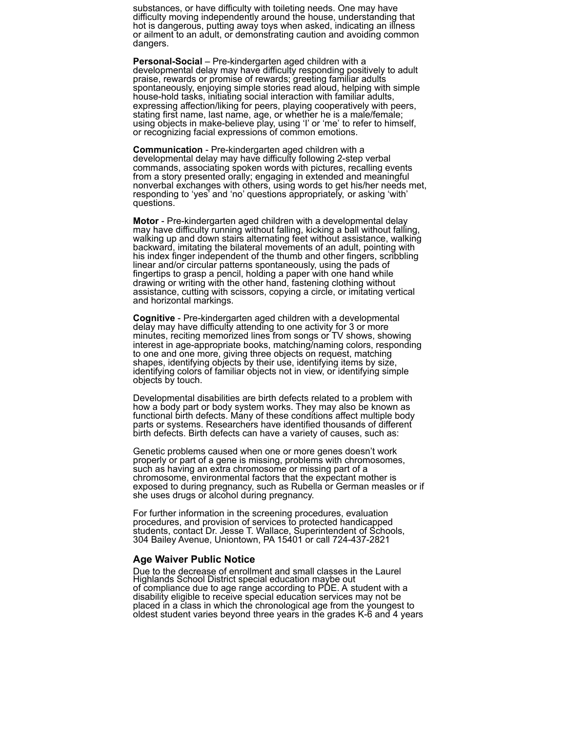substances, or have difficulty with toileting needs. One may have difficulty moving independently around the house, understanding that hot is dangerous, putting away toys when asked, indicating an illness or ailment to an adult, or demonstrating caution and avoiding common dangers.

**Personal-Social** – Pre-kindergarten aged children with a developmental delay may have difficulty responding positively to adult praise, rewards or promise of rewards; greeting familiar adults spontaneously, enjoying simple stories read aloud, helping with simple house-hold tasks, initiating social interaction with familiar adults, expressing affection/liking for peers, playing cooperatively with peers, stating first name, last name, age, or whether he is a male/female; using objects in make-believe play, using 'I' or 'me' to refer to himself, or recognizing facial expressions of common emotions.

**Communication** - Pre-kindergarten aged children with a developmental delay may have difficulty following 2-step verbal commands, associating spoken words with pictures, recalling events from a story presented orally; engaging in extended and meaningful nonverbal exchanges with others, using words to get his/her needs met, responding to 'yes' and 'no' questions appropriately, or asking 'with' questions.

**Motor** - Pre-kindergarten aged children with a developmental delay may have difficulty running without falling, kicking a ball without falling, walking up and down stairs alternating feet without assistance, walking backward, imitating the bilateral movements of an adult, pointing with his index finger independent of the thumb and other fingers, scribbling linear and/or circular patterns spontaneously, using the pads of fingertips to grasp a pencil, holding a paper with one hand while drawing or writing with the other hand, fastening clothing without assistance, cutting with scissors, copying a circle, or imitating vertical and horizontal markings.

**Cognitive** - Pre-kindergarten aged children with a developmental delay may have difficulty attending to one activity for 3 or more minutes, reciting memorized lines from songs or TV shows, showing interest in age-appropriate books, matching/naming colors, responding to one and one more, giving three objects on request, matching shapes, identifying objects by their use, identifying items by size, identifying colors of familiar objects not in view, or identifying simple objects by touch.

Developmental disabilities are birth defects related to a problem with how a body part or body system works. They may also be known as functional birth defects. Many of these conditions affect multiple body parts or systems. Researchers have identified thousands of different birth defects. Birth defects can have a variety of causes, such as:

Genetic problems caused when one or more genes doesn't work properly or part of a gene is missing, problems with chromosomes, such as having an extra chromosome or missing part of a chromosome, environmental factors that the expectant mother is exposed to during pregnancy, such as Rubella or German measles or if she uses drugs or alcohol during pregnancy.

For further information in the screening procedures, evaluation procedures, and provision of services to protected handicapped students, contact Dr. Jesse T. Wallace, Superintendent of Schools, 304 Bailey Avenue, Uniontown, PA 15401 or call 724-437-2821

### Age Waiver Public Notice

Due to the decrease of enrollment and small classes in the Laurel Highlands School District special education maybe out of compliance due to age range according to PDE. A student with a disability eligible to receive special education services may not be placed in a class in which the chronological age from the youngest to oldest student varies beyond three years in the grades K-6 and 4 years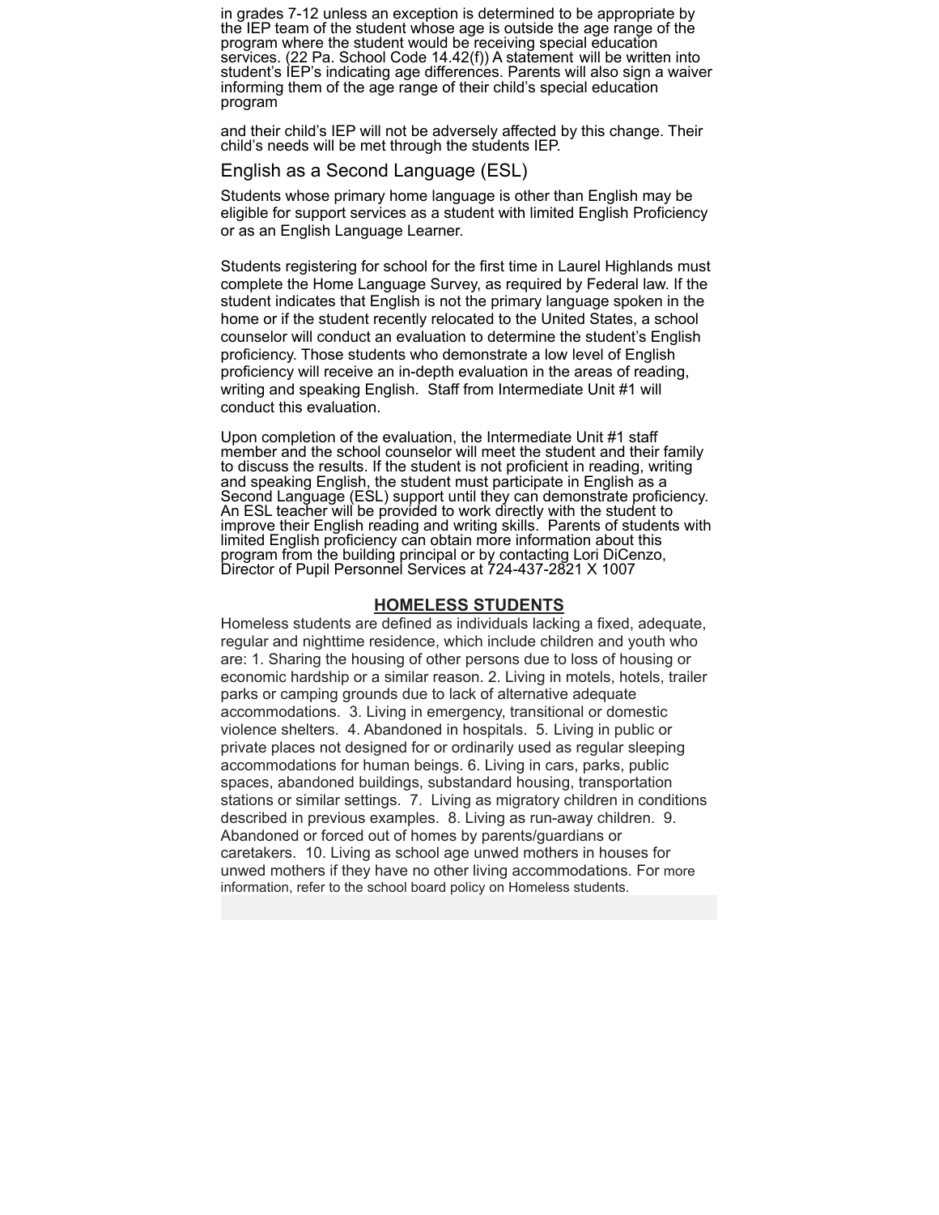in grades 7-12 unless an exception is determined to be appropriate by the IEP team of the student whose age is outside the age range of the program where the student would be receiving special education services. (22 Pa. School Code 14.42(f)) A statement will be written into student's IEP's indicating age differences. Parents will also sign a waiver informing them of the age range of their child's special education program

and their child's IEP will not be adversely affected by this change. Their child's needs will be met through the students IEP.

## English as a Second Language (ESL)

Students whose primary home language is other than English may be eligible for support services as a student with limited English Proficiency or as an English Language Learner.

Students registering for school for the first time in Laurel Highlands must complete the Home Language Survey, as required by Federal law. If the student indicates that English is not the primary language spoken in the home or if the student recently relocated to the United States, a school counselor will conduct an evaluation to determine the student's English proficiency. Those students who demonstrate a low level of English proficiency will receive an in-depth evaluation in the areas of reading, writing and speaking English. Staff from Intermediate Unit #1 will conduct this evaluation.

Upon completion of the evaluation, the Intermediate Unit #1 staff member and the school counselor will meet the student and their family to discuss the results. If the student is not proficient in reading, writing and speaking English, the student must participate in English as a Second Language (ESL) support until they can demonstrate proficiency. An ESL teacher will be provided to work directly with the student to improve their English reading and writing skills. Parents of students with limited English proficiency can obtain more information about this program from the building principal or by contacting Lori DiCenzo, Director of Pupil Personnel Services at 724-437-2821 X 1007

## **HOMELESS STUDENTS**

Homeless students are defined as individuals lacking a fixed, adequate, regular and nighttime residence, which include children and youth who are: 1. Sharing the housing of other persons due to loss of housing or economic hardship or a similar reason. 2. Living in motels, hotels, trailer parks or camping grounds due to lack of alternative adequate accommodations. 3. Living in emergency, transitional or domestic violence shelters. 4. Abandoned in hospitals. 5. Living in public or private places not designed for or ordinarily used as regular sleeping accommodations for human beings. 6. Living in cars, parks, public spaces, abandoned buildings, substandard housing, transportation stations or similar settings. 7. Living as migratory children in conditions described in previous examples. 8. Living as run-away children. 9. Abandoned or forced out of homes by parents/guardians or caretakers. 10. Living as school age unwed mothers in houses for unwed mothers if they have no other living accommodations. For more information, refer to the school board policy on Homeless students.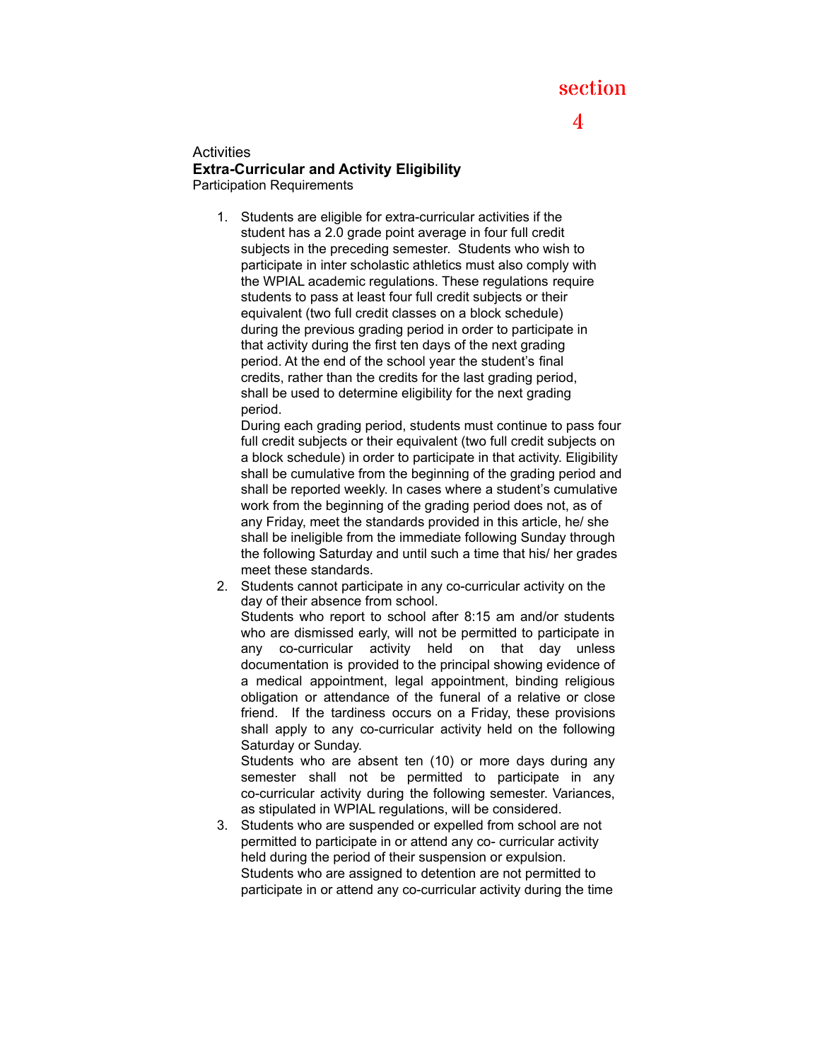# section 4

Activities

**Extra-Curricular and Activity Eligibility**

Participation Requirements

1. Students are eligible for extra-curricular activities if the student has a 2.0 grade point average in four full credit subjects in the preceding semester. Students who wish to participate in inter scholastic athletics must also comply with the WPIAL academic regulations. These regulations require students to pass at least four full credit subjects or their equivalent (two full credit classes on a block schedule) during the previous grading period in order to participate in that activity during the first ten days of the next grading period. At the end of the school year the student's final credits, rather than the credits for the last grading period, shall be used to determine eligibility for the next grading period.

   During each grading period, students must continue to pass four full credit subjects or their equivalent (two full credit subjects on a block schedule) in order to participate in that activity. Eligibility shall be cumulative from the beginning of the grading period and shall be reported weekly. In cases where a student's cumulative work from the beginning of the grading period does not, as of any Friday, meet the standards provided in this article, he/ she shall be ineligible from the immediate following Sunday through the following Saturday and until such a time that his/ her grades meet these standards.
2. Students cannot participate in any co-curricular activity on the day of their absence from school.

   Students who report to school after 8:15 am and/or students who are dismissed early, will not be permitted to participate in any co-curricular activity held on that day unless documentation is provided to the principal showing evidence of a medical appointment, legal appointment, binding religious obligation or attendance of the funeral of a relative or close friend. If the tardiness occurs on a Friday, these provisions shall apply to any co-curricular activity held on the following Saturday or Sunday.

   Students who are absent ten (10) or more days during any semester shall not be permitted to participate in any co-curricular activity during the following semester. Variances, as stipulated in WPIAL regulations, will be considered.
3. Students who are suspended or expelled from school are not permitted to participate in or attend any co- curricular activity held during the period of their suspension or expulsion. Students who are assigned to detention are not permitted to participate in or attend any co-curricular activity during the time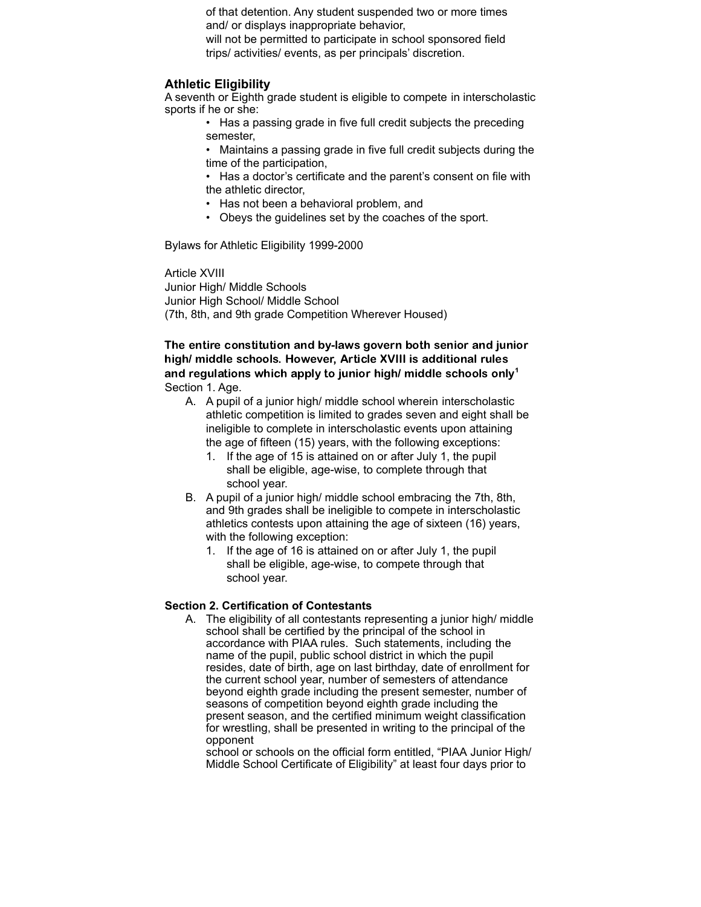of that detention. Any student suspended two or more times and/ or displays inappropriate behavior, will not be permitted to participate in school sponsored field trips/ activities/ events, as per principals' discretion.

### Athletic Eligibility

A seventh or Eighth grade student is eligible to compete in interscholastic sports if he or she:

- Has a passing grade in five full credit subjects the preceding semester,
- Maintains a passing grade in five full credit subjects during the time of the participation,
- Has a doctor's certificate and the parent's consent on file with the athletic director,
- Has not been a behavioral problem, and
- Obeys the guidelines set by the coaches of the sport.

Bylaws for Athletic Eligibility 1999-2000

Article XVIII
Junior High/ Middle Schools
Junior High School/ Middle School
(7th, 8th, and 9th grade Competition Wherever Housed)

**The entire constitution and by-laws govern both senior and junior high/ middle schools. However, Article XVIII is additional rules and regulations which apply to junior high/ middle schools only[1]**

Section 1. Age.

A. A pupil of a junior high/ middle school wherein interscholastic athletic competition is limited to grades seven and eight shall be ineligible to complete in interscholastic events upon attaining the age of fifteen (15) years, with the following exceptions:
   1. If the age of 15 is attained on or after July 1, the pupil shall be eligible, age-wise, to complete through that school year.
B. A pupil of a junior high/ middle school embracing the 7th, 8th, and 9th grades shall be ineligible to compete in interscholastic athletics contests upon attaining the age of sixteen (16) years, with the following exception:
   1. If the age of 16 is attained on or after July 1, the pupil shall be eligible, age-wise, to compete through that school year.

**Section 2. Certification of Contestants**

A. The eligibility of all contestants representing a junior high/ middle school shall be certified by the principal of the school in accordance with PIAA rules. Such statements, including the name of the pupil, public school district in which the pupil resides, date of birth, age on last birthday, date of enrollment for the current school year, number of semesters of attendance beyond eighth grade including the present semester, number of seasons of competition beyond eighth grade including the present season, and the certified minimum weight classification for wrestling, shall be presented in writing to the principal of the opponent school or schools on the official form entitled, "PIAA Junior High/ Middle School Certificate of Eligibility" at least four days prior to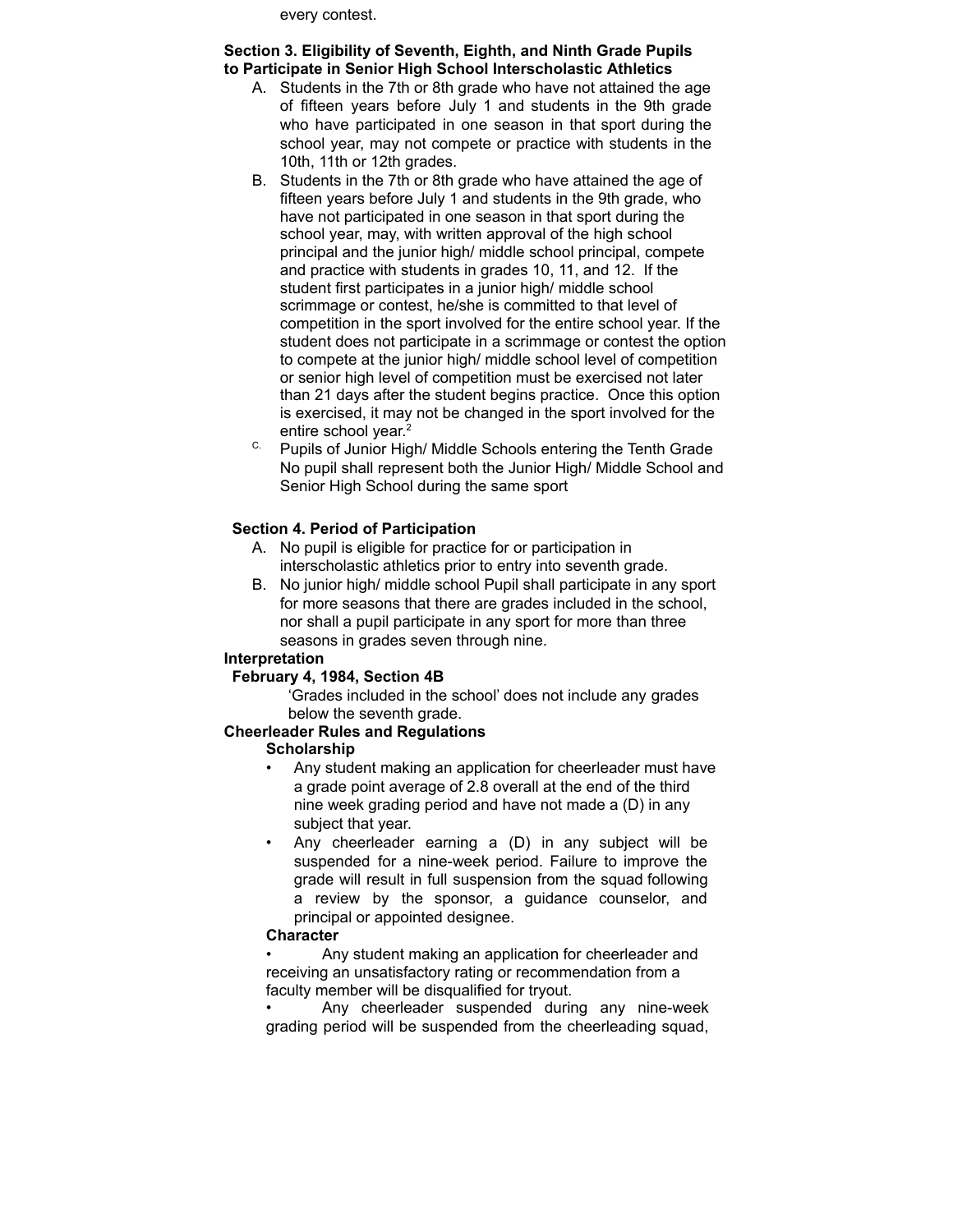every contest.

**Section 3. Eligibility of Seventh, Eighth, and Ninth Grade Pupils to Participate in Senior High School Interscholastic Athletics**

A. Students in the 7th or 8th grade who have not attained the age of fifteen years before July 1 and students in the 9th grade who have participated in one season in that sport during the school year, may not compete or practice with students in the 10th, 11th or 12th grades.

B. Students in the 7th or 8th grade who have attained the age of fifteen years before July 1 and students in the 9th grade, who have not participated in one season in that sport during the school year, may, with written approval of the high school principal and the junior high/ middle school principal, compete and practice with students in grades 10, 11, and 12. If the student first participates in a junior high/ middle school scrimmage or contest, he/she is committed to that level of competition in the sport involved for the entire school year. If the student does not participate in a scrimmage or contest the option to compete at the junior high/ middle school level of competition or senior high level of competition must be exercised not later than 21 days after the student begins practice. Once this option is exercised, it may not be changed in the sport involved for the entire school year.[2]

C. Pupils of Junior High/ Middle Schools entering the Tenth Grade No pupil shall represent both the Junior High/ Middle School and Senior High School during the same sport

**Section 4. Period of Participation**

A. No pupil is eligible for practice for or participation in interscholastic athletics prior to entry into seventh grade.

B. No junior high/ middle school Pupil shall participate in any sport for more seasons that there are grades included in the school, nor shall a pupil participate in any sport for more than three seasons in grades seven through nine.

**Interpretation**

**February 4, 1984, Section 4B**

'Grades included in the school' does not include any grades below the seventh grade.

**Cheerleader Rules and Regulations**

**Scholarship**

- Any student making an application for cheerleader must have a grade point average of 2.8 overall at the end of the third nine week grading period and have not made a (D) in any subject that year.
- Any cheerleader earning a (D) in any subject will be suspended for a nine-week period. Failure to improve the grade will result in full suspension from the squad following a review by the sponsor, a guidance counselor, and principal or appointed designee.

**Character**

- Any student making an application for cheerleader and receiving an unsatisfactory rating or recommendation from a faculty member will be disqualified for tryout.
- Any cheerleader suspended during any nine-week grading period will be suspended from the cheerleading squad,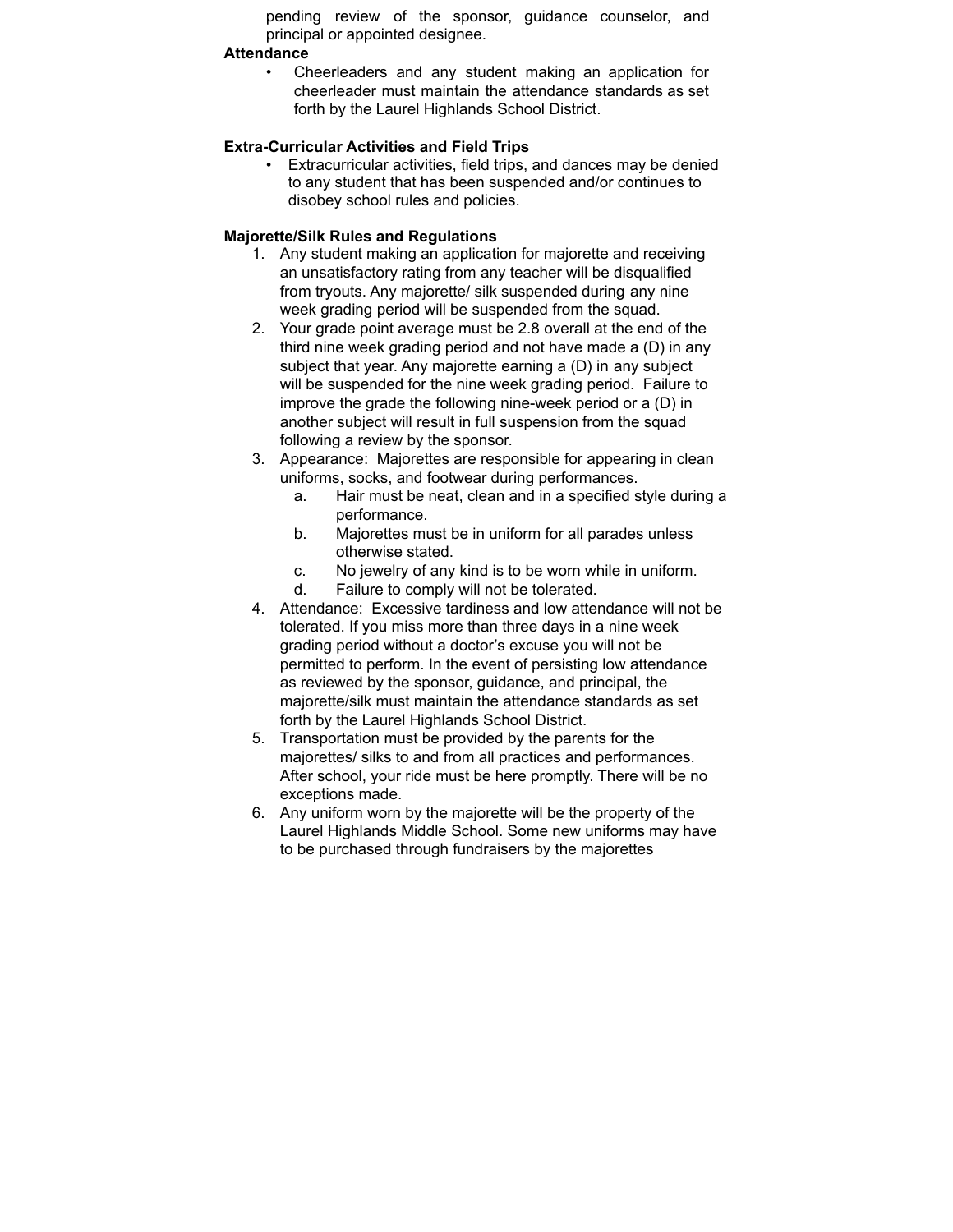pending review of the sponsor, guidance counselor, and principal or appointed designee.

**Attendance**

- Cheerleaders and any student making an application for cheerleader must maintain the attendance standards as set forth by the Laurel Highlands School District.

**Extra-Curricular Activities and Field Trips**

- Extracurricular activities, field trips, and dances may be denied to any student that has been suspended and/or continues to disobey school rules and policies.

**Majorette/Silk Rules and Regulations**

1. Any student making an application for majorette and receiving an unsatisfactory rating from any teacher will be disqualified from tryouts. Any majorette/ silk suspended during any nine week grading period will be suspended from the squad.
2. Your grade point average must be 2.8 overall at the end of the third nine week grading period and not have made a (D) in any subject that year. Any majorette earning a (D) in any subject will be suspended for the nine week grading period. Failure to improve the grade the following nine-week period or a (D) in another subject will result in full suspension from the squad following a review by the sponsor.
3. Appearance: Majorettes are responsible for appearing in clean uniforms, socks, and footwear during performances.
   a. Hair must be neat, clean and in a specified style during a performance.
   b. Majorettes must be in uniform for all parades unless otherwise stated.
   c. No jewelry of any kind is to be worn while in uniform.
   d. Failure to comply will not be tolerated.
4. Attendance: Excessive tardiness and low attendance will not be tolerated. If you miss more than three days in a nine week grading period without a doctor's excuse you will not be permitted to perform. In the event of persisting low attendance as reviewed by the sponsor, guidance, and principal, the majorette/silk must maintain the attendance standards as set forth by the Laurel Highlands School District.
5. Transportation must be provided by the parents for the majorettes/ silks to and from all practices and performances. After school, your ride must be here promptly. There will be no exceptions made.
6. Any uniform worn by the majorette will be the property of the Laurel Highlands Middle School. Some new uniforms may have to be purchased through fundraisers by the majorettes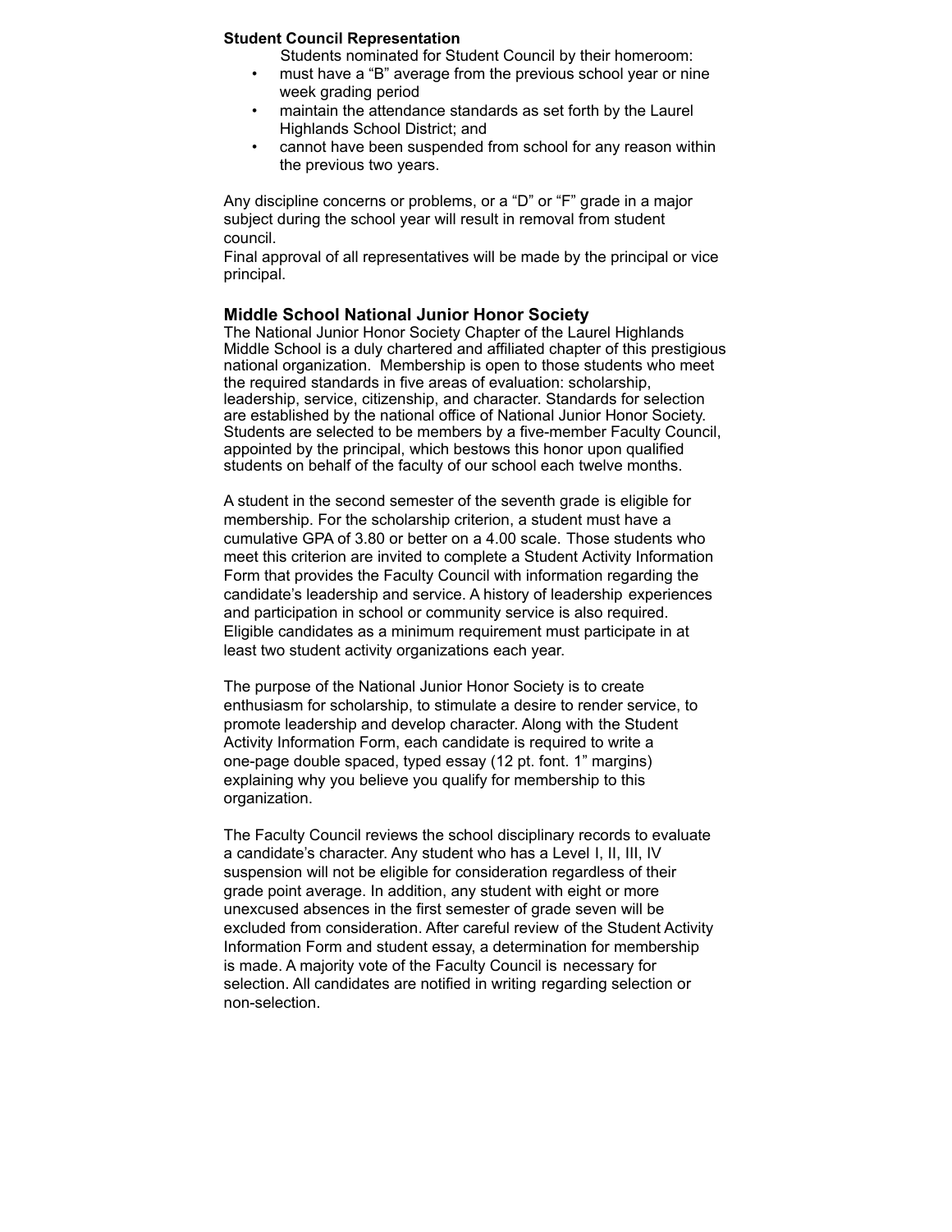**Student Council Representation**

Students nominated for Student Council by their homeroom:

- must have a "B" average from the previous school year or nine week grading period
- maintain the attendance standards as set forth by the Laurel Highlands School District; and
- cannot have been suspended from school for any reason within the previous two years.

Any discipline concerns or problems, or a "D" or "F" grade in a major subject during the school year will result in removal from student council.

Final approval of all representatives will be made by the principal or vice principal.

## Middle School National Junior Honor Society

The National Junior Honor Society Chapter of the Laurel Highlands Middle School is a duly chartered and affiliated chapter of this prestigious national organization. Membership is open to those students who meet the required standards in five areas of evaluation: scholarship, leadership, service, citizenship, and character. Standards for selection are established by the national office of National Junior Honor Society. Students are selected to be members by a five-member Faculty Council, appointed by the principal, which bestows this honor upon qualified students on behalf of the faculty of our school each twelve months.

A student in the second semester of the seventh grade is eligible for membership. For the scholarship criterion, a student must have a cumulative GPA of 3.80 or better on a 4.00 scale. Those students who meet this criterion are invited to complete a Student Activity Information Form that provides the Faculty Council with information regarding the candidate's leadership and service. A history of leadership experiences and participation in school or community service is also required. Eligible candidates as a minimum requirement must participate in at least two student activity organizations each year.

The purpose of the National Junior Honor Society is to create enthusiasm for scholarship, to stimulate a desire to render service, to promote leadership and develop character. Along with the Student Activity Information Form, each candidate is required to write a one-page double spaced, typed essay (12 pt. font. 1" margins) explaining why you believe you qualify for membership to this organization.

The Faculty Council reviews the school disciplinary records to evaluate a candidate's character. Any student who has a Level I, II, III, IV suspension will not be eligible for consideration regardless of their grade point average. In addition, any student with eight or more unexcused absences in the first semester of grade seven will be excluded from consideration. After careful review of the Student Activity Information Form and student essay, a determination for membership is made. A majority vote of the Faculty Council is necessary for selection. All candidates are notified in writing regarding selection or non-selection.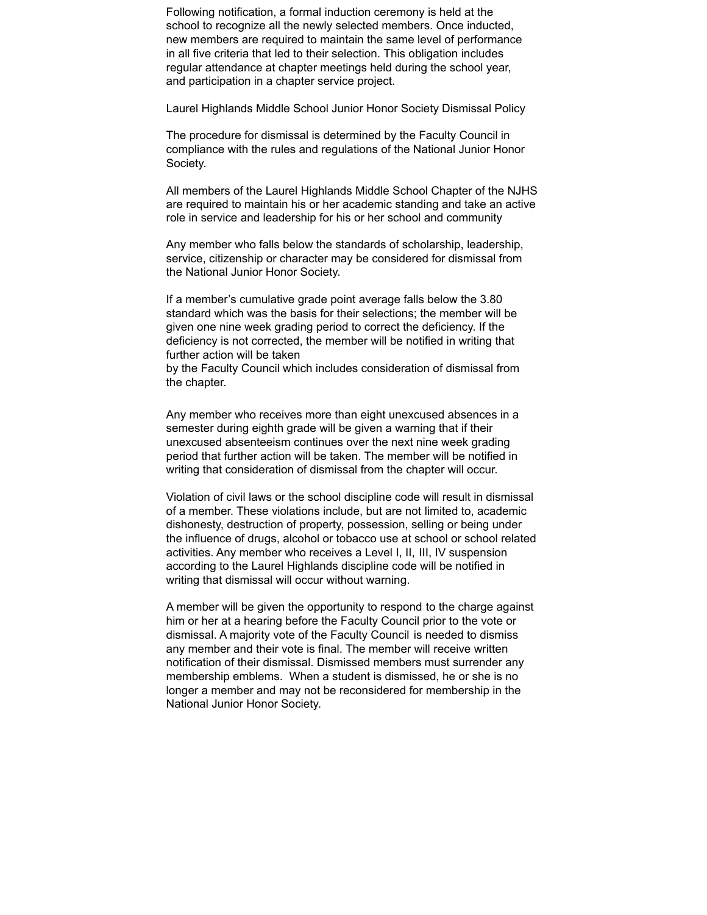Following notification, a formal induction ceremony is held at the school to recognize all the newly selected members. Once inducted, new members are required to maintain the same level of performance in all five criteria that led to their selection. This obligation includes regular attendance at chapter meetings held during the school year, and participation in a chapter service project.

Laurel Highlands Middle School Junior Honor Society Dismissal Policy

The procedure for dismissal is determined by the Faculty Council in compliance with the rules and regulations of the National Junior Honor Society.

All members of the Laurel Highlands Middle School Chapter of the NJHS are required to maintain his or her academic standing and take an active role in service and leadership for his or her school and community

Any member who falls below the standards of scholarship, leadership, service, citizenship or character may be considered for dismissal from the National Junior Honor Society.

If a member's cumulative grade point average falls below the 3.80 standard which was the basis for their selections; the member will be given one nine week grading period to correct the deficiency. If the deficiency is not corrected, the member will be notified in writing that further action will be taken
by the Faculty Council which includes consideration of dismissal from the chapter.

Any member who receives more than eight unexcused absences in a semester during eighth grade will be given a warning that if their unexcused absenteeism continues over the next nine week grading period that further action will be taken. The member will be notified in writing that consideration of dismissal from the chapter will occur.

Violation of civil laws or the school discipline code will result in dismissal of a member. These violations include, but are not limited to, academic dishonesty, destruction of property, possession, selling or being under the influence of drugs, alcohol or tobacco use at school or school related activities. Any member who receives a Level I, II, III, IV suspension according to the Laurel Highlands discipline code will be notified in writing that dismissal will occur without warning.

A member will be given the opportunity to respond to the charge against him or her at a hearing before the Faculty Council prior to the vote or dismissal. A majority vote of the Faculty Council is needed to dismiss any member and their vote is final. The member will receive written notification of their dismissal. Dismissed members must surrender any membership emblems. When a student is dismissed, he or she is no longer a member and may not be reconsidered for membership in the National Junior Honor Society.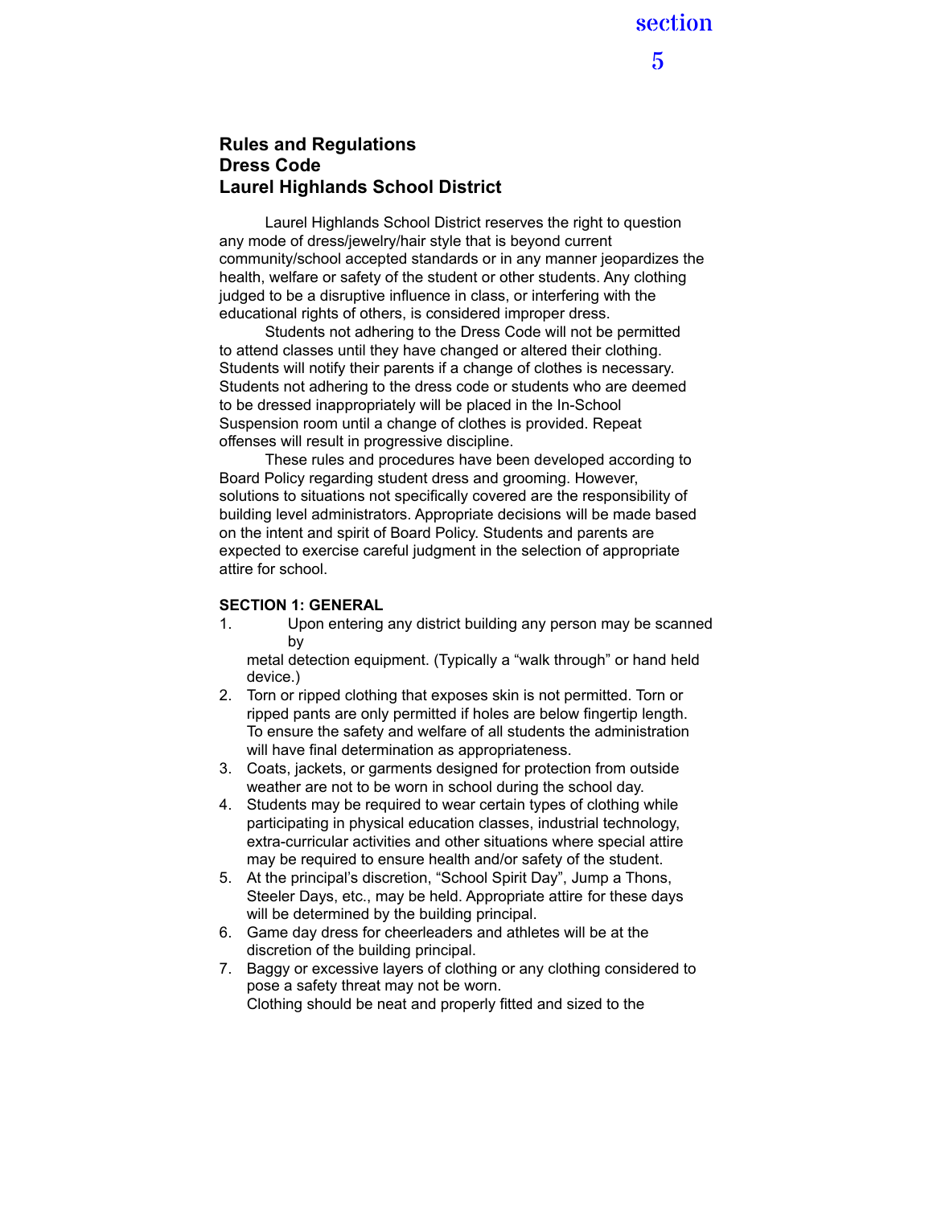# section 5

## Rules and Regulations
## Dress Code
## Laurel Highlands School District

Laurel Highlands School District reserves the right to question any mode of dress/jewelry/hair style that is beyond current community/school accepted standards or in any manner jeopardizes the health, welfare or safety of the student or other students. Any clothing judged to be a disruptive influence in class, or interfering with the educational rights of others, is considered improper dress.

Students not adhering to the Dress Code will not be permitted to attend classes until they have changed or altered their clothing. Students will notify their parents if a change of clothes is necessary. Students not adhering to the dress code or students who are deemed to be dressed inappropriately will be placed in the In-School Suspension room until a change of clothes is provided. Repeat offenses will result in progressive discipline.

These rules and procedures have been developed according to Board Policy regarding student dress and grooming. However, solutions to situations not specifically covered are the responsibility of building level administrators. Appropriate decisions will be made based on the intent and spirit of Board Policy. Students and parents are expected to exercise careful judgment in the selection of appropriate attire for school.

**SECTION 1: GENERAL**

1. Upon entering any district building any person may be scanned by metal detection equipment. (Typically a "walk through" or hand held device.)
2. Torn or ripped clothing that exposes skin is not permitted. Torn or ripped pants are only permitted if holes are below fingertip length. To ensure the safety and welfare of all students the administration will have final determination as appropriateness.
3. Coats, jackets, or garments designed for protection from outside weather are not to be worn in school during the school day.
4. Students may be required to wear certain types of clothing while participating in physical education classes, industrial technology, extra-curricular activities and other situations where special attire may be required to ensure health and/or safety of the student.
5. At the principal's discretion, "School Spirit Day", Jump a Thons, Steeler Days, etc., may be held. Appropriate attire for these days will be determined by the building principal.
6. Game day dress for cheerleaders and athletes will be at the discretion of the building principal.
7. Baggy or excessive layers of clothing or any clothing considered to pose a safety threat may not be worn.
   Clothing should be neat and properly fitted and sized to the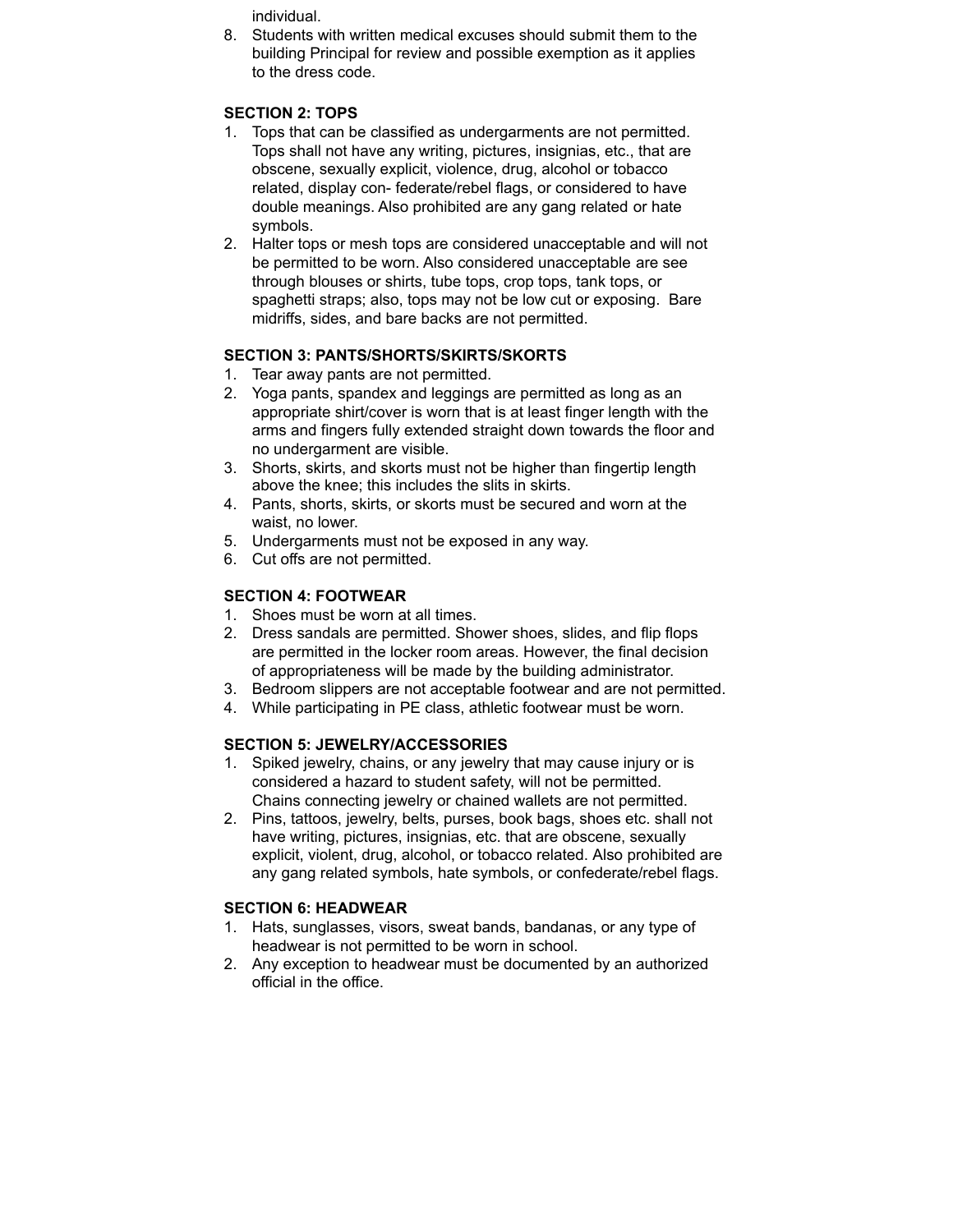individual.

8. Students with written medical excuses should submit them to the building Principal for review and possible exemption as it applies to the dress code.

**SECTION 2: TOPS**

1. Tops that can be classified as undergarments are not permitted. Tops shall not have any writing, pictures, insignias, etc., that are obscene, sexually explicit, violence, drug, alcohol or tobacco related, display con- federate/rebel flags, or considered to have double meanings. Also prohibited are any gang related or hate symbols.
2. Halter tops or mesh tops are considered unacceptable and will not be permitted to be worn. Also considered unacceptable are see through blouses or shirts, tube tops, crop tops, tank tops, or spaghetti straps; also, tops may not be low cut or exposing. Bare midriffs, sides, and bare backs are not permitted.

**SECTION 3: PANTS/SHORTS/SKIRTS/SKORTS**

1. Tear away pants are not permitted.
2. Yoga pants, spandex and leggings are permitted as long as an appropriate shirt/cover is worn that is at least finger length with the arms and fingers fully extended straight down towards the floor and no undergarment are visible.
3. Shorts, skirts, and skorts must not be higher than fingertip length above the knee; this includes the slits in skirts.
4. Pants, shorts, skirts, or skorts must be secured and worn at the waist, no lower.
5. Undergarments must not be exposed in any way.
6. Cut offs are not permitted.

**SECTION 4: FOOTWEAR**

1. Shoes must be worn at all times.
2. Dress sandals are permitted. Shower shoes, slides, and flip flops are permitted in the locker room areas. However, the final decision of appropriateness will be made by the building administrator.
3. Bedroom slippers are not acceptable footwear and are not permitted.
4. While participating in PE class, athletic footwear must be worn.

**SECTION 5: JEWELRY/ACCESSORIES**

1. Spiked jewelry, chains, or any jewelry that may cause injury or is considered a hazard to student safety, will not be permitted. Chains connecting jewelry or chained wallets are not permitted.
2. Pins, tattoos, jewelry, belts, purses, book bags, shoes etc. shall not have writing, pictures, insignias, etc. that are obscene, sexually explicit, violent, drug, alcohol, or tobacco related. Also prohibited are any gang related symbols, hate symbols, or confederate/rebel flags.

**SECTION 6: HEADWEAR**

1. Hats, sunglasses, visors, sweat bands, bandanas, or any type of headwear is not permitted to be worn in school.
2. Any exception to headwear must be documented by an authorized official in the office.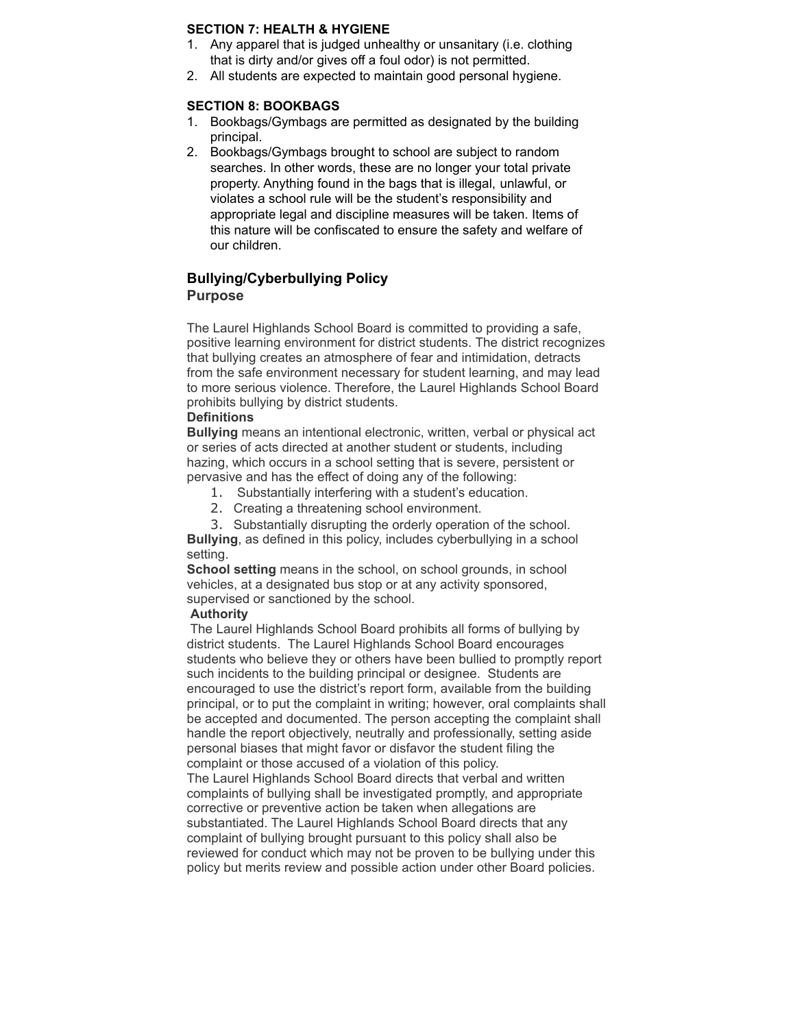**SECTION 7: HEALTH & HYGIENE**

1. Any apparel that is judged unhealthy or unsanitary (i.e. clothing that is dirty and/or gives off a foul odor) is not permitted.
2. All students are expected to maintain good personal hygiene.

**SECTION 8: BOOKBAGS**

1. Bookbags/Gymbags are permitted as designated by the building principal.
2. Bookbags/Gymbags brought to school are subject to random searches. In other words, these are no longer your total private property. Anything found in the bags that is illegal, unlawful, or violates a school rule will be the student's responsibility and appropriate legal and discipline measures will be taken. Items of this nature will be confiscated to ensure the safety and welfare of our children.

## Bullying/Cyberbullying Policy

### Purpose

The Laurel Highlands School Board is committed to providing a safe, positive learning environment for district students. The district recognizes that bullying creates an atmosphere of fear and intimidation, detracts from the safe environment necessary for student learning, and may lead to more serious violence. Therefore, the Laurel Highlands School Board prohibits bullying by district students.

**Definitions**

**Bullying** means an intentional electronic, written, verbal or physical act or series of acts directed at another student or students, including hazing, which occurs in a school setting that is severe, persistent or pervasive and has the effect of doing any of the following:

1. Substantially interfering with a student's education.
2. Creating a threatening school environment.
3. Substantially disrupting the orderly operation of the school.

**Bullying**, as defined in this policy, includes cyberbullying in a school setting.

**School setting** means in the school, on school grounds, in school vehicles, at a designated bus stop or at any activity sponsored, supervised or sanctioned by the school.

**Authority**

The Laurel Highlands School Board prohibits all forms of bullying by district students. The Laurel Highlands School Board encourages students who believe they or others have been bullied to promptly report such incidents to the building principal or designee. Students are encouraged to use the district's report form, available from the building principal, or to put the complaint in writing; however, oral complaints shall be accepted and documented. The person accepting the complaint shall handle the report objectively, neutrally and professionally, setting aside personal biases that might favor or disfavor the student filing the complaint or those accused of a violation of this policy.

The Laurel Highlands School Board directs that verbal and written complaints of bullying shall be investigated promptly, and appropriate corrective or preventive action be taken when allegations are substantiated. The Laurel Highlands School Board directs that any complaint of bullying brought pursuant to this policy shall also be reviewed for conduct which may not be proven to be bullying under this policy but merits review and possible action under other Board policies.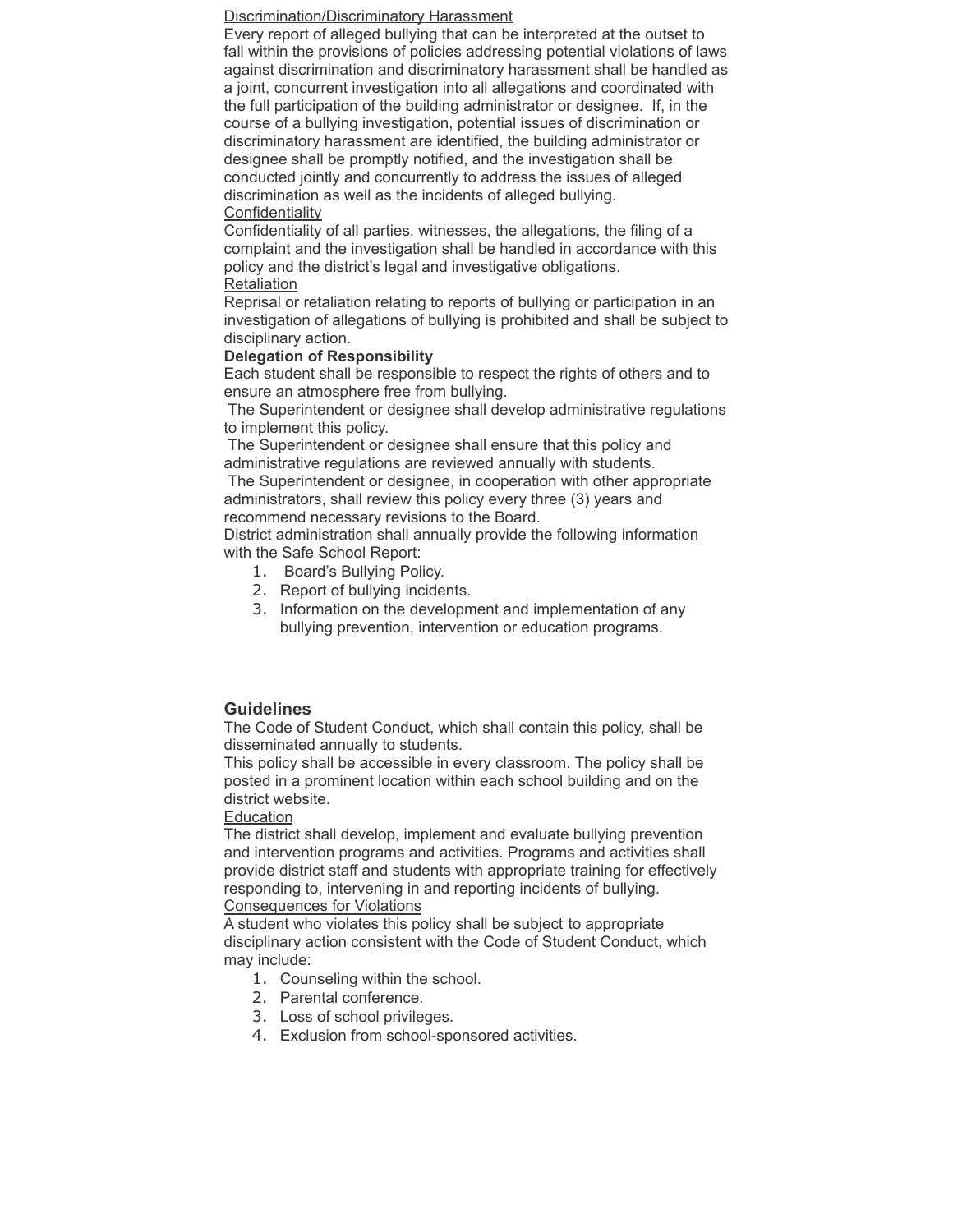Discrimination/Discriminatory Harassment

Every report of alleged bullying that can be interpreted at the outset to fall within the provisions of policies addressing potential violations of laws against discrimination and discriminatory harassment shall be handled as a joint, concurrent investigation into all allegations and coordinated with the full participation of the building administrator or designee. If, in the course of a bullying investigation, potential issues of discrimination or discriminatory harassment are identified, the building administrator or designee shall be promptly notified, and the investigation shall be conducted jointly and concurrently to address the issues of alleged discrimination as well as the incidents of alleged bullying.

Confidentiality

Confidentiality of all parties, witnesses, the allegations, the filing of a complaint and the investigation shall be handled in accordance with this policy and the district's legal and investigative obligations.

Retaliation

Reprisal or retaliation relating to reports of bullying or participation in an investigation of allegations of bullying is prohibited and shall be subject to disciplinary action.

**Delegation of Responsibility**

Each student shall be responsible to respect the rights of others and to ensure an atmosphere free from bullying.

The Superintendent or designee shall develop administrative regulations to implement this policy.

The Superintendent or designee shall ensure that this policy and administrative regulations are reviewed annually with students.

The Superintendent or designee, in cooperation with other appropriate administrators, shall review this policy every three (3) years and recommend necessary revisions to the Board.

District administration shall annually provide the following information with the Safe School Report:

1. Board's Bullying Policy.
2. Report of bullying incidents.
3. Information on the development and implementation of any bullying prevention, intervention or education programs.

## Guidelines

The Code of Student Conduct, which shall contain this policy, shall be disseminated annually to students.

This policy shall be accessible in every classroom. The policy shall be posted in a prominent location within each school building and on the district website.

Education

The district shall develop, implement and evaluate bullying prevention and intervention programs and activities. Programs and activities shall provide district staff and students with appropriate training for effectively responding to, intervening in and reporting incidents of bullying.

Consequences for Violations

A student who violates this policy shall be subject to appropriate disciplinary action consistent with the Code of Student Conduct, which may include:

1. Counseling within the school.
2. Parental conference.
3. Loss of school privileges.
4. Exclusion from school-sponsored activities.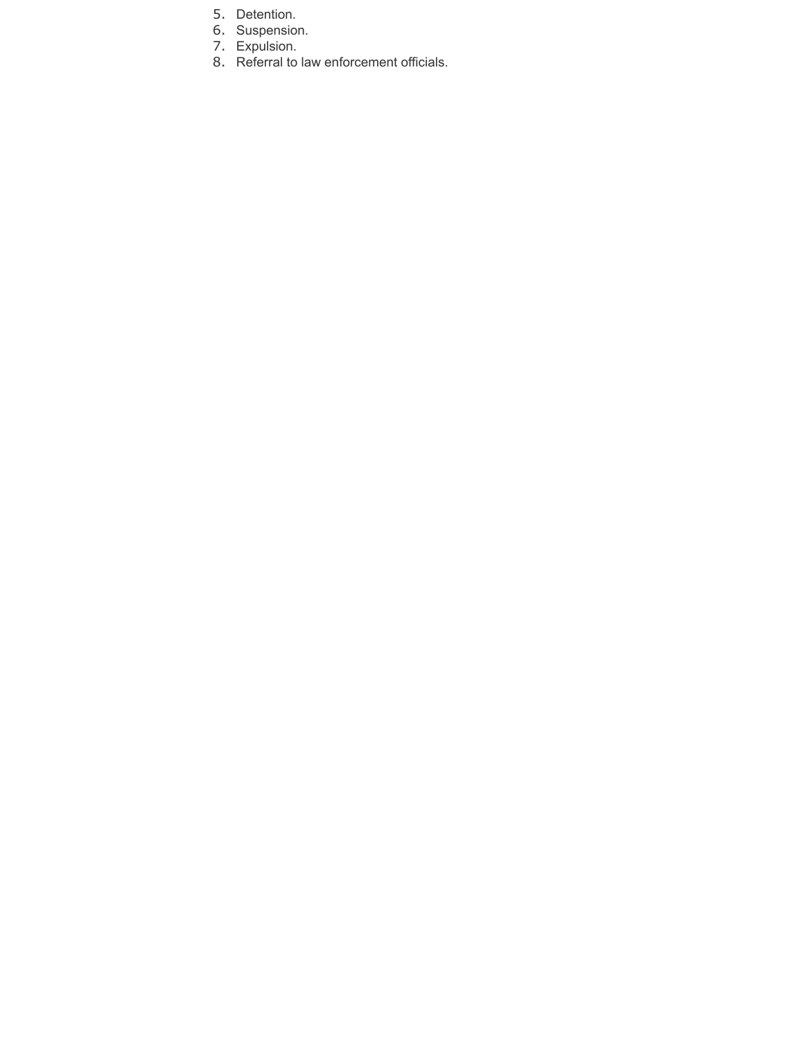5. Detention.
6. Suspension.
7. Expulsion.
8. Referral to law enforcement officials.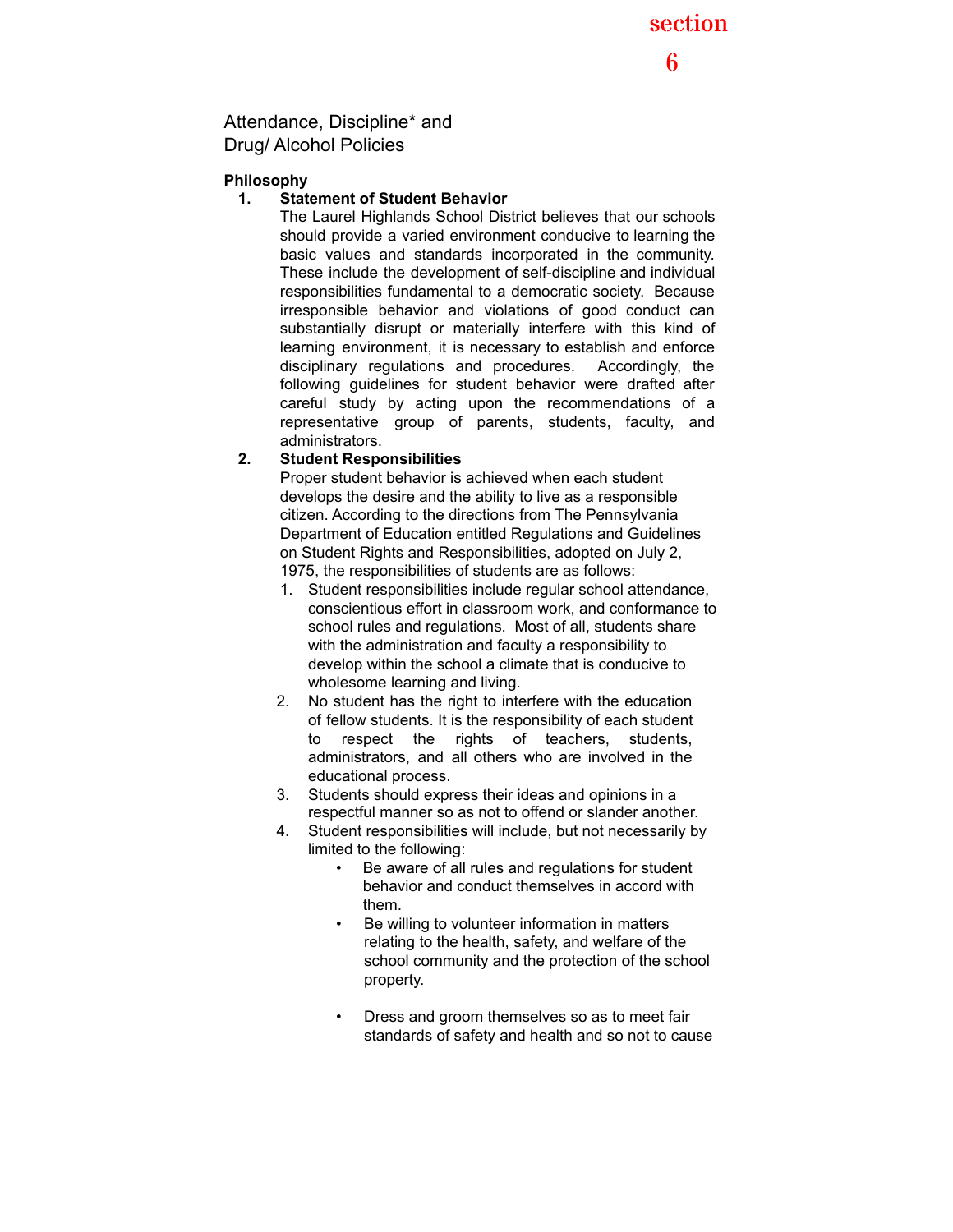# section 6

## Attendance, Discipline* and Drug/ Alcohol Policies

**Philosophy**

1. **Statement of Student Behavior**
   The Laurel Highlands School District believes that our schools should provide a varied environment conducive to learning the basic values and standards incorporated in the community. These include the development of self-discipline and individual responsibilities fundamental to a democratic society. Because irresponsible behavior and violations of good conduct can substantially disrupt or materially interfere with this kind of learning environment, it is necessary to establish and enforce disciplinary regulations and procedures. Accordingly, the following guidelines for student behavior were drafted after careful study by acting upon the recommendations of a representative group of parents, students, faculty, and administrators.

2. **Student Responsibilities**
   Proper student behavior is achieved when each student develops the desire and the ability to live as a responsible citizen. According to the directions from The Pennsylvania Department of Education entitled Regulations and Guidelines on Student Rights and Responsibilities, adopted on July 2, 1975, the responsibilities of students are as follows:
   1. Student responsibilities include regular school attendance, conscientious effort in classroom work, and conformance to school rules and regulations. Most of all, students share with the administration and faculty a responsibility to develop within the school a climate that is conducive to wholesome learning and living.
   2. No student has the right to interfere with the education of fellow students. It is the responsibility of each student to respect the rights of teachers, students, administrators, and all others who are involved in the educational process.
   3. Students should express their ideas and opinions in a respectful manner so as not to offend or slander another.
   4. Student responsibilities will include, but not necessarily by limited to the following:
      - Be aware of all rules and regulations for student behavior and conduct themselves in accord with them.
      - Be willing to volunteer information in matters relating to the health, safety, and welfare of the school community and the protection of the school property.
      - Dress and groom themselves so as to meet fair standards of safety and health and so not to cause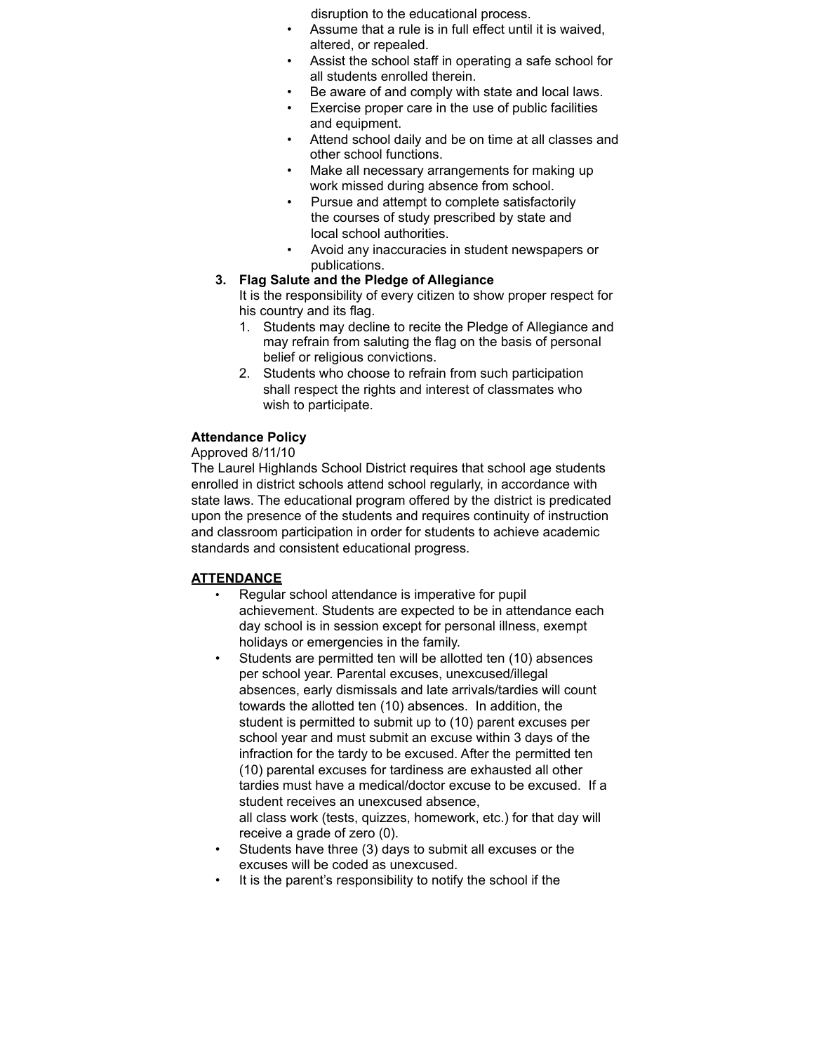disruption to the educational process.

- Assume that a rule is in full effect until it is waived, altered, or repealed.
- Assist the school staff in operating a safe school for all students enrolled therein.
- Be aware of and comply with state and local laws.
- Exercise proper care in the use of public facilities and equipment.
- Attend school daily and be on time at all classes and other school functions.
- Make all necessary arrangements for making up work missed during absence from school.
- Pursue and attempt to complete satisfactorily the courses of study prescribed by state and local school authorities.
- Avoid any inaccuracies in student newspapers or publications.

3. **Flag Salute and the Pledge of Allegiance**

   It is the responsibility of every citizen to show proper respect for his country and its flag.

   1. Students may decline to recite the Pledge of Allegiance and may refrain from saluting the flag on the basis of personal belief or religious convictions.
   2. Students who choose to refrain from such participation shall respect the rights and interest of classmates who wish to participate.

**Attendance Policy**

Approved 8/11/10

The Laurel Highlands School District requires that school age students enrolled in district schools attend school regularly, in accordance with state laws. The educational program offered by the district is predicated upon the presence of the students and requires continuity of instruction and classroom participation in order for students to achieve academic standards and consistent educational progress.

**<u>ATTENDANCE</u>**

- Regular school attendance is imperative for pupil achievement. Students are expected to be in attendance each day school is in session except for personal illness, exempt holidays or emergencies in the family.
- Students are permitted ten will be allotted ten (10) absences per school year. Parental excuses, unexcused/illegal absences, early dismissals and late arrivals/tardies will count towards the allotted ten (10) absences. In addition, the student is permitted to submit up to (10) parent excuses per school year and must submit an excuse within 3 days of the infraction for the tardy to be excused. After the permitted ten (10) parental excuses for tardiness are exhausted all other tardies must have a medical/doctor excuse to be excused. If a student receives an unexcused absence,
  all class work (tests, quizzes, homework, etc.) for that day will receive a grade of zero (0).
- Students have three (3) days to submit all excuses or the excuses will be coded as unexcused.
- It is the parent's responsibility to notify the school if the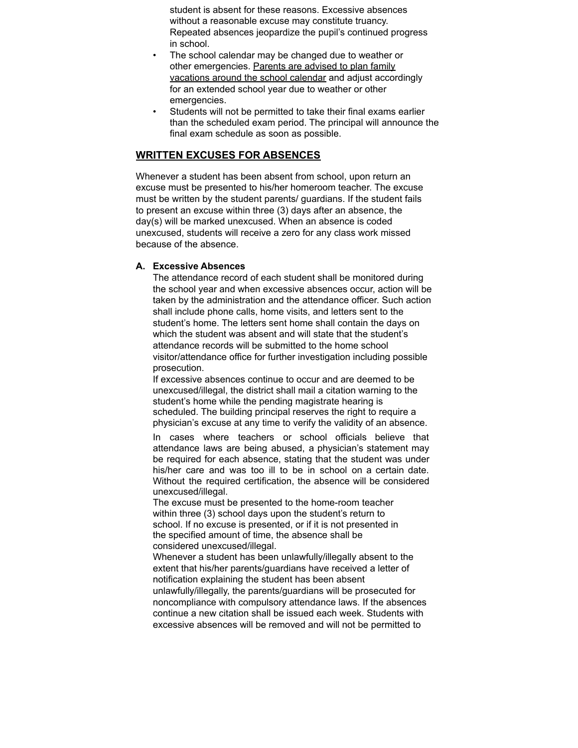student is absent for these reasons. Excessive absences without a reasonable excuse may constitute truancy. Repeated absences jeopardize the pupil's continued progress in school.

- The school calendar may be changed due to weather or other emergencies. <u>Parents are advised to plan family vacations around the school calendar</u> and adjust accordingly for an extended school year due to weather or other emergencies.
- Students will not be permitted to take their final exams earlier than the scheduled exam period. The principal will announce the final exam schedule as soon as possible.

## <u>WRITTEN EXCUSES FOR ABSENCES</u>

Whenever a student has been absent from school, upon return an excuse must be presented to his/her homeroom teacher. The excuse must be written by the student parents/ guardians. If the student fails to present an excuse within three (3) days after an absence, the day(s) will be marked unexcused. When an absence is coded unexcused, students will receive a zero for any class work missed because of the absence.

**A. Excessive Absences**

The attendance record of each student shall be monitored during the school year and when excessive absences occur, action will be taken by the administration and the attendance officer. Such action shall include phone calls, home visits, and letters sent to the student's home. The letters sent home shall contain the days on which the student was absent and will state that the student's attendance records will be submitted to the home school visitor/attendance office for further investigation including possible prosecution.

If excessive absences continue to occur and are deemed to be unexcused/illegal, the district shall mail a citation warning to the student's home while the pending magistrate hearing is scheduled. The building principal reserves the right to require a physician's excuse at any time to verify the validity of an absence.

In cases where teachers or school officials believe that attendance laws are being abused, a physician's statement may be required for each absence, stating that the student was under his/her care and was too ill to be in school on a certain date. Without the required certification, the absence will be considered unexcused/illegal.

The excuse must be presented to the home-room teacher within three (3) school days upon the student's return to school. If no excuse is presented, or if it is not presented in the specified amount of time, the absence shall be considered unexcused/illegal.

Whenever a student has been unlawfully/illegally absent to the extent that his/her parents/guardians have received a letter of notification explaining the student has been absent unlawfully/illegally, the parents/guardians will be prosecuted for noncompliance with compulsory attendance laws. If the absences continue a new citation shall be issued each week. Students with excessive absences will be removed and will not be permitted to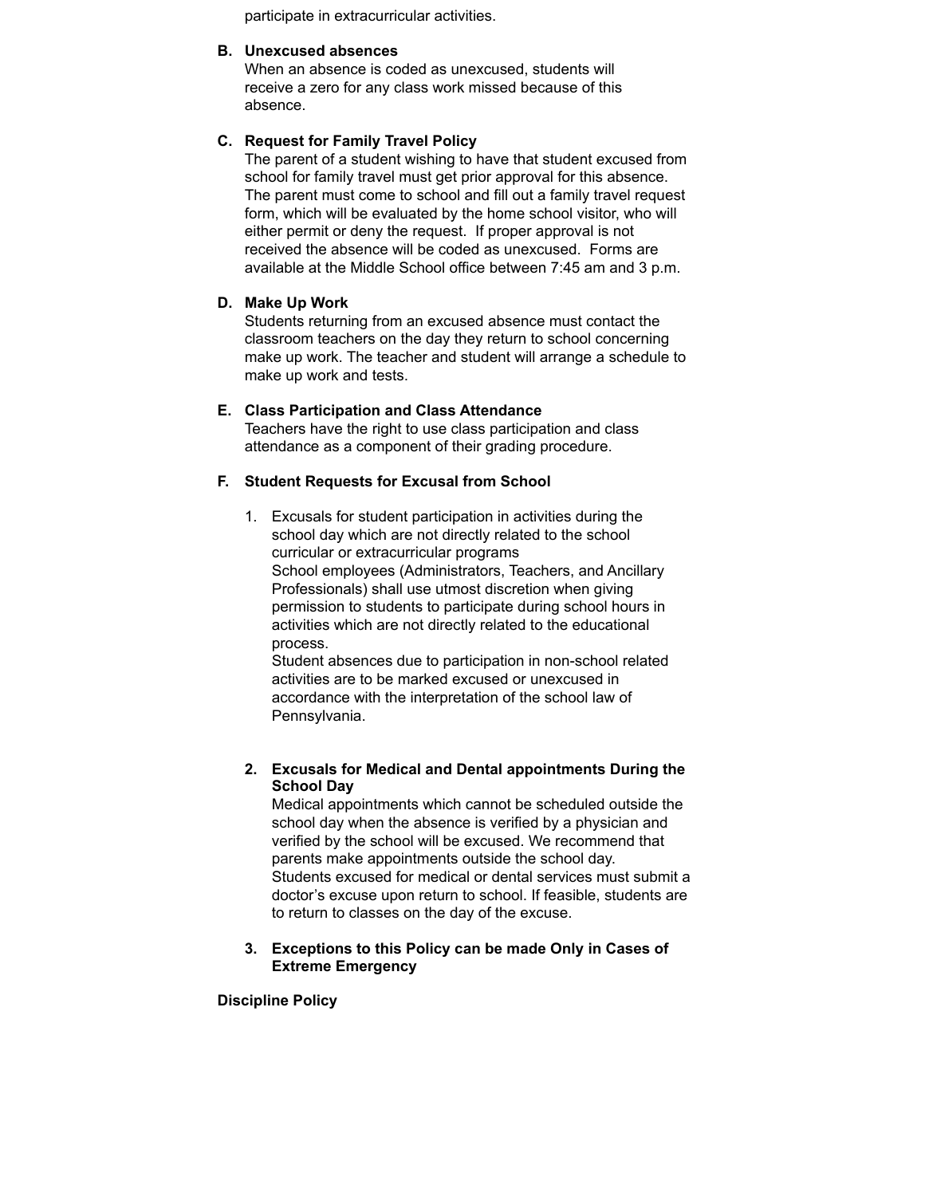participate in extracurricular activities.

**B. Unexcused absences**

When an absence is coded as unexcused, students will receive a zero for any class work missed because of this absence.

**C. Request for Family Travel Policy**

The parent of a student wishing to have that student excused from school for family travel must get prior approval for this absence. The parent must come to school and fill out a family travel request form, which will be evaluated by the home school visitor, who will either permit or deny the request. If proper approval is not received the absence will be coded as unexcused. Forms are available at the Middle School office between 7:45 am and 3 p.m.

**D. Make Up Work**

Students returning from an excused absence must contact the classroom teachers on the day they return to school concerning make up work. The teacher and student will arrange a schedule to make up work and tests.

**E. Class Participation and Class Attendance**

Teachers have the right to use class participation and class attendance as a component of their grading procedure.

**F. Student Requests for Excusal from School**

1. Excusals for student participation in activities during the school day which are not directly related to the school curricular or extracurricular programs
   School employees (Administrators, Teachers, and Ancillary Professionals) shall use utmost discretion when giving permission to students to participate during school hours in activities which are not directly related to the educational process.
   Student absences due to participation in non-school related activities are to be marked excused or unexcused in accordance with the interpretation of the school law of Pennsylvania.

2. **Excusals for Medical and Dental appointments During the School Day**
   Medical appointments which cannot be scheduled outside the school day when the absence is verified by a physician and verified by the school will be excused. We recommend that parents make appointments outside the school day.
   Students excused for medical or dental services must submit a doctor's excuse upon return to school. If feasible, students are to return to classes on the day of the excuse.

3. **Exceptions to this Policy can be made Only in Cases of Extreme Emergency**

**Discipline Policy**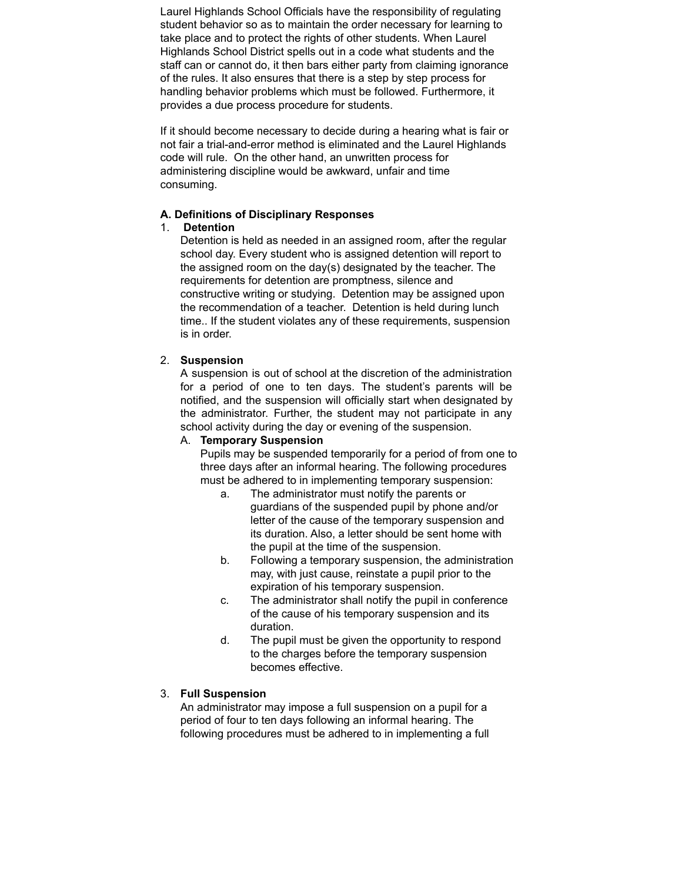Laurel Highlands School Officials have the responsibility of regulating student behavior so as to maintain the order necessary for learning to take place and to protect the rights of other students. When Laurel Highlands School District spells out in a code what students and the staff can or cannot do, it then bars either party from claiming ignorance of the rules. It also ensures that there is a step by step process for handling behavior problems which must be followed. Furthermore, it provides a due process procedure for students.

If it should become necessary to decide during a hearing what is fair or not fair a trial-and-error method is eliminated and the Laurel Highlands code will rule. On the other hand, an unwritten process for administering discipline would be awkward, unfair and time consuming.

**A. Definitions of Disciplinary Responses**

1. **Detention**

   Detention is held as needed in an assigned room, after the regular school day. Every student who is assigned detention will report to the assigned room on the day(s) designated by the teacher. The requirements for detention are promptness, silence and constructive writing or studying. Detention may be assigned upon the recommendation of a teacher. Detention is held during lunch time.. If the student violates any of these requirements, suspension is in order.

2. **Suspension**

   A suspension is out of school at the discretion of the administration for a period of one to ten days. The student's parents will be notified, and the suspension will officially start when designated by the administrator. Further, the student may not participate in any school activity during the day or evening of the suspension.

   A. **Temporary Suspension**

      Pupils may be suspended temporarily for a period of from one to three days after an informal hearing. The following procedures must be adhered to in implementing temporary suspension:

      a. The administrator must notify the parents or guardians of the suspended pupil by phone and/or letter of the cause of the temporary suspension and its duration. Also, a letter should be sent home with the pupil at the time of the suspension.
      b. Following a temporary suspension, the administration may, with just cause, reinstate a pupil prior to the expiration of his temporary suspension.
      c. The administrator shall notify the pupil in conference of the cause of his temporary suspension and its duration.
      d. The pupil must be given the opportunity to respond to the charges before the temporary suspension becomes effective.

3. **Full Suspension**

   An administrator may impose a full suspension on a pupil for a period of four to ten days following an informal hearing. The following procedures must be adhered to in implementing a full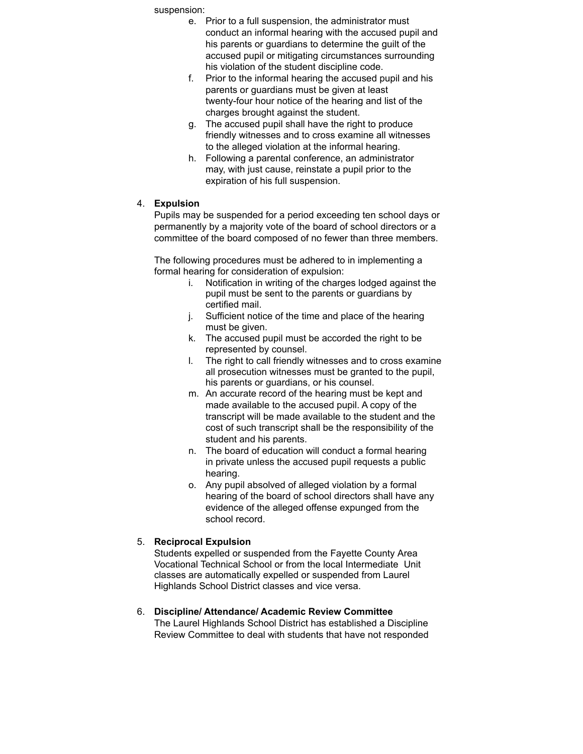suspension:

e. Prior to a full suspension, the administrator must conduct an informal hearing with the accused pupil and his parents or guardians to determine the guilt of the accused pupil or mitigating circumstances surrounding his violation of the student discipline code.
f. Prior to the informal hearing the accused pupil and his parents or guardians must be given at least twenty-four hour notice of the hearing and list of the charges brought against the student.
g. The accused pupil shall have the right to produce friendly witnesses and to cross examine all witnesses to the alleged violation at the informal hearing.
h. Following a parental conference, an administrator may, with just cause, reinstate a pupil prior to the expiration of his full suspension.

4. **Expulsion**

Pupils may be suspended for a period exceeding ten school days or permanently by a majority vote of the board of school directors or a committee of the board composed of no fewer than three members.

The following procedures must be adhered to in implementing a formal hearing for consideration of expulsion:

i. Notification in writing of the charges lodged against the pupil must be sent to the parents or guardians by certified mail.
j. Sufficient notice of the time and place of the hearing must be given.
k. The accused pupil must be accorded the right to be represented by counsel.
l. The right to call friendly witnesses and to cross examine all prosecution witnesses must be granted to the pupil, his parents or guardians, or his counsel.
m. An accurate record of the hearing must be kept and made available to the accused pupil. A copy of the transcript will be made available to the student and the cost of such transcript shall be the responsibility of the student and his parents.
n. The board of education will conduct a formal hearing in private unless the accused pupil requests a public hearing.
o. Any pupil absolved of alleged violation by a formal hearing of the board of school directors shall have any evidence of the alleged offense expunged from the school record.

5. **Reciprocal Expulsion**

Students expelled or suspended from the Fayette County Area Vocational Technical School or from the local Intermediate Unit classes are automatically expelled or suspended from Laurel Highlands School District classes and vice versa.

6. **Discipline/ Attendance/ Academic Review Committee**

The Laurel Highlands School District has established a Discipline Review Committee to deal with students that have not responded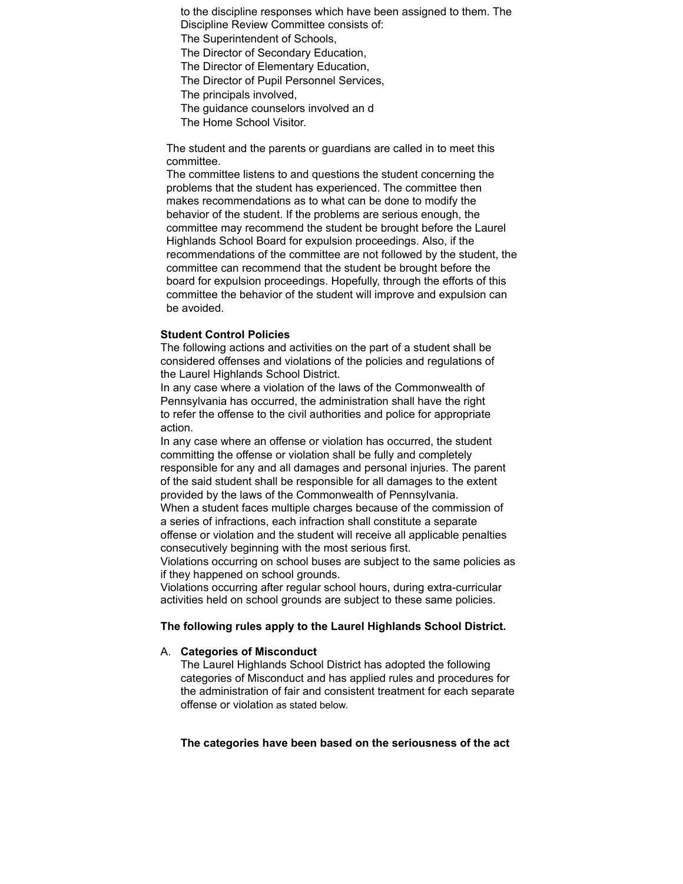to the discipline responses which have been assigned to them. The Discipline Review Committee consists of:

The Superintendent of Schools,
The Director of Secondary Education,
The Director of Elementary Education,
The Director of Pupil Personnel Services,
The principals involved,
The guidance counselors involved an d
The Home School Visitor.

The student and the parents or guardians are called in to meet this committee.

The committee listens to and questions the student concerning the problems that the student has experienced. The committee then makes recommendations as to what can be done to modify the behavior of the student. If the problems are serious enough, the committee may recommend the student be brought before the Laurel Highlands School Board for expulsion proceedings. Also, if the recommendations of the committee are not followed by the student, the committee can recommend that the student be brought before the board for expulsion proceedings. Hopefully, through the efforts of this committee the behavior of the student will improve and expulsion can be avoided.

**Student Control Policies**

The following actions and activities on the part of a student shall be considered offenses and violations of the policies and regulations of the Laurel Highlands School District.

In any case where a violation of the laws of the Commonwealth of Pennsylvania has occurred, the administration shall have the right to refer the offense to the civil authorities and police for appropriate action.

In any case where an offense or violation has occurred, the student committing the offense or violation shall be fully and completely responsible for any and all damages and personal injuries. The parent of the said student shall be responsible for all damages to the extent provided by the laws of the Commonwealth of Pennsylvania.

When a student faces multiple charges because of the commission of a series of infractions, each infraction shall constitute a separate offense or violation and the student will receive all applicable penalties consecutively beginning with the most serious first.

Violations occurring on school buses are subject to the same policies as if they happened on school grounds.

Violations occurring after regular school hours, during extra-curricular activities held on school grounds are subject to these same policies.

**The following rules apply to the Laurel Highlands School District.**

A. **Categories of Misconduct**

The Laurel Highlands School District has adopted the following categories of Misconduct and has applied rules and procedures for the administration of fair and consistent treatment for each separate offense or violation as stated below.

**The categories have been based on the seriousness of the act**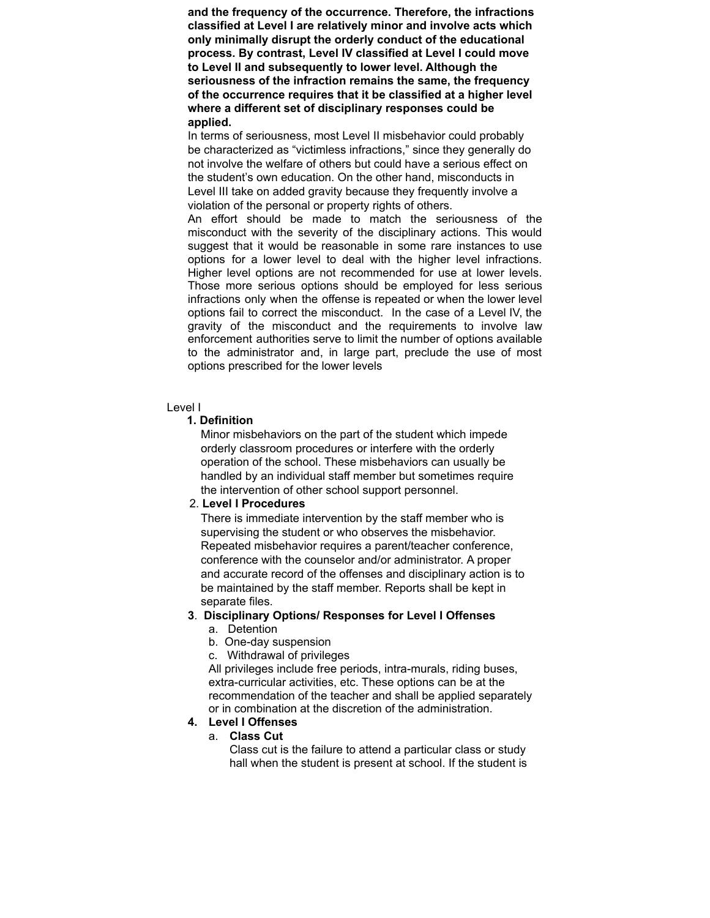**and the frequency of the occurrence. Therefore, the infractions classified at Level I are relatively minor and involve acts which only minimally disrupt the orderly conduct of the educational process. By contrast, Level IV classified at Level I could move to Level II and subsequently to lower level. Although the seriousness of the infraction remains the same, the frequency of the occurrence requires that it be classified at a higher level where a different set of disciplinary responses could be applied.**

In terms of seriousness, most Level II misbehavior could probably be characterized as "victimless infractions," since they generally do not involve the welfare of others but could have a serious effect on the student's own education. On the other hand, misconducts in Level III take on added gravity because they frequently involve a violation of the personal or property rights of others.

An effort should be made to match the seriousness of the misconduct with the severity of the disciplinary actions. This would suggest that it would be reasonable in some rare instances to use options for a lower level to deal with the higher level infractions. Higher level options are not recommended for use at lower levels. Those more serious options should be employed for less serious infractions only when the offense is repeated or when the lower level options fail to correct the misconduct. In the case of a Level IV, the gravity of the misconduct and the requirements to involve law enforcement authorities serve to limit the number of options available to the administrator and, in large part, preclude the use of most options prescribed for the lower levels

Level I

**1. Definition**

Minor misbehaviors on the part of the student which impede orderly classroom procedures or interfere with the orderly operation of the school. These misbehaviors can usually be handled by an individual staff member but sometimes require the intervention of other school support personnel.

2. **Level I Procedures**

There is immediate intervention by the staff member who is supervising the student or who observes the misbehavior. Repeated misbehavior requires a parent/teacher conference, conference with the counselor and/or administrator. A proper and accurate record of the offenses and disciplinary action is to be maintained by the staff member. Reports shall be kept in separate files.

**3**. **Disciplinary Options/ Responses for Level I Offenses**

a. Detention
b. One-day suspension
c. Withdrawal of privileges

All privileges include free periods, intra-murals, riding buses, extra-curricular activities, etc. These options can be at the recommendation of the teacher and shall be applied separately or in combination at the discretion of the administration.

**4. Level I Offenses**

a. **Class Cut**

Class cut is the failure to attend a particular class or study hall when the student is present at school. If the student is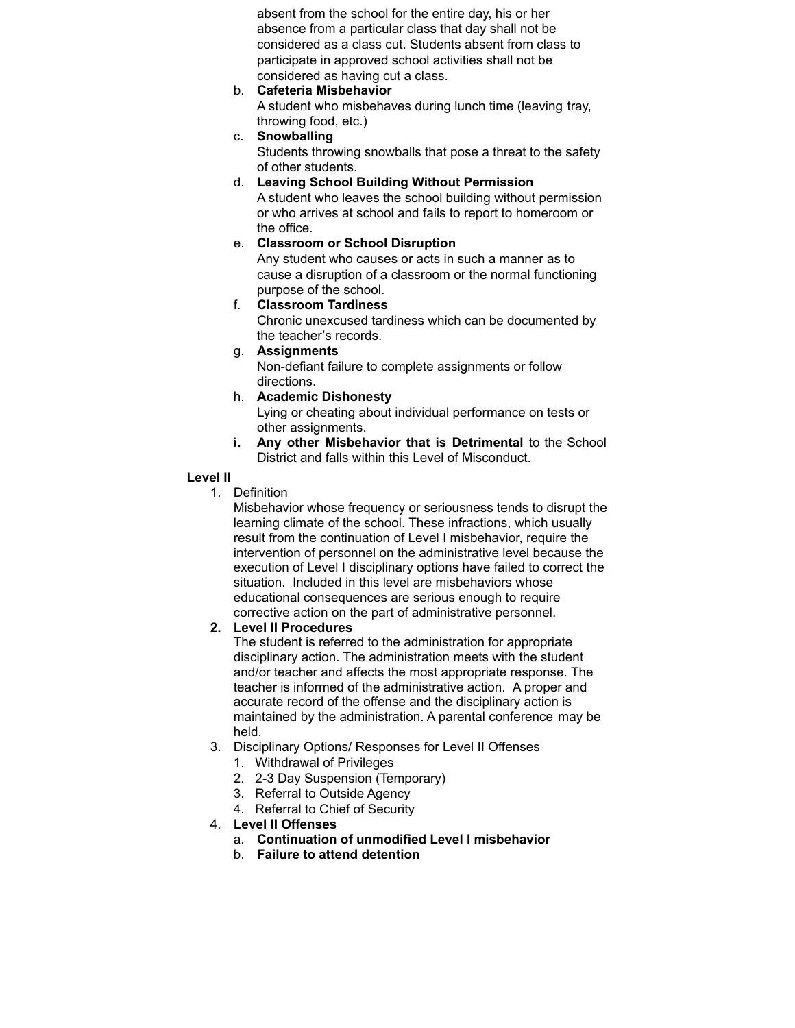absent from the school for the entire day, his or her absence from a particular class that day shall not be considered as a class cut. Students absent from class to participate in approved school activities shall not be considered as having cut a class.

b. **Cafeteria Misbehavior**
   A student who misbehaves during lunch time (leaving tray, throwing food, etc.)
c. **Snowballing**
   Students throwing snowballs that pose a threat to the safety of other students.
d. **Leaving School Building Without Permission**
   A student who leaves the school building without permission or who arrives at school and fails to report to homeroom or the office.
e. **Classroom or School Disruption**
   Any student who causes or acts in such a manner as to cause a disruption of a classroom or the normal functioning purpose of the school.
f. **Classroom Tardiness**
   Chronic unexcused tardiness which can be documented by the teacher's records.
g. **Assignments**
   Non-defiant failure to complete assignments or follow directions.
h. **Academic Dishonesty**
   Lying or cheating about individual performance on tests or other assignments.
i. **Any other Misbehavior that is Detrimental** to the School District and falls within this Level of Misconduct.

**Level II**

1. Definition
   Misbehavior whose frequency or seriousness tends to disrupt the learning climate of the school. These infractions, which usually result from the continuation of Level I misbehavior, require the intervention of personnel on the administrative level because the execution of Level I disciplinary options have failed to correct the situation. Included in this level are misbehaviors whose educational consequences are serious enough to require corrective action on the part of administrative personnel.
2. **Level II Procedures**
   The student is referred to the administration for appropriate disciplinary action. The administration meets with the student and/or teacher and affects the most appropriate response. The teacher is informed of the administrative action. A proper and accurate record of the offense and the disciplinary action is maintained by the administration. A parental conference may be held.
3. Disciplinary Options/ Responses for Level II Offenses
   1. Withdrawal of Privileges
   2. 2-3 Day Suspension (Temporary)
   3. Referral to Outside Agency
   4. Referral to Chief of Security
4. **Level II Offenses**
   a. **Continuation of unmodified Level I misbehavior**
   b. **Failure to attend detention**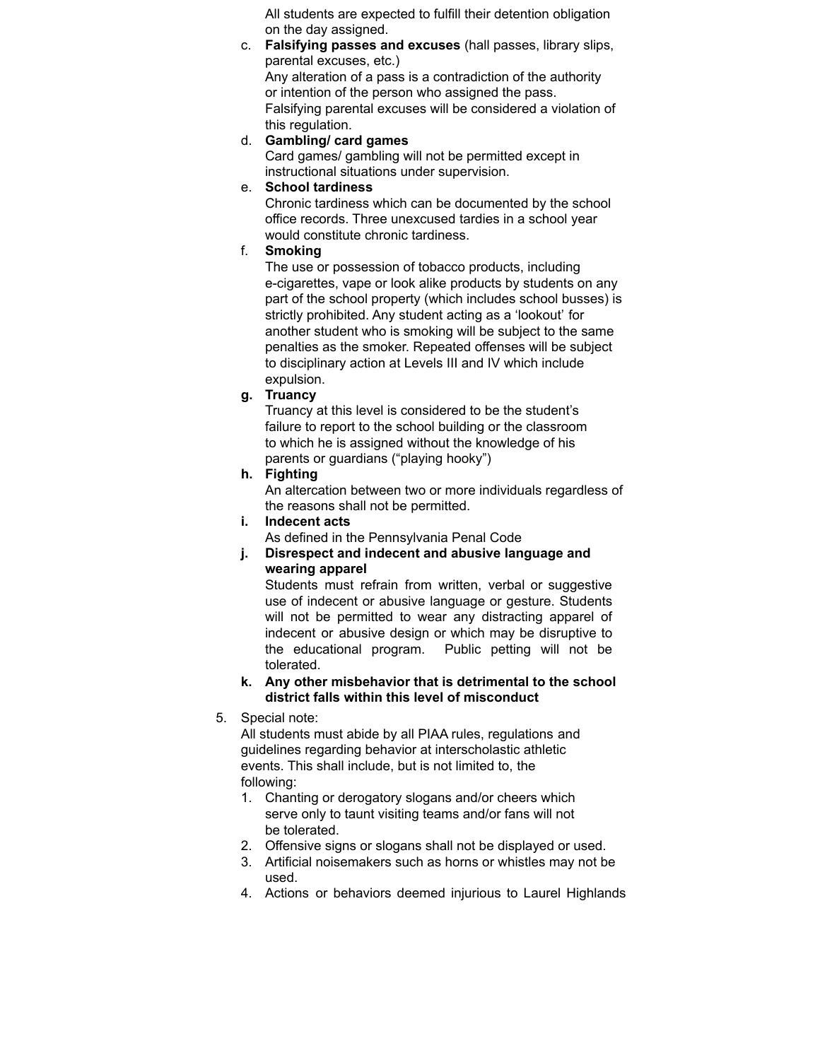All students are expected to fulfill their detention obligation on the day assigned.

c. **Falsifying passes and excuses** (hall passes, library slips, parental excuses, etc.)
   Any alteration of a pass is a contradiction of the authority or intention of the person who assigned the pass. Falsifying parental excuses will be considered a violation of this regulation.

d. **Gambling/ card games**
   Card games/ gambling will not be permitted except in instructional situations under supervision.

e. **School tardiness**
   Chronic tardiness which can be documented by the school office records. Three unexcused tardies in a school year would constitute chronic tardiness.

f. **Smoking**
   The use or possession of tobacco products, including e-cigarettes, vape or look alike products by students on any part of the school property (which includes school busses) is strictly prohibited. Any student acting as a 'lookout' for another student who is smoking will be subject to the same penalties as the smoker. Repeated offenses will be subject to disciplinary action at Levels III and IV which include expulsion.

**g. Truancy**
   Truancy at this level is considered to be the student's failure to report to the school building or the classroom to which he is assigned without the knowledge of his parents or guardians ("playing hooky")

**h. Fighting**
   An altercation between two or more individuals regardless of the reasons shall not be permitted.

**i. Indecent acts**
   As defined in the Pennsylvania Penal Code

**j. Disrespect and indecent and abusive language and wearing apparel**
   Students must refrain from written, verbal or suggestive use of indecent or abusive language or gesture. Students will not be permitted to wear any distracting apparel of indecent or abusive design or which may be disruptive to the educational program. Public petting will not be tolerated.

**k. Any other misbehavior that is detrimental to the school district falls within this level of misconduct**

5. Special note:
   All students must abide by all PIAA rules, regulations and guidelines regarding behavior at interscholastic athletic events. This shall include, but is not limited to, the following:
   1. Chanting or derogatory slogans and/or cheers which serve only to taunt visiting teams and/or fans will not be tolerated.
   2. Offensive signs or slogans shall not be displayed or used.
   3. Artificial noisemakers such as horns or whistles may not be used.
   4. Actions or behaviors deemed injurious to Laurel Highlands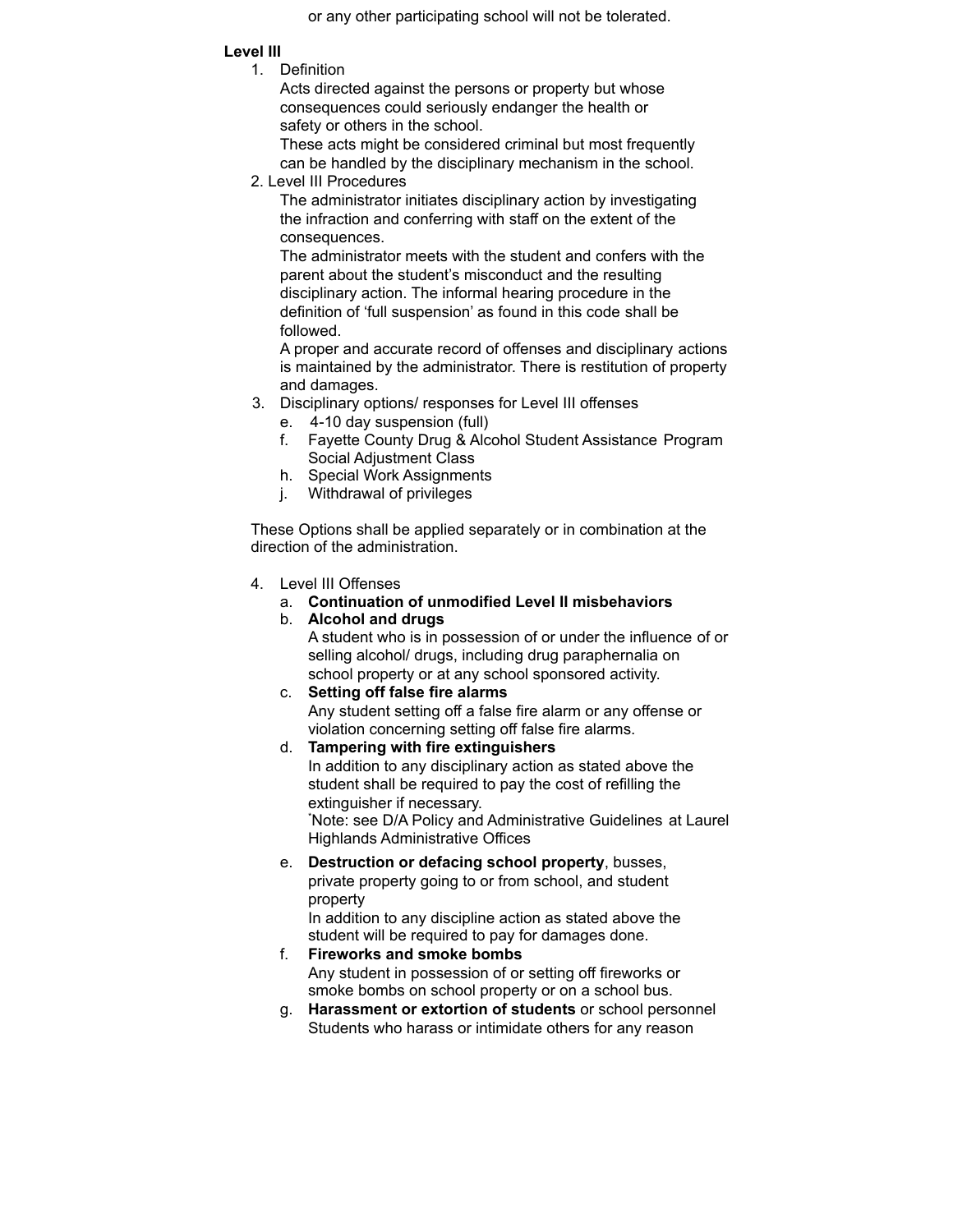or any other participating school will not be tolerated.

**Level III**

1. Definition

   Acts directed against the persons or property but whose consequences could seriously endanger the health or safety or others in the school.

   These acts might be considered criminal but most frequently can be handled by the disciplinary mechanism in the school.

2. Level III Procedures

   The administrator initiates disciplinary action by investigating the infraction and conferring with staff on the extent of the consequences.

   The administrator meets with the student and confers with the parent about the student's misconduct and the resulting disciplinary action. The informal hearing procedure in the definition of 'full suspension' as found in this code shall be followed.

   A proper and accurate record of offenses and disciplinary actions is maintained by the administrator. There is restitution of property and damages.

3. Disciplinary options/ responses for Level III offenses

   e. 4-10 day suspension (full)
   f. Fayette County Drug & Alcohol Student Assistance Program Social Adjustment Class
   h. Special Work Assignments
   j. Withdrawal of privileges

These Options shall be applied separately or in combination at the direction of the administration.

4. Level III Offenses

   a. **Continuation of unmodified Level II misbehaviors**

   b. **Alcohol and drugs**

      A student who is in possession of or under the influence of or selling alcohol/ drugs, including drug paraphernalia on school property or at any school sponsored activity.

   c. **Setting off false fire alarms**

      Any student setting off a false fire alarm or any offense or violation concerning setting off false fire alarms.

   d. **Tampering with fire extinguishers**

      In addition to any disciplinary action as stated above the student shall be required to pay the cost of refilling the extinguisher if necessary.

      *Note: see D/A Policy and Administrative Guidelines at Laurel Highlands Administrative Offices

   e. **Destruction or defacing school property**, busses, private property going to or from school, and student property

      In addition to any discipline action as stated above the student will be required to pay for damages done.

   f. **Fireworks and smoke bombs**

      Any student in possession of or setting off fireworks or smoke bombs on school property or on a school bus.

   g. **Harassment or extortion of students** or school personnel

      Students who harass or intimidate others for any reason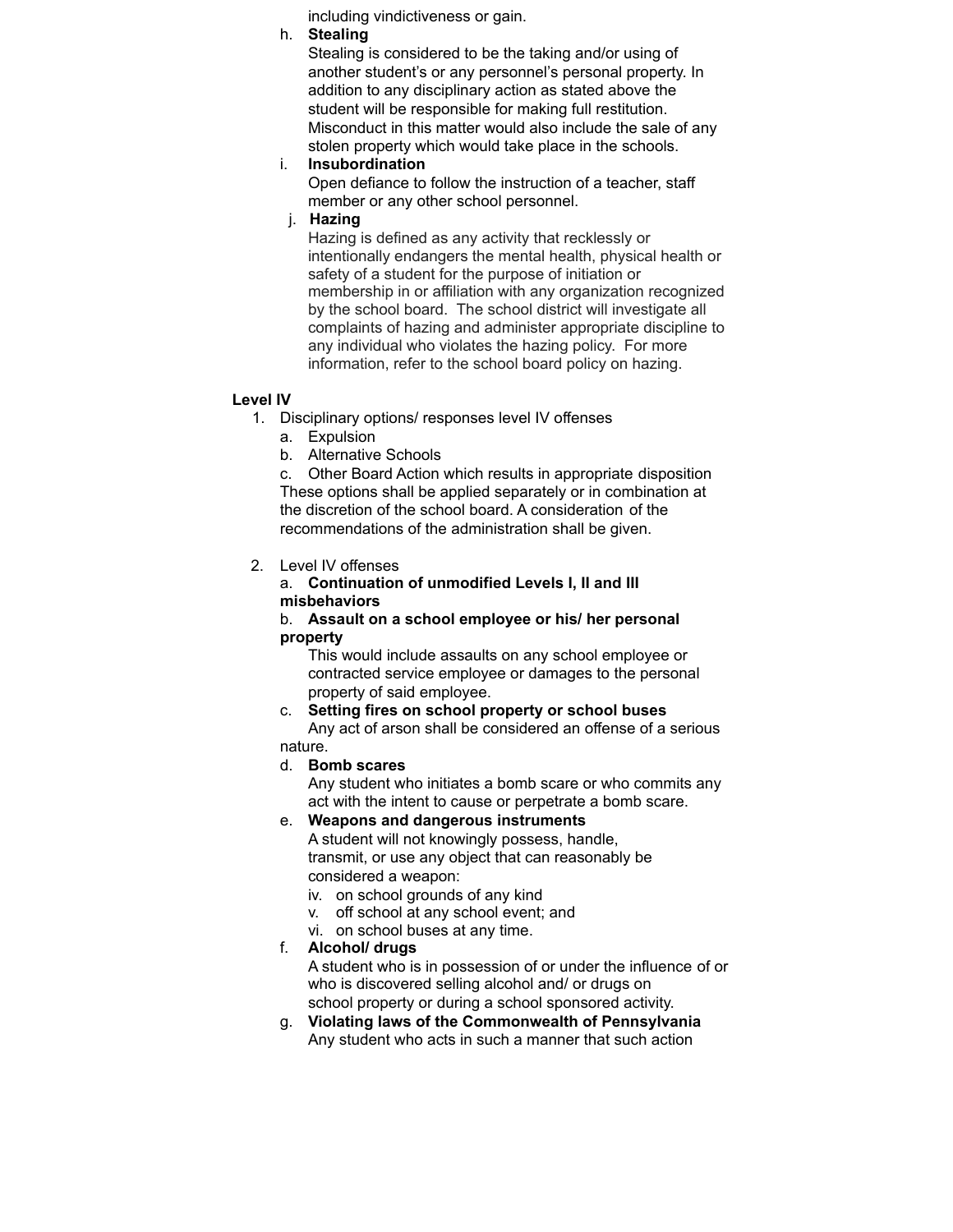including vindictiveness or gain.

h. **Stealing**

Stealing is considered to be the taking and/or using of another student's or any personnel's personal property. In addition to any disciplinary action as stated above the student will be responsible for making full restitution. Misconduct in this matter would also include the sale of any stolen property which would take place in the schools.

i. **Insubordination**

Open defiance to follow the instruction of a teacher, staff member or any other school personnel.

j. **Hazing**

Hazing is defined as any activity that recklessly or intentionally endangers the mental health, physical health or safety of a student for the purpose of initiation or membership in or affiliation with any organization recognized by the school board. The school district will investigate all complaints of hazing and administer appropriate discipline to any individual who violates the hazing policy. For more information, refer to the school board policy on hazing.

**Level IV**

1. Disciplinary options/ responses level IV offenses
   a. Expulsion
   b. Alternative Schools
   c. Other Board Action which results in appropriate disposition

   These options shall be applied separately or in combination at the discretion of the school board. A consideration of the recommendations of the administration shall be given.

2. Level IV offenses

   a. **Continuation of unmodified Levels I, II and III misbehaviors**

   b. **Assault on a school employee or his/ her personal property**

   This would include assaults on any school employee or contracted service employee or damages to the personal property of said employee.

   c. **Setting fires on school property or school buses**

   Any act of arson shall be considered an offense of a serious nature.

   d. **Bomb scares**

   Any student who initiates a bomb scare or who commits any act with the intent to cause or perpetrate a bomb scare.

   e. **Weapons and dangerous instruments**

   A student will not knowingly possess, handle, transmit, or use any object that can reasonably be considered a weapon:

   iv. on school grounds of any kind
   v. off school at any school event; and
   vi. on school buses at any time.

   f. **Alcohol/ drugs**

   A student who is in possession of or under the influence of or who is discovered selling alcohol and/ or drugs on school property or during a school sponsored activity.

   g. **Violating laws of the Commonwealth of Pennsylvania**

   Any student who acts in such a manner that such action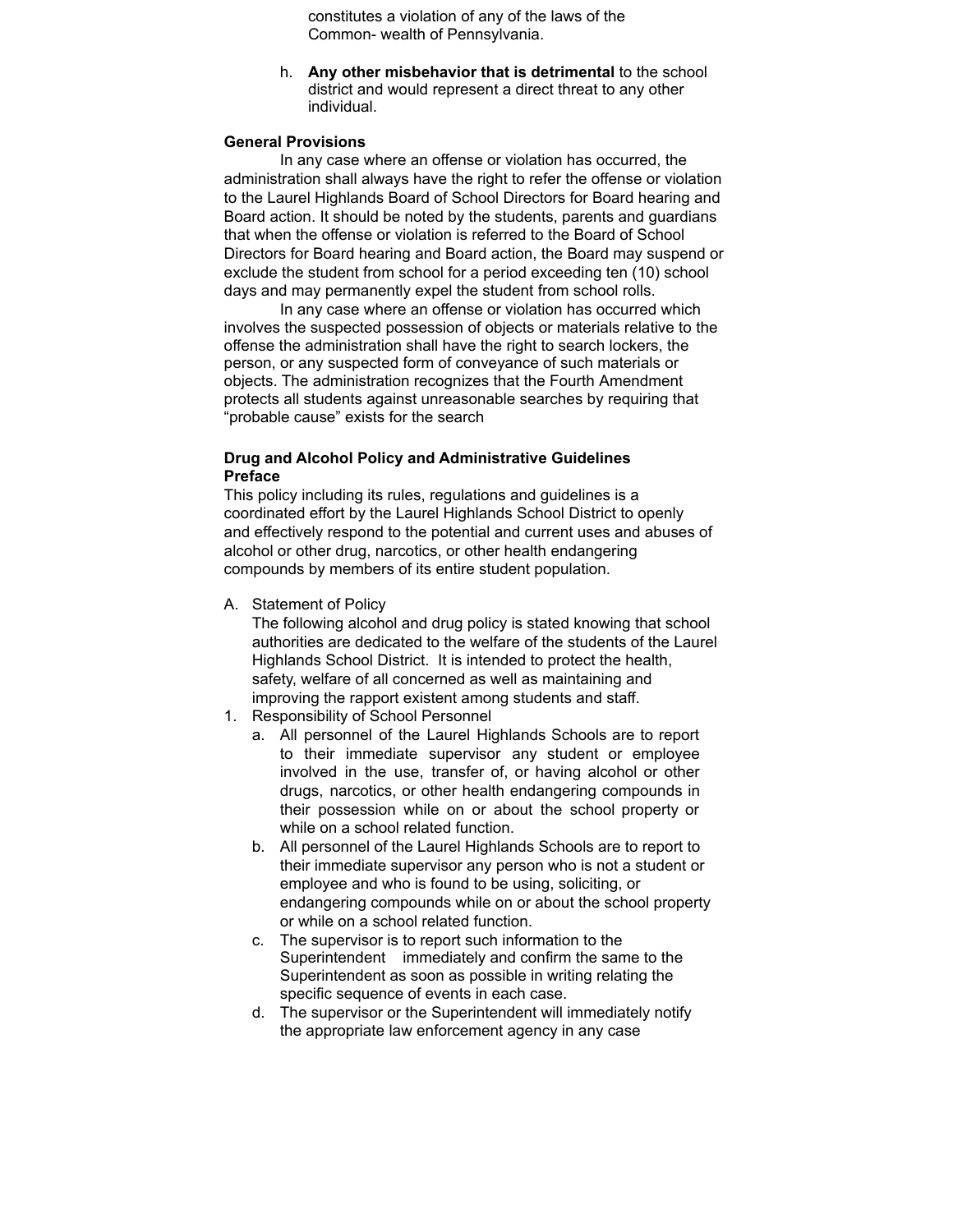constitutes a violation of any of the laws of the Common- wealth of Pennsylvania.

h. **Any other misbehavior that is detrimental** to the school district and would represent a direct threat to any other individual.

**General Provisions**

In any case where an offense or violation has occurred, the administration shall always have the right to refer the offense or violation to the Laurel Highlands Board of School Directors for Board hearing and Board action. It should be noted by the students, parents and guardians that when the offense or violation is referred to the Board of School Directors for Board hearing and Board action, the Board may suspend or exclude the student from school for a period exceeding ten (10) school days and may permanently expel the student from school rolls.

In any case where an offense or violation has occurred which involves the suspected possession of objects or materials relative to the offense the administration shall have the right to search lockers, the person, or any suspected form of conveyance of such materials or objects. The administration recognizes that the Fourth Amendment protects all students against unreasonable searches by requiring that "probable cause" exists for the search

**Drug and Alcohol Policy and Administrative Guidelines**
**Preface**

This policy including its rules, regulations and guidelines is a coordinated effort by the Laurel Highlands School District to openly and effectively respond to the potential and current uses and abuses of alcohol or other drug, narcotics, or other health endangering compounds by members of its entire student population.

A. Statement of Policy
   The following alcohol and drug policy is stated knowing that school authorities are dedicated to the welfare of the students of the Laurel Highlands School District. It is intended to protect the health, safety, welfare of all concerned as well as maintaining and improving the rapport existent among students and staff.

1. Responsibility of School Personnel
   a. All personnel of the Laurel Highlands Schools are to report to their immediate supervisor any student or employee involved in the use, transfer of, or having alcohol or other drugs, narcotics, or other health endangering compounds in their possession while on or about the school property or while on a school related function.
   b. All personnel of the Laurel Highlands Schools are to report to their immediate supervisor any person who is not a student or employee and who is found to be using, soliciting, or endangering compounds while on or about the school property or while on a school related function.
   c. The supervisor is to report such information to the Superintendent immediately and confirm the same to the Superintendent as soon as possible in writing relating the specific sequence of events in each case.
   d. The supervisor or the Superintendent will immediately notify the appropriate law enforcement agency in any case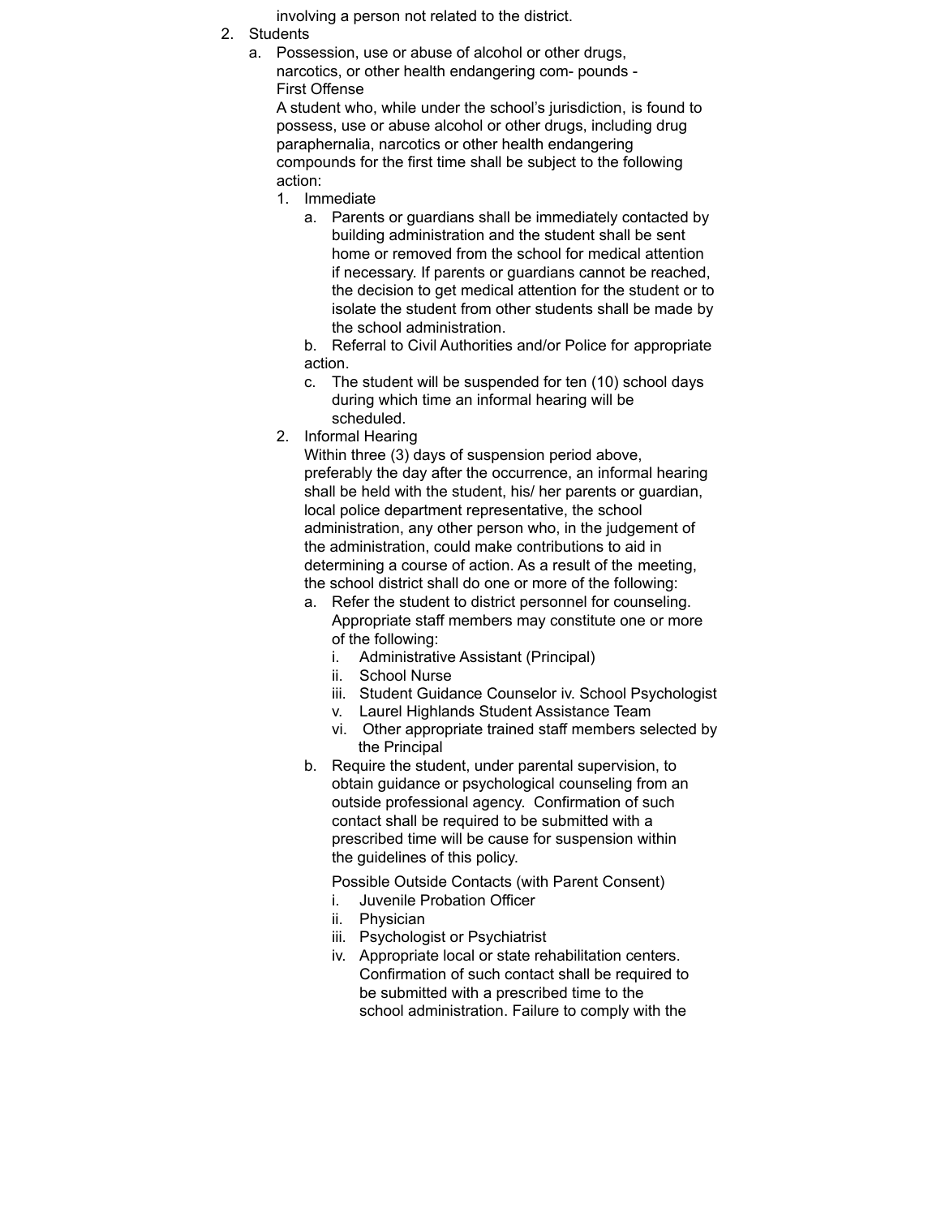involving a person not related to the district.

2. Students
   a. Possession, use or abuse of alcohol or other drugs, narcotics, or other health endangering com- pounds - First Offense

      A student who, while under the school's jurisdiction, is found to possess, use or abuse alcohol or other drugs, including drug paraphernalia, narcotics or other health endangering compounds for the first time shall be subject to the following action:

      1. Immediate
         a. Parents or guardians shall be immediately contacted by building administration and the student shall be sent home or removed from the school for medical attention if necessary. If parents or guardians cannot be reached, the decision to get medical attention for the student or to isolate the student from other students shall be made by the school administration.
         b. Referral to Civil Authorities and/or Police for appropriate action.
         c. The student will be suspended for ten (10) school days during which time an informal hearing will be scheduled.
      2. Informal Hearing

         Within three (3) days of suspension period above, preferably the day after the occurrence, an informal hearing shall be held with the student, his/ her parents or guardian, local police department representative, the school administration, any other person who, in the judgement of the administration, could make contributions to aid in determining a course of action. As a result of the meeting, the school district shall do one or more of the following:

         a. Refer the student to district personnel for counseling. Appropriate staff members may constitute one or more of the following:
            i. Administrative Assistant (Principal)
            ii. School Nurse
            iii. Student Guidance Counselor iv. School Psychologist
            v. Laurel Highlands Student Assistance Team
            vi. Other appropriate trained staff members selected by the Principal
         b. Require the student, under parental supervision, to obtain guidance or psychological counseling from an outside professional agency. Confirmation of such contact shall be required to be submitted with a prescribed time will be cause for suspension within the guidelines of this policy.

            Possible Outside Contacts (with Parent Consent)
            i. Juvenile Probation Officer
            ii. Physician
            iii. Psychologist or Psychiatrist
            iv. Appropriate local or state rehabilitation centers. Confirmation of such contact shall be required to be submitted with a prescribed time to the school administration. Failure to comply with the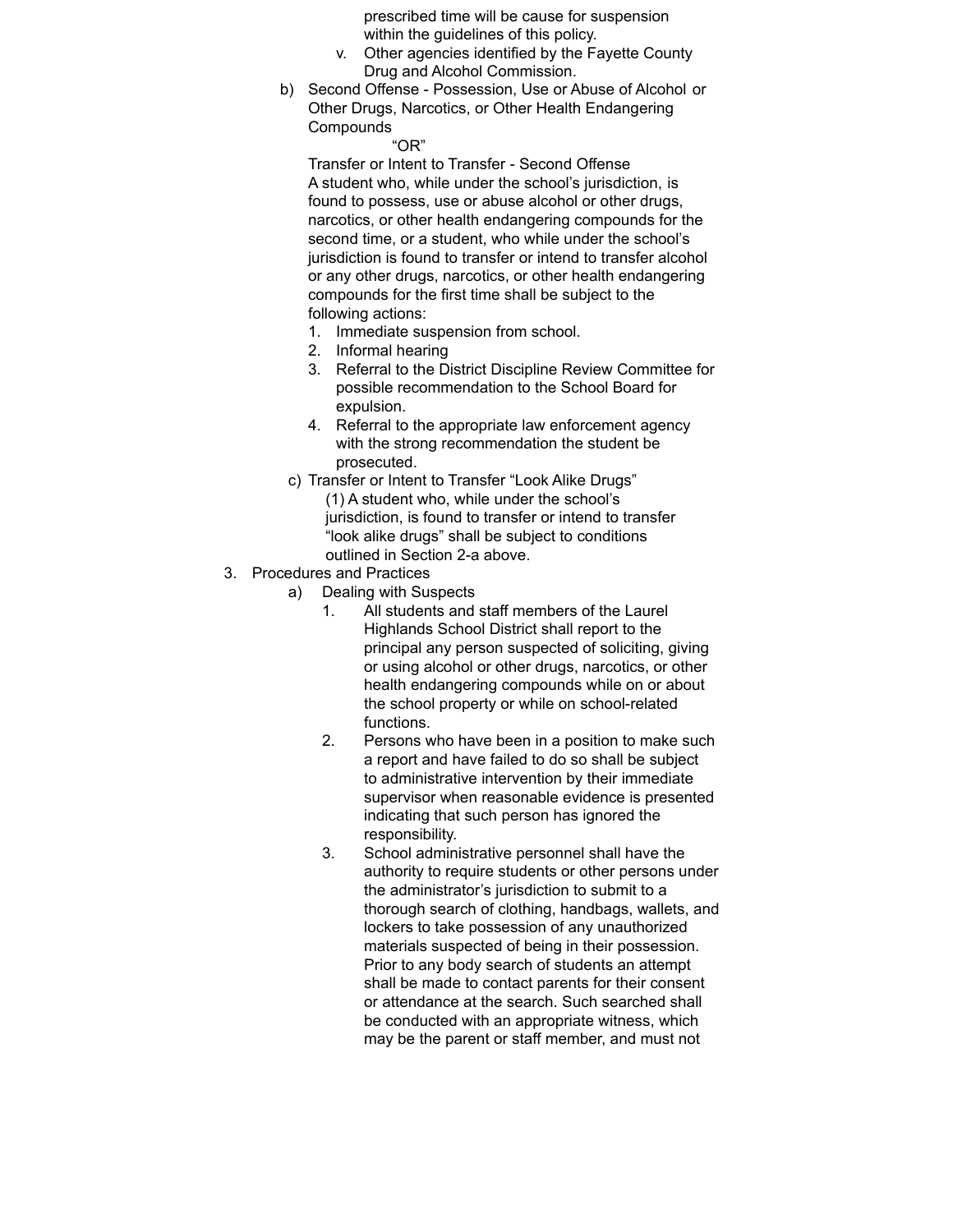prescribed time will be cause for suspension within the guidelines of this policy.

    v. Other agencies identified by the Fayette County Drug and Alcohol Commission.

b) Second Offense - Possession, Use or Abuse of Alcohol or Other Drugs, Narcotics, or Other Health Endangering Compounds

“OR”

Transfer or Intent to Transfer - Second Offense

A student who, while under the school’s jurisdiction, is found to possess, use or abuse alcohol or other drugs, narcotics, or other health endangering compounds for the second time, or a student, who while under the school’s jurisdiction is found to transfer or intend to transfer alcohol or any other drugs, narcotics, or other health endangering compounds for the first time shall be subject to the following actions:

1. Immediate suspension from school.
2. Informal hearing
3. Referral to the District Discipline Review Committee for possible recommendation to the School Board for expulsion.
4. Referral to the appropriate law enforcement agency with the strong recommendation the student be prosecuted.

c) Transfer or Intent to Transfer “Look Alike Drugs”

(1) A student who, while under the school’s jurisdiction, is found to transfer or intend to transfer “look alike drugs” shall be subject to conditions outlined in Section 2-a above.

3. Procedures and Practices

    a) Dealing with Suspects

    1. All students and staff members of the Laurel Highlands School District shall report to the principal any person suspected of soliciting, giving or using alcohol or other drugs, narcotics, or other health endangering compounds while on or about the school property or while on school-related functions.
    2. Persons who have been in a position to make such a report and have failed to do so shall be subject to administrative intervention by their immediate supervisor when reasonable evidence is presented indicating that such person has ignored the responsibility.
    3. School administrative personnel shall have the authority to require students or other persons under the administrator’s jurisdiction to submit to a thorough search of clothing, handbags, wallets, and lockers to take possession of any unauthorized materials suspected of being in their possession. Prior to any body search of students an attempt shall be made to contact parents for their consent or attendance at the search. Such searched shall be conducted with an appropriate witness, which may be the parent or staff member, and must not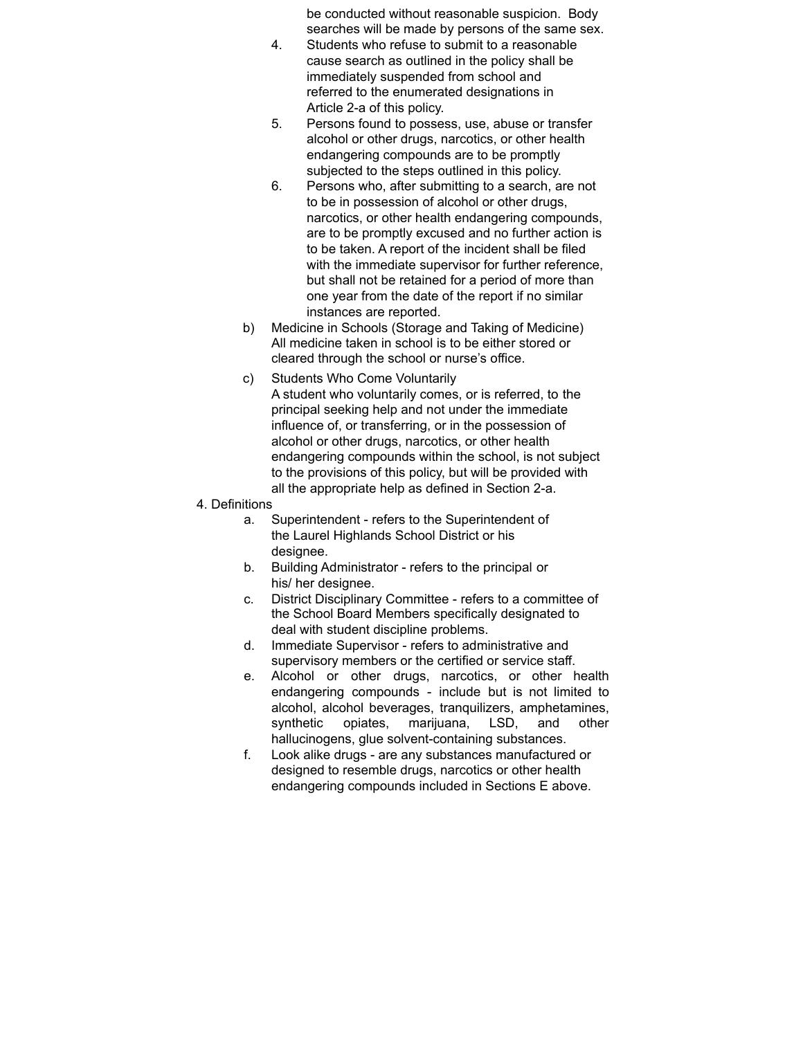be conducted without reasonable suspicion. Body searches will be made by persons of the same sex.

4. Students who refuse to submit to a reasonable cause search as outlined in the policy shall be immediately suspended from school and referred to the enumerated designations in Article 2-a of this policy.
5. Persons found to possess, use, abuse or transfer alcohol or other drugs, narcotics, or other health endangering compounds are to be promptly subjected to the steps outlined in this policy.
6. Persons who, after submitting to a search, are not to be in possession of alcohol or other drugs, narcotics, or other health endangering compounds, are to be promptly excused and no further action is to be taken. A report of the incident shall be filed with the immediate supervisor for further reference, but shall not be retained for a period of more than one year from the date of the report if no similar instances are reported.

b) Medicine in Schools (Storage and Taking of Medicine)
All medicine taken in school is to be either stored or cleared through the school or nurse's office.

c) Students Who Come Voluntarily
A student who voluntarily comes, or is referred, to the principal seeking help and not under the immediate influence of, or transferring, or in the possession of alcohol or other drugs, narcotics, or other health endangering compounds within the school, is not subject to the provisions of this policy, but will be provided with all the appropriate help as defined in Section 2-a.

4. Definitions

a. Superintendent - refers to the Superintendent of the Laurel Highlands School District or his designee.
b. Building Administrator - refers to the principal or his/ her designee.
c. District Disciplinary Committee - refers to a committee of the School Board Members specifically designated to deal with student discipline problems.
d. Immediate Supervisor - refers to administrative and supervisory members or the certified or service staff.
e. Alcohol or other drugs, narcotics, or other health endangering compounds - include but is not limited to alcohol, alcohol beverages, tranquilizers, amphetamines, synthetic opiates, marijuana, LSD, and other hallucinogens, glue solvent-containing substances.
f. Look alike drugs - are any substances manufactured or designed to resemble drugs, narcotics or other health endangering compounds included in Sections E above.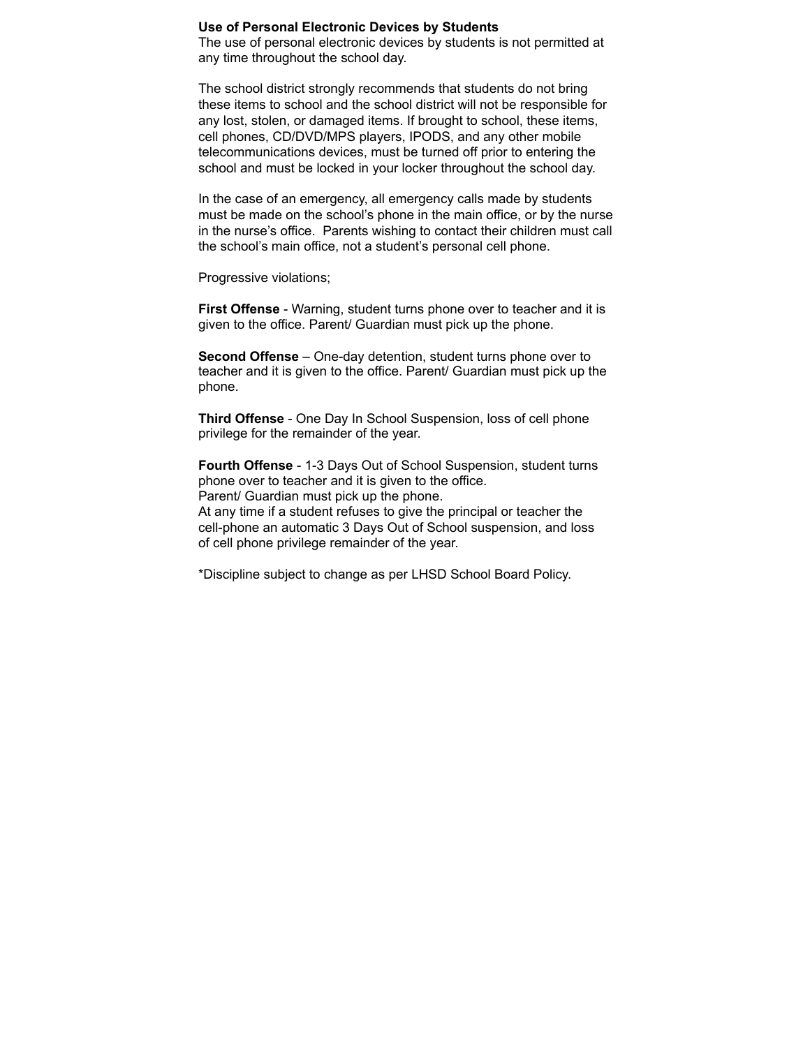**Use of Personal Electronic Devices by Students**
The use of personal electronic devices by students is not permitted at any time throughout the school day.

The school district strongly recommends that students do not bring these items to school and the school district will not be responsible for any lost, stolen, or damaged items. If brought to school, these items, cell phones, CD/DVD/MPS players, IPODS, and any other mobile telecommunications devices, must be turned off prior to entering the school and must be locked in your locker throughout the school day.

In the case of an emergency, all emergency calls made by students must be made on the school's phone in the main office, or by the nurse in the nurse's office. Parents wishing to contact their children must call the school's main office, not a student's personal cell phone.

Progressive violations;

**First Offense** - Warning, student turns phone over to teacher and it is given to the office. Parent/ Guardian must pick up the phone.

**Second Offense** – One-day detention, student turns phone over to teacher and it is given to the office. Parent/ Guardian must pick up the phone.

**Third Offense** - One Day In School Suspension, loss of cell phone privilege for the remainder of the year.

**Fourth Offense** - 1-3 Days Out of School Suspension, student turns phone over to teacher and it is given to the office.
Parent/ Guardian must pick up the phone.
At any time if a student refuses to give the principal or teacher the cell-phone an automatic 3 Days Out of School suspension, and loss of cell phone privilege remainder of the year.

*Discipline subject to change as per LHSD School Board Policy.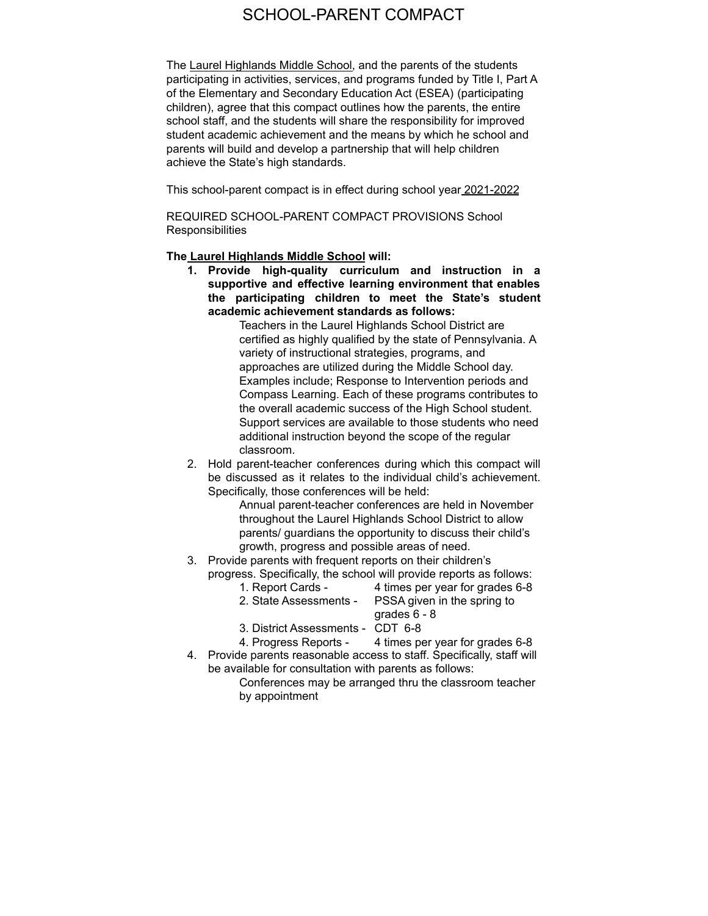# SCHOOL-PARENT COMPACT

The Laurel Highlands Middle School, and the parents of the students participating in activities, services, and programs funded by Title I, Part A of the Elementary and Secondary Education Act (ESEA) (participating children), agree that this compact outlines how the parents, the entire school staff, and the students will share the responsibility for improved student academic achievement and the means by which he school and parents will build and develop a partnership that will help children achieve the State's high standards.

This school-parent compact is in effect during school year 2021-2022

REQUIRED SCHOOL-PARENT COMPACT PROVISIONS School Responsibilities

**The Laurel Highlands Middle School will:**

1. **Provide high-quality curriculum and instruction in a supportive and effective learning environment that enables the participating children to meet the State's student academic achievement standards as follows:**

   Teachers in the Laurel Highlands School District are certified as highly qualified by the state of Pennsylvania. A variety of instructional strategies, programs, and approaches are utilized during the Middle School day. Examples include; Response to Intervention periods and Compass Learning. Each of these programs contributes to the overall academic success of the High School student. Support services are available to those students who need additional instruction beyond the scope of the regular classroom.

2. Hold parent-teacher conferences during which this compact will be discussed as it relates to the individual child's achievement. Specifically, those conferences will be held:

   Annual parent-teacher conferences are held in November throughout the Laurel Highlands School District to allow parents/ guardians the opportunity to discuss their child's growth, progress and possible areas of need.

3. Provide parents with frequent reports on their children's progress. Specifically, the school will provide reports as follows:

   1. Report Cards - 4 times per year for grades 6-8
   2. State Assessments - PSSA given in the spring to grades 6 - 8
   3. District Assessments - CDT 6-8
   4. Progress Reports - 4 times per year for grades 6-8

4. Provide parents reasonable access to staff. Specifically, staff will be available for consultation with parents as follows:

   Conferences may be arranged thru the classroom teacher by appointment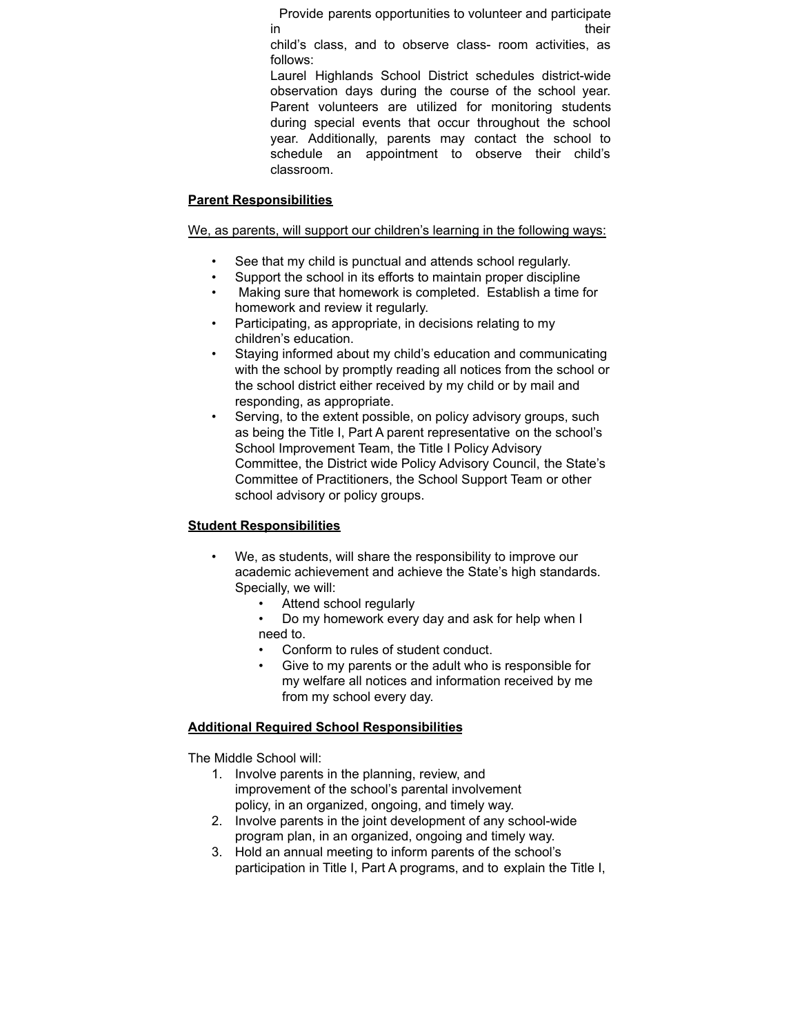Provide parents opportunities to volunteer and participate in their child's class, and to observe class- room activities, as follows:

Laurel Highlands School District schedules district-wide observation days during the course of the school year. Parent volunteers are utilized for monitoring students during special events that occur throughout the school year. Additionally, parents may contact the school to schedule an appointment to observe their child's classroom.

**Parent Responsibilities**

We, as parents, will support our children's learning in the following ways:

- See that my child is punctual and attends school regularly.
- Support the school in its efforts to maintain proper discipline
- Making sure that homework is completed. Establish a time for homework and review it regularly.
- Participating, as appropriate, in decisions relating to my children's education.
- Staying informed about my child's education and communicating with the school by promptly reading all notices from the school or the school district either received by my child or by mail and responding, as appropriate.
- Serving, to the extent possible, on policy advisory groups, such as being the Title I, Part A parent representative on the school's School Improvement Team, the Title I Policy Advisory Committee, the District wide Policy Advisory Council, the State's Committee of Practitioners, the School Support Team or other school advisory or policy groups.

**Student Responsibilities**

- We, as students, will share the responsibility to improve our academic achievement and achieve the State's high standards. Specially, we will:
  - Attend school regularly
  - Do my homework every day and ask for help when I need to.
  - Conform to rules of student conduct.
  - Give to my parents or the adult who is responsible for my welfare all notices and information received by me from my school every day.

**Additional Required School Responsibilities**

The Middle School will:

1. Involve parents in the planning, review, and improvement of the school's parental involvement policy, in an organized, ongoing, and timely way.
2. Involve parents in the joint development of any school-wide program plan, in an organized, ongoing and timely way.
3. Hold an annual meeting to inform parents of the school's participation in Title I, Part A programs, and to explain the Title I,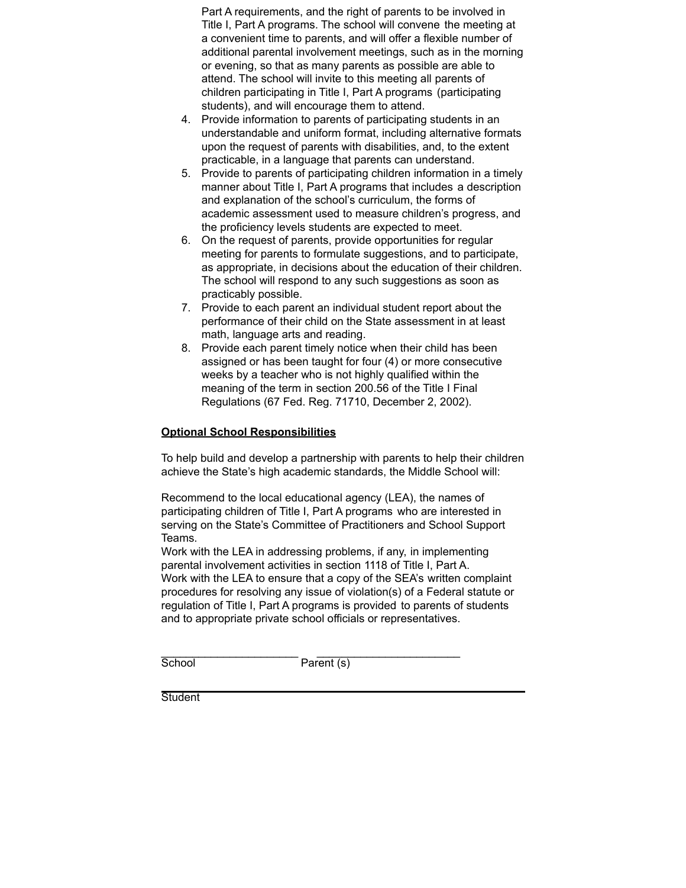Part A requirements, and the right of parents to be involved in Title I, Part A programs. The school will convene the meeting at a convenient time to parents, and will offer a flexible number of additional parental involvement meetings, such as in the morning or evening, so that as many parents as possible are able to attend. The school will invite to this meeting all parents of children participating in Title I, Part A programs (participating students), and will encourage them to attend.

4. Provide information to parents of participating students in an understandable and uniform format, including alternative formats upon the request of parents with disabilities, and, to the extent practicable, in a language that parents can understand.
5. Provide to parents of participating children information in a timely manner about Title I, Part A programs that includes a description and explanation of the school's curriculum, the forms of academic assessment used to measure children's progress, and the proficiency levels students are expected to meet.
6. On the request of parents, provide opportunities for regular meeting for parents to formulate suggestions, and to participate, as appropriate, in decisions about the education of their children. The school will respond to any such suggestions as soon as practicably possible.
7. Provide to each parent an individual student report about the performance of their child on the State assessment in at least math, language arts and reading.
8. Provide each parent timely notice when their child has been assigned or has been taught for four (4) or more consecutive weeks by a teacher who is not highly qualified within the meaning of the term in section 200.56 of the Title I Final Regulations (67 Fed. Reg. 71710, December 2, 2002).

**Optional School Responsibilities**

To help build and develop a partnership with parents to help their children achieve the State's high academic standards, the Middle School will:

Recommend to the local educational agency (LEA), the names of participating children of Title I, Part A programs who are interested in serving on the State's Committee of Practitioners and School Support Teams.
Work with the LEA in addressing problems, if any, in implementing parental involvement activities in section 1118 of Title I, Part A.
Work with the LEA to ensure that a copy of the SEA's written complaint procedures for resolving any issue of violation(s) of a Federal statute or regulation of Title I, Part A programs is provided to parents of students and to appropriate private school officials or representatives.

______________________ ________________________
School Parent (s)

________________________________________________
Student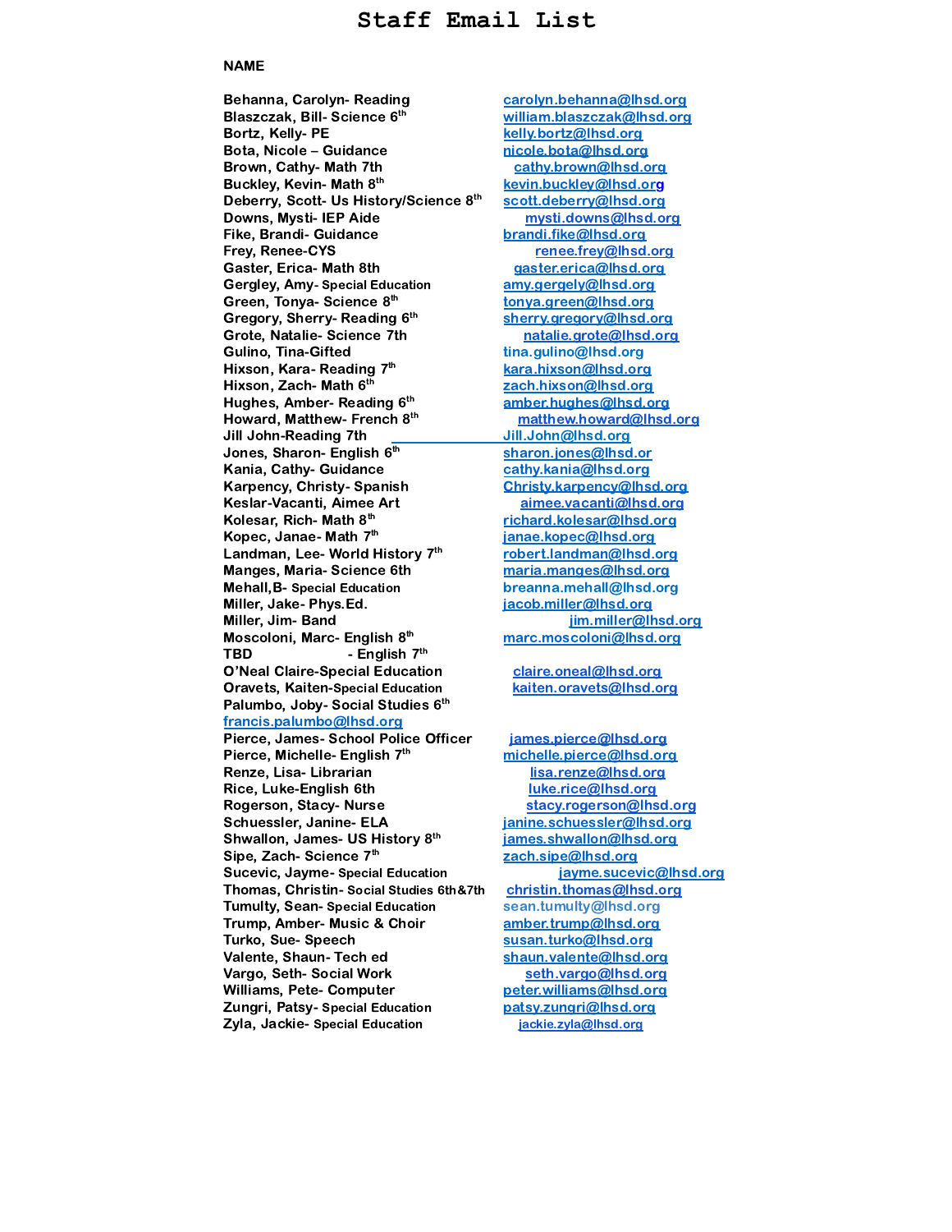# Staff Email List

| NAME | |
|---|---|
| Behanna, Carolyn- Reading | carolyn.behanna@lhsd.org |
| Blaszczak, Bill- Science 6th | william.blaszczak@lhsd.org |
| Bortz, Kelly- PE | kelly.bortz@lhsd.org |
| Bota, Nicole – Guidance | nicole.bota@lhsd.org |
| Brown, Cathy- Math 7th | cathy.brown@lhsd.org |
| Buckley, Kevin- Math 8th | kevin.buckley@lhsd.org |
| Deberry, Scott- Us History/Science 8th | scott.deberry@lhsd.org |
| Downs, Mysti- IEP Aide | mysti.downs@lhsd.org |
| Fike, Brandi- Guidance | brandi.fike@lhsd.org |
| Frey, Renee-CYS | renee.frey@lhsd.org |
| Gaster, Erica- Math 8th | gaster.erica@lhsd.org |
| Gergley, Amy- Special Education | amy.gergely@lhsd.org |
| Green, Tonya- Science 8th | tonya.green@lhsd.org |
| Gregory, Sherry- Reading 6th | sherry.gregory@lhsd.org |
| Grote, Natalie- Science 7th | natalie.grote@lhsd.org |
| Gulino, Tina-Gifted | tina.gulino@lhsd.org |
| Hixson, Kara- Reading 7th | kara.hixson@lhsd.org |
| Hixson, Zach- Math 6th | zach.hixson@lhsd.org |
| Hughes, Amber- Reading 6th | amber.hughes@lhsd.org |
| Howard, Matthew- French 8th | matthew.howard@lhsd.org |
| Jill John-Reading 7th | Jill.John@lhsd.org |
| Jones, Sharon- English 6th | sharon.jones@lhsd.or |
| Kania, Cathy- Guidance | cathy.kania@lhsd.org |
| Karpency, Christy- Spanish | Christy.karpency@lhsd.org |
| Keslar-Vacanti, Aimee Art | aimee.vacanti@lhsd.org |
| Kolesar, Rich- Math 8th | richard.kolesar@lhsd.org |
| Kopec, Janae- Math 7th | janae.kopec@lhsd.org |
| Landman, Lee- World History 7th | robert.landman@lhsd.org |
| Manges, Maria- Science 6th | maria.manges@lhsd.org |
| Mehall,B- Special Education | breanna.mehall@lhsd.org |
| Miller, Jake- Phys.Ed. | jacob.miller@lhsd.org |
| Miller, Jim- Band | jim.miller@lhsd.org |
| Moscoloni, Marc- English 8th | marc.moscoloni@lhsd.org |
| TBD - English 7th | |
| O'Neal Claire-Special Education | claire.oneal@lhsd.org |
| Oravets, Kaiten-Special Education | kaiten.oravets@lhsd.org |
| Palumbo, Joby- Social Studies 6th | francis.palumbo@lhsd.org |
| Pierce, James- School Police Officer | james.pierce@lhsd.org |
| Pierce, Michelle- English 7th | michelle.pierce@lhsd.org |
| Renze, Lisa- Librarian | lisa.renze@lhsd.org |
| Rice, Luke-English 6th | luke.rice@lhsd.org |
| Rogerson, Stacy- Nurse | stacy.rogerson@lhsd.org |
| Schuessler, Janine- ELA | janine.schuessler@lhsd.org |
| Shwallon, James- US History 8th | james.shwallon@lhsd.org |
| Sipe, Zach- Science 7th | zach.sipe@lhsd.org |
| Sucevic, Jayme- Special Education | jayme.sucevic@lhsd.org |
| Thomas, Christin- Social Studies 6th&7th | christin.thomas@lhsd.org |
| Tumulty, Sean- Special Education | sean.tumulty@lhsd.org |
| Trump, Amber- Music & Choir | amber.trump@lhsd.org |
| Turko, Sue- Speech | susan.turko@lhsd.org |
| Valente, Shaun- Tech ed | shaun.valente@lhsd.org |
| Vargo, Seth- Social Work | seth.vargo@lhsd.org |
| Williams, Pete- Computer | peter.williams@lhsd.org |
| Zungri, Patsy- Special Education | patsy.zungri@lhsd.org |
| Zyla, Jackie- Special Education | jackie.zyla@lhsd.org |